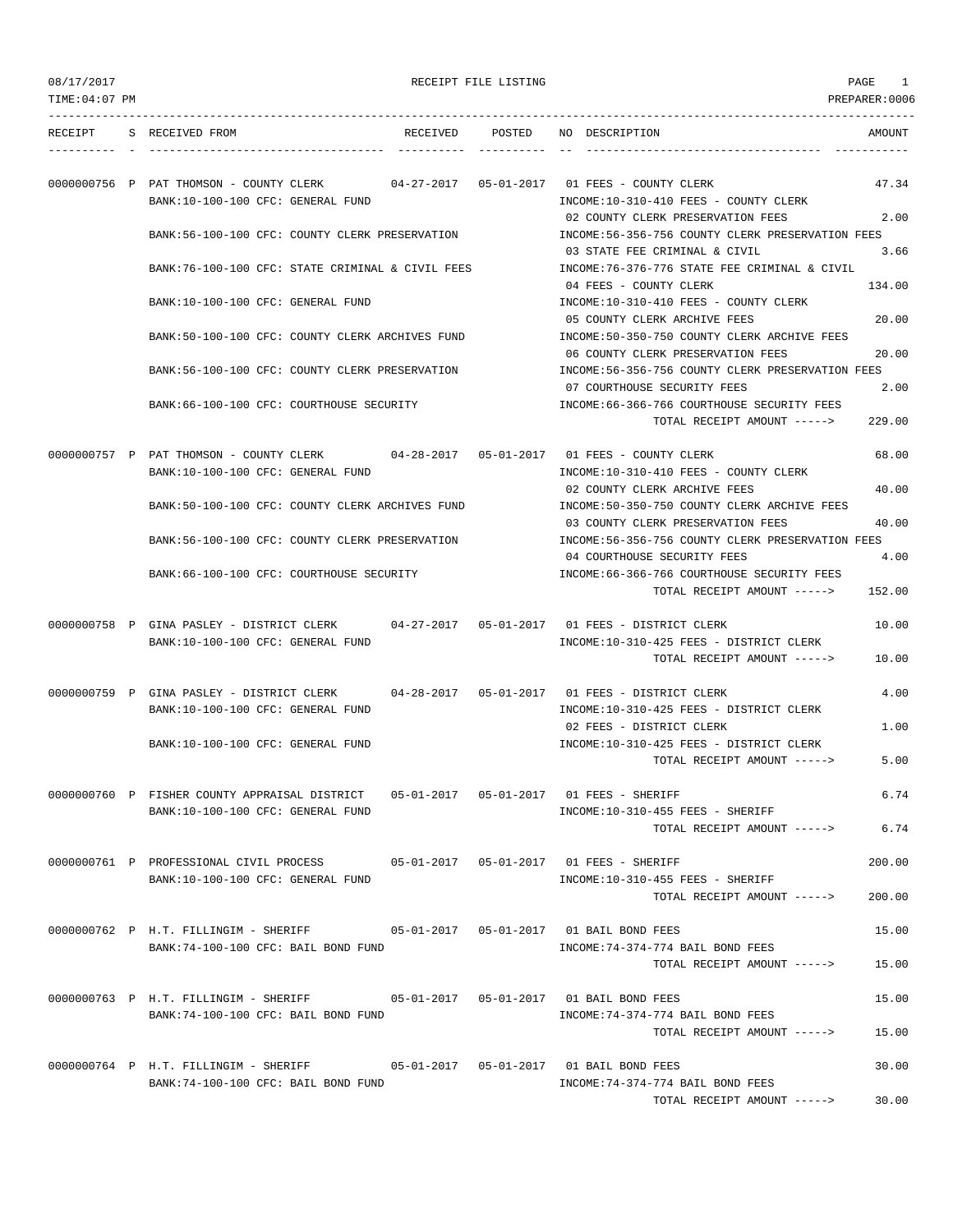08/17/2017 RECEIPT FILE LISTING

TIME:04:07 PM PREPARER:0006

| RECEIPT | S | RECEIVED FROM | RECEIVED | POSTED | NO | DESCRIPTION | AMOUNT |
|---|---|---|---|---|---|---|---|
| 0000000756 | P | PAT THOMSON - COUNTY CLERK | 04-27-2017 | 05-01-2017 | 01 | FEES - COUNTY CLERK | 47.34 |
| | | BANK:10-100-100 CFC: GENERAL FUND | | | | INCOME:10-310-410 FEES - COUNTY CLERK | |
| | | | | | 02 | COUNTY CLERK PRESERVATION FEES | 2.00 |
| | | BANK:56-100-100 CFC: COUNTY CLERK PRESERVATION | | | | INCOME:56-356-756 COUNTY CLERK PRESERVATION FEES | |
| | | | | | 03 | STATE FEE CRIMINAL & CIVIL | 3.66 |
| | | BANK:76-100-100 CFC: STATE CRIMINAL & CIVIL FEES | | | | INCOME:76-376-776 STATE FEE CRIMINAL & CIVIL | |
| | | | | | 04 | FEES - COUNTY CLERK | 134.00 |
| | | BANK:10-100-100 CFC: GENERAL FUND | | | | INCOME:10-310-410 FEES - COUNTY CLERK | |
| | | | | | 05 | COUNTY CLERK ARCHIVE FEES | 20.00 |
| | | BANK:50-100-100 CFC: COUNTY CLERK ARCHIVES FUND | | | | INCOME:50-350-750 COUNTY CLERK ARCHIVE FEES | |
| | | | | | 06 | COUNTY CLERK PRESERVATION FEES | 20.00 |
| | | BANK:56-100-100 CFC: COUNTY CLERK PRESERVATION | | | | INCOME:56-356-756 COUNTY CLERK PRESERVATION FEES | |
| | | | | | 07 | COURTHOUSE SECURITY FEES | 2.00 |
| | | BANK:66-100-100 CFC: COURTHOUSE SECURITY | | | | INCOME:66-366-766 COURTHOUSE SECURITY FEES | |
| | | | | | | TOTAL RECEIPT AMOUNT -----> | 229.00 |
| 0000000757 | P | PAT THOMSON - COUNTY CLERK | 04-28-2017 | 05-01-2017 | 01 | FEES - COUNTY CLERK | 68.00 |
| | | BANK:10-100-100 CFC: GENERAL FUND | | | | INCOME:10-310-410 FEES - COUNTY CLERK | |
| | | | | | 02 | COUNTY CLERK ARCHIVE FEES | 40.00 |
| | | BANK:50-100-100 CFC: COUNTY CLERK ARCHIVES FUND | | | | INCOME:50-350-750 COUNTY CLERK ARCHIVE FEES | |
| | | | | | 03 | COUNTY CLERK PRESERVATION FEES | 40.00 |
| | | BANK:56-100-100 CFC: COUNTY CLERK PRESERVATION | | | | INCOME:56-356-756 COUNTY CLERK PRESERVATION FEES | |
| | | | | | 04 | COURTHOUSE SECURITY FEES | 4.00 |
| | | BANK:66-100-100 CFC: COURTHOUSE SECURITY | | | | INCOME:66-366-766 COURTHOUSE SECURITY FEES | |
| | | | | | | TOTAL RECEIPT AMOUNT -----> | 152.00 |
| 0000000758 | P | GINA PASLEY - DISTRICT CLERK | 04-27-2017 | 05-01-2017 | 01 | FEES - DISTRICT CLERK | 10.00 |
| | | BANK:10-100-100 CFC: GENERAL FUND | | | | INCOME:10-310-425 FEES - DISTRICT CLERK | |
| | | | | | | TOTAL RECEIPT AMOUNT -----> | 10.00 |
| 0000000759 | P | GINA PASLEY - DISTRICT CLERK | 04-28-2017 | 05-01-2017 | 01 | FEES - DISTRICT CLERK | 4.00 |
| | | BANK:10-100-100 CFC: GENERAL FUND | | | | INCOME:10-310-425 FEES - DISTRICT CLERK | |
| | | | | | 02 | FEES - DISTRICT CLERK | 1.00 |
| | | BANK:10-100-100 CFC: GENERAL FUND | | | | INCOME:10-310-425 FEES - DISTRICT CLERK | |
| | | | | | | TOTAL RECEIPT AMOUNT -----> | 5.00 |
| 0000000760 | P | FISHER COUNTY APPRAISAL DISTRICT | 05-01-2017 | 05-01-2017 | 01 | FEES - SHERIFF | 6.74 |
| | | BANK:10-100-100 CFC: GENERAL FUND | | | | INCOME:10-310-455 FEES - SHERIFF | |
| | | | | | | TOTAL RECEIPT AMOUNT -----> | 6.74 |
| 0000000761 | P | PROFESSIONAL CIVIL PROCESS | 05-01-2017 | 05-01-2017 | 01 | FEES - SHERIFF | 200.00 |
| | | BANK:10-100-100 CFC: GENERAL FUND | | | | INCOME:10-310-455 FEES - SHERIFF | |
| | | | | | | TOTAL RECEIPT AMOUNT -----> | 200.00 |
| 0000000762 | P | H.T. FILLINGIM - SHERIFF | 05-01-2017 | 05-01-2017 | 01 | BAIL BOND FEES | 15.00 |
| | | BANK:74-100-100 CFC: BAIL BOND FUND | | | | INCOME:74-374-774 BAIL BOND FEES | |
| | | | | | | TOTAL RECEIPT AMOUNT -----> | 15.00 |
| 0000000763 | P | H.T. FILLINGIM - SHERIFF | 05-01-2017 | 05-01-2017 | 01 | BAIL BOND FEES | 15.00 |
| | | BANK:74-100-100 CFC: BAIL BOND FUND | | | | INCOME:74-374-774 BAIL BOND FEES | |
| | | | | | | TOTAL RECEIPT AMOUNT -----> | 15.00 |
| 0000000764 | P | H.T. FILLINGIM - SHERIFF | 05-01-2017 | 05-01-2017 | 01 | BAIL BOND FEES | 30.00 |
| | | BANK:74-100-100 CFC: BAIL BOND FUND | | | | INCOME:74-374-774 BAIL BOND FEES | |
| | | | | | | TOTAL RECEIPT AMOUNT -----> | 30.00 |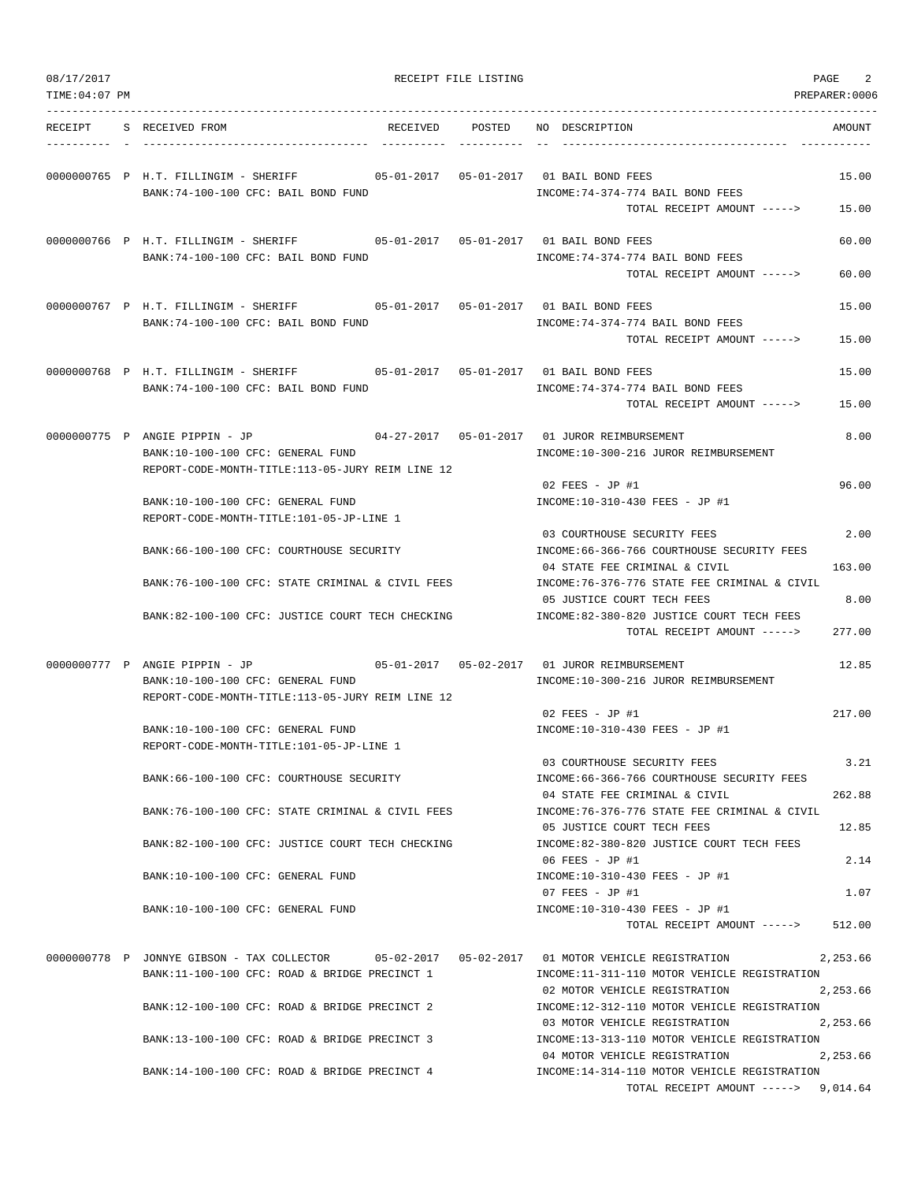RECEIPT FILE LISTING

| RECEIPT | S | RECEIVED FROM | RECEIVED | POSTED | NO | DESCRIPTION | AMOUNT |
|---|---|---|---|---|---|---|---|
| 0000000765 | P | H.T. FILLINGIM - SHERIFF | 05-01-2017 | 05-01-2017 | 01 | BAIL BOND FEES | 15.00 |
| | | BANK:74-100-100 CFC: BAIL BOND FUND | | | | INCOME:74-374-774 BAIL BOND FEES | |
| | | | | | | TOTAL RECEIPT AMOUNT -----> | 15.00 |
| 0000000766 | P | H.T. FILLINGIM - SHERIFF | 05-01-2017 | 05-01-2017 | 01 | BAIL BOND FEES | 60.00 |
| | | BANK:74-100-100 CFC: BAIL BOND FUND | | | | INCOME:74-374-774 BAIL BOND FEES | |
| | | | | | | TOTAL RECEIPT AMOUNT -----> | 60.00 |
| 0000000767 | P | H.T. FILLINGIM - SHERIFF | 05-01-2017 | 05-01-2017 | 01 | BAIL BOND FEES | 15.00 |
| | | BANK:74-100-100 CFC: BAIL BOND FUND | | | | INCOME:74-374-774 BAIL BOND FEES | |
| | | | | | | TOTAL RECEIPT AMOUNT -----> | 15.00 |
| 0000000768 | P | H.T. FILLINGIM - SHERIFF | 05-01-2017 | 05-01-2017 | 01 | BAIL BOND FEES | 15.00 |
| | | BANK:74-100-100 CFC: BAIL BOND FUND | | | | INCOME:74-374-774 BAIL BOND FEES | |
| | | | | | | TOTAL RECEIPT AMOUNT -----> | 15.00 |
| 0000000775 | P | ANGIE PIPPIN - JP | 04-27-2017 | 05-01-2017 | 01 | JUROR REIMBURSEMENT | 8.00 |
| | | BANK:10-100-100 CFC: GENERAL FUND | | | | INCOME:10-300-216 JUROR REIMBURSEMENT | |
| | | REPORT-CODE-MONTH-TITLE:113-05-JURY REIM LINE 12 | | | | | |
| | | | | | 02 | FEES - JP #1 | 96.00 |
| | | BANK:10-100-100 CFC: GENERAL FUND | | | | INCOME:10-310-430 FEES - JP #1 | |
| | | REPORT-CODE-MONTH-TITLE:101-05-JP-LINE 1 | | | | | |
| | | | | | 03 | COURTHOUSE SECURITY FEES | 2.00 |
| | | BANK:66-100-100 CFC: COURTHOUSE SECURITY | | | | INCOME:66-366-766 COURTHOUSE SECURITY FEES | |
| | | | | | 04 | STATE FEE CRIMINAL & CIVIL | 163.00 |
| | | BANK:76-100-100 CFC: STATE CRIMINAL & CIVIL FEES | | | | INCOME:76-376-776 STATE FEE CRIMINAL & CIVIL | |
| | | | | | 05 | JUSTICE COURT TECH FEES | 8.00 |
| | | BANK:82-100-100 CFC: JUSTICE COURT TECH CHECKING | | | | INCOME:82-380-820 JUSTICE COURT TECH FEES | |
| | | | | | | TOTAL RECEIPT AMOUNT -----> | 277.00 |
| 0000000777 | P | ANGIE PIPPIN - JP | 05-01-2017 | 05-02-2017 | 01 | JUROR REIMBURSEMENT | 12.85 |
| | | BANK:10-100-100 CFC: GENERAL FUND | | | | INCOME:10-300-216 JUROR REIMBURSEMENT | |
| | | REPORT-CODE-MONTH-TITLE:113-05-JURY REIM LINE 12 | | | | | |
| | | | | | 02 | FEES - JP #1 | 217.00 |
| | | BANK:10-100-100 CFC: GENERAL FUND | | | | INCOME:10-310-430 FEES - JP #1 | |
| | | REPORT-CODE-MONTH-TITLE:101-05-JP-LINE 1 | | | | | |
| | | | | | 03 | COURTHOUSE SECURITY FEES | 3.21 |
| | | BANK:66-100-100 CFC: COURTHOUSE SECURITY | | | | INCOME:66-366-766 COURTHOUSE SECURITY FEES | |
| | | | | | 04 | STATE FEE CRIMINAL & CIVIL | 262.88 |
| | | BANK:76-100-100 CFC: STATE CRIMINAL & CIVIL FEES | | | | INCOME:76-376-776 STATE FEE CRIMINAL & CIVIL | |
| | | | | | 05 | JUSTICE COURT TECH FEES | 12.85 |
| | | BANK:82-100-100 CFC: JUSTICE COURT TECH CHECKING | | | | INCOME:82-380-820 JUSTICE COURT TECH FEES | |
| | | | | | 06 | FEES - JP #1 | 2.14 |
| | | BANK:10-100-100 CFC: GENERAL FUND | | | | INCOME:10-310-430 FEES - JP #1 | |
| | | | | | 07 | FEES - JP #1 | 1.07 |
| | | BANK:10-100-100 CFC: GENERAL FUND | | | | INCOME:10-310-430 FEES - JP #1 | |
| | | | | | | TOTAL RECEIPT AMOUNT -----> | 512.00 |
| 0000000778 | P | JONNYE GIBSON - TAX COLLECTOR | 05-02-2017 | 05-02-2017 | 01 | MOTOR VEHICLE REGISTRATION | 2,253.66 |
| | | BANK:11-100-100 CFC: ROAD & BRIDGE PRECINCT 1 | | | | INCOME:11-311-110 MOTOR VEHICLE REGISTRATION | |
| | | | | | 02 | MOTOR VEHICLE REGISTRATION | 2,253.66 |
| | | BANK:12-100-100 CFC: ROAD & BRIDGE PRECINCT 2 | | | | INCOME:12-312-110 MOTOR VEHICLE REGISTRATION | |
| | | | | | 03 | MOTOR VEHICLE REGISTRATION | 2,253.66 |
| | | BANK:13-100-100 CFC: ROAD & BRIDGE PRECINCT 3 | | | | INCOME:13-313-110 MOTOR VEHICLE REGISTRATION | |
| | | | | | 04 | MOTOR VEHICLE REGISTRATION | 2,253.66 |
| | | BANK:14-100-100 CFC: ROAD & BRIDGE PRECINCT 4 | | | | INCOME:14-314-110 MOTOR VEHICLE REGISTRATION | |
| | | | | | | TOTAL RECEIPT AMOUNT -----> | 9,014.64 |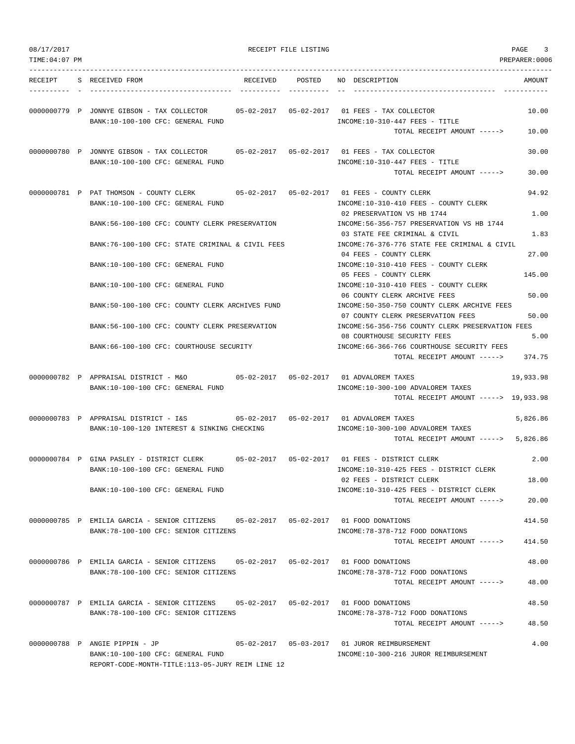08/17/2017 RECEIPT FILE LISTING

TIME:04:07 PM PREPARER:0006

| RECEIPT | S | RECEIVED FROM | RECEIVED | POSTED | NO | DESCRIPTION | AMOUNT |
|---|---|---|---|---|---|---|---|
| 0000000779 | P | JONNYE GIBSON - TAX COLLECTOR | 05-02-2017 | 05-02-2017 | 01 | FEES - TAX COLLECTOR | 10.00 |
| | | BANK:10-100-100 CFC: GENERAL FUND | | | | INCOME:10-310-447 FEES - TITLE | |
| | | | | | | TOTAL RECEIPT AMOUNT -----> | 10.00 |
| 0000000780 | P | JONNYE GIBSON - TAX COLLECTOR | 05-02-2017 | 05-02-2017 | 01 | FEES - TAX COLLECTOR | 30.00 |
| | | BANK:10-100-100 CFC: GENERAL FUND | | | | INCOME:10-310-447 FEES - TITLE | |
| | | | | | | TOTAL RECEIPT AMOUNT -----> | 30.00 |
| 0000000781 | P | PAT THOMSON - COUNTY CLERK | 05-02-2017 | 05-02-2017 | 01 | FEES - COUNTY CLERK | 94.92 |
| | | BANK:10-100-100 CFC: GENERAL FUND | | | | INCOME:10-310-410 FEES - COUNTY CLERK | |
| | | | | | 02 | PRESERVATION VS HB 1744 | 1.00 |
| | | BANK:56-100-100 CFC: COUNTY CLERK PRESERVATION | | | | INCOME:56-356-757 PRESERVATION VS HB 1744 | |
| | | | | | 03 | STATE FEE CRIMINAL & CIVIL | 1.83 |
| | | BANK:76-100-100 CFC: STATE CRIMINAL & CIVIL FEES | | | | INCOME:76-376-776 STATE FEE CRIMINAL & CIVIL | |
| | | | | | 04 | FEES - COUNTY CLERK | 27.00 |
| | | BANK:10-100-100 CFC: GENERAL FUND | | | | INCOME:10-310-410 FEES - COUNTY CLERK | |
| | | | | | 05 | FEES - COUNTY CLERK | 145.00 |
| | | BANK:10-100-100 CFC: GENERAL FUND | | | | INCOME:10-310-410 FEES - COUNTY CLERK | |
| | | | | | 06 | COUNTY CLERK ARCHIVE FEES | 50.00 |
| | | BANK:50-100-100 CFC: COUNTY CLERK ARCHIVES FUND | | | | INCOME:50-350-750 COUNTY CLERK ARCHIVE FEES | |
| | | | | | 07 | COUNTY CLERK PRESERVATION FEES | 50.00 |
| | | BANK:56-100-100 CFC: COUNTY CLERK PRESERVATION | | | | INCOME:56-356-756 COUNTY CLERK PRESERVATION FEES | |
| | | | | | 08 | COURTHOUSE SECURITY FEES | 5.00 |
| | | BANK:66-100-100 CFC: COURTHOUSE SECURITY | | | | INCOME:66-366-766 COURTHOUSE SECURITY FEES | |
| | | | | | | TOTAL RECEIPT AMOUNT -----> | 374.75 |
| 0000000782 | P | APPRAISAL DISTRICT - M&O | 05-02-2017 | 05-02-2017 | 01 | ADVALOREM TAXES | 19,933.98 |
| | | BANK:10-100-100 CFC: GENERAL FUND | | | | INCOME:10-300-100 ADVALOREM TAXES | |
| | | | | | | TOTAL RECEIPT AMOUNT -----> | 19,933.98 |
| 0000000783 | P | APPRAISAL DISTRICT - I&S | 05-02-2017 | 05-02-2017 | 01 | ADVALOREM TAXES | 5,826.86 |
| | | BANK:10-100-120 INTEREST & SINKING CHECKING | | | | INCOME:10-300-100 ADVALOREM TAXES | |
| | | | | | | TOTAL RECEIPT AMOUNT -----> | 5,826.86 |
| 0000000784 | P | GINA PASLEY - DISTRICT CLERK | 05-02-2017 | 05-02-2017 | 01 | FEES - DISTRICT CLERK | 2.00 |
| | | BANK:10-100-100 CFC: GENERAL FUND | | | | INCOME:10-310-425 FEES - DISTRICT CLERK | |
| | | | | | 02 | FEES - DISTRICT CLERK | 18.00 |
| | | BANK:10-100-100 CFC: GENERAL FUND | | | | INCOME:10-310-425 FEES - DISTRICT CLERK | |
| | | | | | | TOTAL RECEIPT AMOUNT -----> | 20.00 |
| 0000000785 | P | EMILIA GARCIA - SENIOR CITIZENS | 05-02-2017 | 05-02-2017 | 01 | FOOD DONATIONS | 414.50 |
| | | BANK:78-100-100 CFC: SENIOR CITIZENS | | | | INCOME:78-378-712 FOOD DONATIONS | |
| | | | | | | TOTAL RECEIPT AMOUNT -----> | 414.50 |
| 0000000786 | P | EMILIA GARCIA - SENIOR CITIZENS | 05-02-2017 | 05-02-2017 | 01 | FOOD DONATIONS | 48.00 |
| | | BANK:78-100-100 CFC: SENIOR CITIZENS | | | | INCOME:78-378-712 FOOD DONATIONS | |
| | | | | | | TOTAL RECEIPT AMOUNT -----> | 48.00 |
| 0000000787 | P | EMILIA GARCIA - SENIOR CITIZENS | 05-02-2017 | 05-02-2017 | 01 | FOOD DONATIONS | 48.50 |
| | | BANK:78-100-100 CFC: SENIOR CITIZENS | | | | INCOME:78-378-712 FOOD DONATIONS | |
| | | | | | | TOTAL RECEIPT AMOUNT -----> | 48.50 |
| 0000000788 | P | ANGIE PIPPIN - JP | 05-02-2017 | 05-03-2017 | 01 | JUROR REIMBURSEMENT | 4.00 |
| | | BANK:10-100-100 CFC: GENERAL FUND | | | | INCOME:10-300-216 JUROR REIMBURSEMENT | |
| | | REPORT-CODE-MONTH-TITLE:113-05-JURY REIM LINE 12 | | | | | |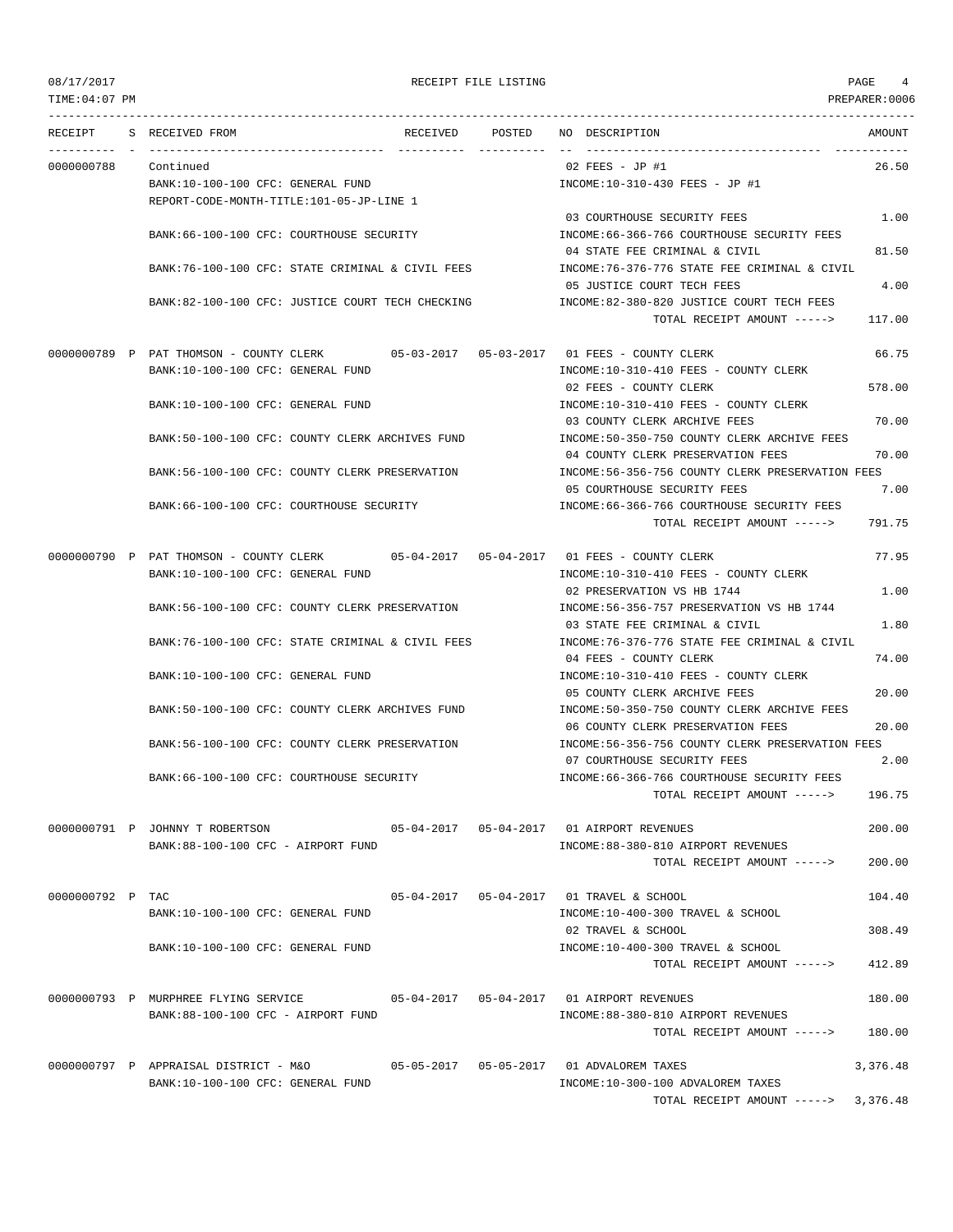08/17/2017 RECEIPT FILE LISTING

TIME:04:07 PM PREPARER:0006

| RECEIPT | S | RECEIVED FROM | RECEIVED | POSTED | NO | DESCRIPTION | AMOUNT |
|---|---|---|---|---|---|---|---|
| 0000000788 | | Continued | | | 02 | FEES - JP #1 | 26.50 |
| | | BANK:10-100-100 CFC: GENERAL FUND | | | | INCOME:10-310-430 FEES - JP #1 | |
| | | REPORT-CODE-MONTH-TITLE:101-05-JP-LINE 1 | | | | | |
| | | | | | 03 | COURTHOUSE SECURITY FEES | 1.00 |
| | | BANK:66-100-100 CFC: COURTHOUSE SECURITY | | | | INCOME:66-366-766 COURTHOUSE SECURITY FEES | |
| | | | | | 04 | STATE FEE CRIMINAL & CIVIL | 81.50 |
| | | BANK:76-100-100 CFC: STATE CRIMINAL & CIVIL FEES | | | | INCOME:76-376-776 STATE FEE CRIMINAL & CIVIL | |
| | | | | | 05 | JUSTICE COURT TECH FEES | 4.00 |
| | | BANK:82-100-100 CFC: JUSTICE COURT TECH CHECKING | | | | INCOME:82-380-820 JUSTICE COURT TECH FEES | |
| | | | | | | TOTAL RECEIPT AMOUNT -----> | 117.00 |
| 0000000789 | P | PAT THOMSON - COUNTY CLERK | 05-03-2017 | 05-03-2017 | 01 | FEES - COUNTY CLERK | 66.75 |
| | | BANK:10-100-100 CFC: GENERAL FUND | | | | INCOME:10-310-410 FEES - COUNTY CLERK | |
| | | | | | 02 | FEES - COUNTY CLERK | 578.00 |
| | | BANK:10-100-100 CFC: GENERAL FUND | | | | INCOME:10-310-410 FEES - COUNTY CLERK | |
| | | | | | 03 | COUNTY CLERK ARCHIVE FEES | 70.00 |
| | | BANK:50-100-100 CFC: COUNTY CLERK ARCHIVES FUND | | | | INCOME:50-350-750 COUNTY CLERK ARCHIVE FEES | |
| | | | | | 04 | COUNTY CLERK PRESERVATION FEES | 70.00 |
| | | BANK:56-100-100 CFC: COUNTY CLERK PRESERVATION | | | | INCOME:56-356-756 COUNTY CLERK PRESERVATION FEES | |
| | | | | | 05 | COURTHOUSE SECURITY FEES | 7.00 |
| | | BANK:66-100-100 CFC: COURTHOUSE SECURITY | | | | INCOME:66-366-766 COURTHOUSE SECURITY FEES | |
| | | | | | | TOTAL RECEIPT AMOUNT -----> | 791.75 |
| 0000000790 | P | PAT THOMSON - COUNTY CLERK | 05-04-2017 | 05-04-2017 | 01 | FEES - COUNTY CLERK | 77.95 |
| | | BANK:10-100-100 CFC: GENERAL FUND | | | | INCOME:10-310-410 FEES - COUNTY CLERK | |
| | | | | | 02 | PRESERVATION VS HB 1744 | 1.00 |
| | | BANK:56-100-100 CFC: COUNTY CLERK PRESERVATION | | | | INCOME:56-356-757 PRESERVATION VS HB 1744 | |
| | | | | | 03 | STATE FEE CRIMINAL & CIVIL | 1.80 |
| | | BANK:76-100-100 CFC: STATE CRIMINAL & CIVIL FEES | | | | INCOME:76-376-776 STATE FEE CRIMINAL & CIVIL | |
| | | | | | 04 | FEES - COUNTY CLERK | 74.00 |
| | | BANK:10-100-100 CFC: GENERAL FUND | | | | INCOME:10-310-410 FEES - COUNTY CLERK | |
| | | | | | 05 | COUNTY CLERK ARCHIVE FEES | 20.00 |
| | | BANK:50-100-100 CFC: COUNTY CLERK ARCHIVES FUND | | | | INCOME:50-350-750 COUNTY CLERK ARCHIVE FEES | |
| | | | | | 06 | COUNTY CLERK PRESERVATION FEES | 20.00 |
| | | BANK:56-100-100 CFC: COUNTY CLERK PRESERVATION | | | | INCOME:56-356-756 COUNTY CLERK PRESERVATION FEES | |
| | | | | | 07 | COURTHOUSE SECURITY FEES | 2.00 |
| | | BANK:66-100-100 CFC: COURTHOUSE SECURITY | | | | INCOME:66-366-766 COURTHOUSE SECURITY FEES | |
| | | | | | | TOTAL RECEIPT AMOUNT -----> | 196.75 |
| 0000000791 | P | JOHNNY T ROBERTSON | 05-04-2017 | 05-04-2017 | 01 | AIRPORT REVENUES | 200.00 |
| | | BANK:88-100-100 CFC - AIRPORT FUND | | | | INCOME:88-380-810 AIRPORT REVENUES | |
| | | | | | | TOTAL RECEIPT AMOUNT -----> | 200.00 |
| 0000000792 | P | TAC | 05-04-2017 | 05-04-2017 | 01 | TRAVEL & SCHOOL | 104.40 |
| | | BANK:10-100-100 CFC: GENERAL FUND | | | | INCOME:10-400-300 TRAVEL & SCHOOL | |
| | | | | | 02 | TRAVEL & SCHOOL | 308.49 |
| | | BANK:10-100-100 CFC: GENERAL FUND | | | | INCOME:10-400-300 TRAVEL & SCHOOL | |
| | | | | | | TOTAL RECEIPT AMOUNT -----> | 412.89 |
| 0000000793 | P | MURPHREE FLYING SERVICE | 05-04-2017 | 05-04-2017 | 01 | AIRPORT REVENUES | 180.00 |
| | | BANK:88-100-100 CFC - AIRPORT FUND | | | | INCOME:88-380-810 AIRPORT REVENUES | |
| | | | | | | TOTAL RECEIPT AMOUNT -----> | 180.00 |
| 0000000797 | P | APPRAISAL DISTRICT - M&O | 05-05-2017 | 05-05-2017 | 01 | ADVALOREM TAXES | 3,376.48 |
| | | BANK:10-100-100 CFC: GENERAL FUND | | | | INCOME:10-300-100 ADVALOREM TAXES | |
| | | | | | | TOTAL RECEIPT AMOUNT -----> | 3,376.48 |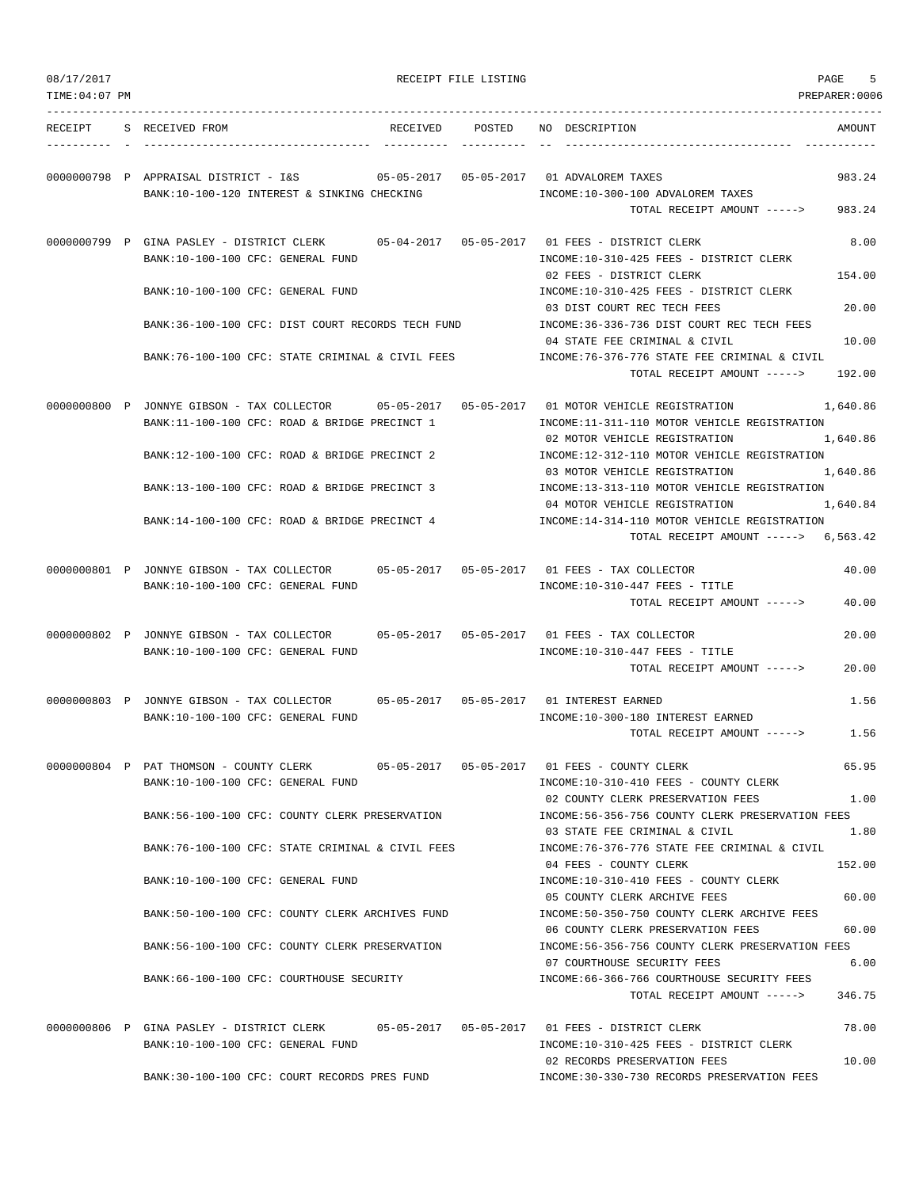RECEIPT FILE LISTING

| RECEIPT | S | RECEIVED FROM | RECEIVED | POSTED | NO | DESCRIPTION | AMOUNT |
|---|---|---|---|---|---|---|---|
| 0000000798 | P | APPRAISAL DISTRICT - I&S | 05-05-2017 | 05-05-2017 | 01 | ADVALOREM TAXES | 983.24 |
| | | BANK:10-100-120 INTEREST & SINKING CHECKING | | | | INCOME:10-300-100 ADVALOREM TAXES | |
| | | | | | | TOTAL RECEIPT AMOUNT -----> | 983.24 |
| 0000000799 | P | GINA PASLEY - DISTRICT CLERK | 05-04-2017 | 05-05-2017 | 01 | FEES - DISTRICT CLERK | 8.00 |
| | | BANK:10-100-100 CFC: GENERAL FUND | | | | INCOME:10-310-425 FEES - DISTRICT CLERK | |
| | | | | | 02 | FEES - DISTRICT CLERK | 154.00 |
| | | BANK:10-100-100 CFC: GENERAL FUND | | | | INCOME:10-310-425 FEES - DISTRICT CLERK | |
| | | | | | 03 | DIST COURT REC TECH FEES | 20.00 |
| | | BANK:36-100-100 CFC: DIST COURT RECORDS TECH FUND | | | | INCOME:36-336-736 DIST COURT REC TECH FEES | |
| | | | | | 04 | STATE FEE CRIMINAL & CIVIL | 10.00 |
| | | BANK:76-100-100 CFC: STATE CRIMINAL & CIVIL FEES | | | | INCOME:76-376-776 STATE FEE CRIMINAL & CIVIL | |
| | | | | | | TOTAL RECEIPT AMOUNT -----> | 192.00 |
| 0000000800 | P | JONNYE GIBSON - TAX COLLECTOR | 05-05-2017 | 05-05-2017 | 01 | MOTOR VEHICLE REGISTRATION | 1,640.86 |
| | | BANK:11-100-100 CFC: ROAD & BRIDGE PRECINCT 1 | | | | INCOME:11-311-110 MOTOR VEHICLE REGISTRATION | |
| | | | | | 02 | MOTOR VEHICLE REGISTRATION | 1,640.86 |
| | | BANK:12-100-100 CFC: ROAD & BRIDGE PRECINCT 2 | | | | INCOME:12-312-110 MOTOR VEHICLE REGISTRATION | |
| | | | | | 03 | MOTOR VEHICLE REGISTRATION | 1,640.86 |
| | | BANK:13-100-100 CFC: ROAD & BRIDGE PRECINCT 3 | | | | INCOME:13-313-110 MOTOR VEHICLE REGISTRATION | |
| | | | | | 04 | MOTOR VEHICLE REGISTRATION | 1,640.84 |
| | | BANK:14-100-100 CFC: ROAD & BRIDGE PRECINCT 4 | | | | INCOME:14-314-110 MOTOR VEHICLE REGISTRATION | |
| | | | | | | TOTAL RECEIPT AMOUNT -----> | 6,563.42 |
| 0000000801 | P | JONNYE GIBSON - TAX COLLECTOR | 05-05-2017 | 05-05-2017 | 01 | FEES - TAX COLLECTOR | 40.00 |
| | | BANK:10-100-100 CFC: GENERAL FUND | | | | INCOME:10-310-447 FEES - TITLE | |
| | | | | | | TOTAL RECEIPT AMOUNT -----> | 40.00 |
| 0000000802 | P | JONNYE GIBSON - TAX COLLECTOR | 05-05-2017 | 05-05-2017 | 01 | FEES - TAX COLLECTOR | 20.00 |
| | | BANK:10-100-100 CFC: GENERAL FUND | | | | INCOME:10-310-447 FEES - TITLE | |
| | | | | | | TOTAL RECEIPT AMOUNT -----> | 20.00 |
| 0000000803 | P | JONNYE GIBSON - TAX COLLECTOR | 05-05-2017 | 05-05-2017 | 01 | INTEREST EARNED | 1.56 |
| | | BANK:10-100-100 CFC: GENERAL FUND | | | | INCOME:10-300-180 INTEREST EARNED | |
| | | | | | | TOTAL RECEIPT AMOUNT -----> | 1.56 |
| 0000000804 | P | PAT THOMSON - COUNTY CLERK | 05-05-2017 | 05-05-2017 | 01 | FEES - COUNTY CLERK | 65.95 |
| | | BANK:10-100-100 CFC: GENERAL FUND | | | | INCOME:10-310-410 FEES - COUNTY CLERK | |
| | | | | | 02 | COUNTY CLERK PRESERVATION FEES | 1.00 |
| | | BANK:56-100-100 CFC: COUNTY CLERK PRESERVATION | | | | INCOME:56-356-756 COUNTY CLERK PRESERVATION FEES | |
| | | | | | 03 | STATE FEE CRIMINAL & CIVIL | 1.80 |
| | | BANK:76-100-100 CFC: STATE CRIMINAL & CIVIL FEES | | | | INCOME:76-376-776 STATE FEE CRIMINAL & CIVIL | |
| | | | | | 04 | FEES - COUNTY CLERK | 152.00 |
| | | BANK:10-100-100 CFC: GENERAL FUND | | | | INCOME:10-310-410 FEES - COUNTY CLERK | |
| | | | | | 05 | COUNTY CLERK ARCHIVE FEES | 60.00 |
| | | BANK:50-100-100 CFC: COUNTY CLERK ARCHIVES FUND | | | | INCOME:50-350-750 COUNTY CLERK ARCHIVE FEES | |
| | | | | | 06 | COUNTY CLERK PRESERVATION FEES | 60.00 |
| | | BANK:56-100-100 CFC: COUNTY CLERK PRESERVATION | | | | INCOME:56-356-756 COUNTY CLERK PRESERVATION FEES | |
| | | | | | 07 | COURTHOUSE SECURITY FEES | 6.00 |
| | | BANK:66-100-100 CFC: COURTHOUSE SECURITY | | | | INCOME:66-366-766 COURTHOUSE SECURITY FEES | |
| | | | | | | TOTAL RECEIPT AMOUNT -----> | 346.75 |
| 0000000806 | P | GINA PASLEY - DISTRICT CLERK | 05-05-2017 | 05-05-2017 | 01 | FEES - DISTRICT CLERK | 78.00 |
| | | BANK:10-100-100 CFC: GENERAL FUND | | | | INCOME:10-310-425 FEES - DISTRICT CLERK | |
| | | | | | 02 | RECORDS PRESERVATION FEES | 10.00 |
| | | BANK:30-100-100 CFC: COURT RECORDS PRES FUND | | | | INCOME:30-330-730 RECORDS PRESERVATION FEES | |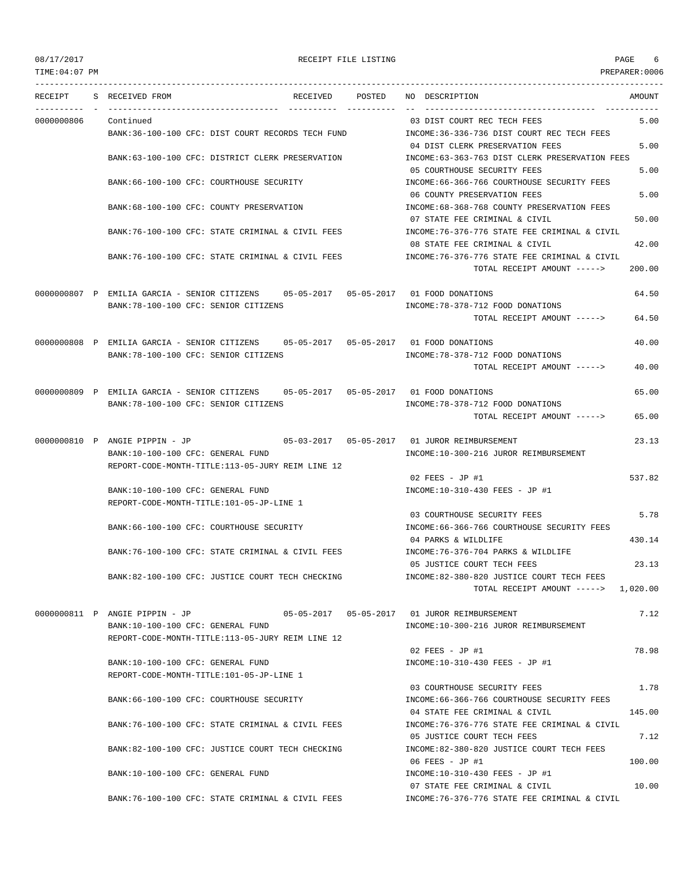RECEIPT FILE LISTING

TIME:04:07 PM PREPARER:0006

| RECEIPT | S | RECEIVED FROM | RECEIVED | POSTED | NO DESCRIPTION | AMOUNT |
|---|---|---|---|---|---|---|
| 0000000806 | | Continued | | | 03 DIST COURT REC TECH FEES | 5.00 |
| | | BANK:36-100-100 CFC: DIST COURT RECORDS TECH FUND | | | INCOME:36-336-736 DIST COURT REC TECH FEES | |
| | | | | | 04 DIST CLERK PRESERVATION FEES | 5.00 |
| | | BANK:63-100-100 CFC: DISTRICT CLERK PRESERVATION | | | INCOME:63-363-763 DIST CLERK PRESERVATION FEES | |
| | | | | | 05 COURTHOUSE SECURITY FEES | 5.00 |
| | | BANK:66-100-100 CFC: COURTHOUSE SECURITY | | | INCOME:66-366-766 COURTHOUSE SECURITY FEES | |
| | | | | | 06 COUNTY PRESERVATION FEES | 5.00 |
| | | BANK:68-100-100 CFC: COUNTY PRESERVATION | | | INCOME:68-368-768 COUNTY PRESERVATION FEES | |
| | | | | | 07 STATE FEE CRIMINAL & CIVIL | 50.00 |
| | | BANK:76-100-100 CFC: STATE CRIMINAL & CIVIL FEES | | | INCOME:76-376-776 STATE FEE CRIMINAL & CIVIL | |
| | | | | | 08 STATE FEE CRIMINAL & CIVIL | 42.00 |
| | | BANK:76-100-100 CFC: STATE CRIMINAL & CIVIL FEES | | | INCOME:76-376-776 STATE FEE CRIMINAL & CIVIL | |
| | | | | | TOTAL RECEIPT AMOUNT -----> | 200.00 |
| 0000000807 | P | EMILIA GARCIA - SENIOR CITIZENS | 05-05-2017 | 05-05-2017 | 01 FOOD DONATIONS | 64.50 |
| | | BANK:78-100-100 CFC: SENIOR CITIZENS | | | INCOME:78-378-712 FOOD DONATIONS | |
| | | | | | TOTAL RECEIPT AMOUNT -----> | 64.50 |
| 0000000808 | P | EMILIA GARCIA - SENIOR CITIZENS | 05-05-2017 | 05-05-2017 | 01 FOOD DONATIONS | 40.00 |
| | | BANK:78-100-100 CFC: SENIOR CITIZENS | | | INCOME:78-378-712 FOOD DONATIONS | |
| | | | | | TOTAL RECEIPT AMOUNT -----> | 40.00 |
| 0000000809 | P | EMILIA GARCIA - SENIOR CITIZENS | 05-05-2017 | 05-05-2017 | 01 FOOD DONATIONS | 65.00 |
| | | BANK:78-100-100 CFC: SENIOR CITIZENS | | | INCOME:78-378-712 FOOD DONATIONS | |
| | | | | | TOTAL RECEIPT AMOUNT -----> | 65.00 |
| 0000000810 | P | ANGIE PIPPIN - JP | 05-03-2017 | 05-05-2017 | 01 JUROR REIMBURSEMENT | 23.13 |
| | | BANK:10-100-100 CFC: GENERAL FUND | | | INCOME:10-300-216 JUROR REIMBURSEMENT | |
| | | REPORT-CODE-MONTH-TITLE:113-05-JURY REIM LINE 12 | | | | |
| | | | | | 02 FEES - JP #1 | 537.82 |
| | | BANK:10-100-100 CFC: GENERAL FUND | | | INCOME:10-310-430 FEES - JP #1 | |
| | | REPORT-CODE-MONTH-TITLE:101-05-JP-LINE 1 | | | | |
| | | | | | 03 COURTHOUSE SECURITY FEES | 5.78 |
| | | BANK:66-100-100 CFC: COURTHOUSE SECURITY | | | INCOME:66-366-766 COURTHOUSE SECURITY FEES | |
| | | | | | 04 PARKS & WILDLIFE | 430.14 |
| | | BANK:76-100-100 CFC: STATE CRIMINAL & CIVIL FEES | | | INCOME:76-376-704 PARKS & WILDLIFE | |
| | | | | | 05 JUSTICE COURT TECH FEES | 23.13 |
| | | BANK:82-100-100 CFC: JUSTICE COURT TECH CHECKING | | | INCOME:82-380-820 JUSTICE COURT TECH FEES | |
| | | | | | TOTAL RECEIPT AMOUNT -----> | 1,020.00 |
| 0000000811 | P | ANGIE PIPPIN - JP | 05-05-2017 | 05-05-2017 | 01 JUROR REIMBURSEMENT | 7.12 |
| | | BANK:10-100-100 CFC: GENERAL FUND | | | INCOME:10-300-216 JUROR REIMBURSEMENT | |
| | | REPORT-CODE-MONTH-TITLE:113-05-JURY REIM LINE 12 | | | | |
| | | | | | 02 FEES - JP #1 | 78.98 |
| | | BANK:10-100-100 CFC: GENERAL FUND | | | INCOME:10-310-430 FEES - JP #1 | |
| | | REPORT-CODE-MONTH-TITLE:101-05-JP-LINE 1 | | | | |
| | | | | | 03 COURTHOUSE SECURITY FEES | 1.78 |
| | | BANK:66-100-100 CFC: COURTHOUSE SECURITY | | | INCOME:66-366-766 COURTHOUSE SECURITY FEES | |
| | | | | | 04 STATE FEE CRIMINAL & CIVIL | 145.00 |
| | | BANK:76-100-100 CFC: STATE CRIMINAL & CIVIL FEES | | | INCOME:76-376-776 STATE FEE CRIMINAL & CIVIL | |
| | | | | | 05 JUSTICE COURT TECH FEES | 7.12 |
| | | BANK:82-100-100 CFC: JUSTICE COURT TECH CHECKING | | | INCOME:82-380-820 JUSTICE COURT TECH FEES | |
| | | | | | 06 FEES - JP #1 | 100.00 |
| | | BANK:10-100-100 CFC: GENERAL FUND | | | INCOME:10-310-430 FEES - JP #1 | |
| | | | | | 07 STATE FEE CRIMINAL & CIVIL | 10.00 |
| | | BANK:76-100-100 CFC: STATE CRIMINAL & CIVIL FEES | | | INCOME:76-376-776 STATE FEE CRIMINAL & CIVIL | |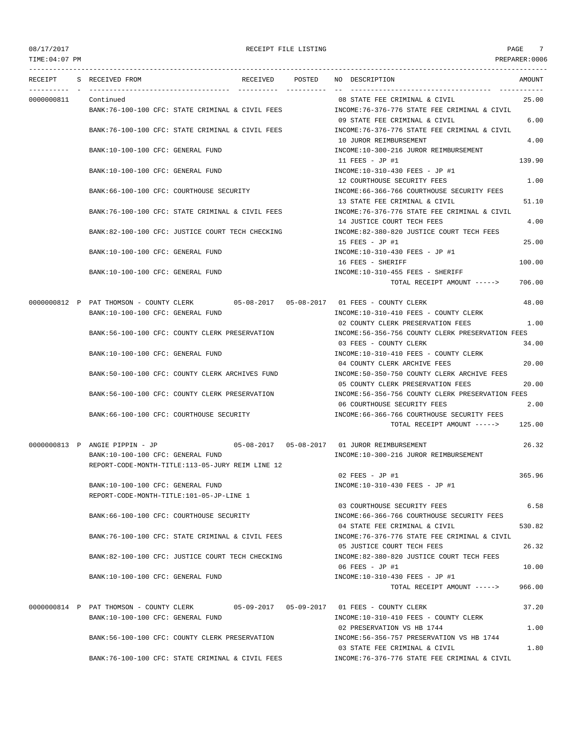| RECEIPT | S | RECEIVED FROM | RECEIVED | POSTED | NO | DESCRIPTION | AMOUNT |
|---|---|---|---|---|---|---|---|
| 0000000811 | | Continued | | | 08 | STATE FEE CRIMINAL & CIVIL | 25.00 |
| | | BANK:76-100-100 CFC: STATE CRIMINAL & CIVIL FEES | | | | INCOME:76-376-776 STATE FEE CRIMINAL & CIVIL | |
| | | | | | 09 | STATE FEE CRIMINAL & CIVIL | 6.00 |
| | | BANK:76-100-100 CFC: STATE CRIMINAL & CIVIL FEES | | | | INCOME:76-376-776 STATE FEE CRIMINAL & CIVIL | |
| | | | | | 10 | JUROR REIMBURSEMENT | 4.00 |
| | | BANK:10-100-100 CFC: GENERAL FUND | | | | INCOME:10-300-216 JUROR REIMBURSEMENT | |
| | | | | | 11 | FEES - JP #1 | 139.90 |
| | | BANK:10-100-100 CFC: GENERAL FUND | | | | INCOME:10-310-430 FEES - JP #1 | |
| | | | | | 12 | COURTHOUSE SECURITY FEES | 1.00 |
| | | BANK:66-100-100 CFC: COURTHOUSE SECURITY | | | | INCOME:66-366-766 COURTHOUSE SECURITY FEES | |
| | | | | | 13 | STATE FEE CRIMINAL & CIVIL | 51.10 |
| | | BANK:76-100-100 CFC: STATE CRIMINAL & CIVIL FEES | | | | INCOME:76-376-776 STATE FEE CRIMINAL & CIVIL | |
| | | | | | 14 | JUSTICE COURT TECH FEES | 4.00 |
| | | BANK:82-100-100 CFC: JUSTICE COURT TECH CHECKING | | | | INCOME:82-380-820 JUSTICE COURT TECH FEES | |
| | | | | | 15 | FEES - JP #1 | 25.00 |
| | | BANK:10-100-100 CFC: GENERAL FUND | | | | INCOME:10-310-430 FEES - JP #1 | |
| | | | | | 16 | FEES - SHERIFF | 100.00 |
| | | BANK:10-100-100 CFC: GENERAL FUND | | | | INCOME:10-310-455 FEES - SHERIFF | |
| | | | | | | TOTAL RECEIPT AMOUNT -----> | 706.00 |
| 0000000812 | P | PAT THOMSON - COUNTY CLERK | 05-08-2017 | 05-08-2017 | 01 | FEES - COUNTY CLERK | 48.00 |
| | | BANK:10-100-100 CFC: GENERAL FUND | | | | INCOME:10-310-410 FEES - COUNTY CLERK | |
| | | | | | 02 | COUNTY CLERK PRESERVATION FEES | 1.00 |
| | | BANK:56-100-100 CFC: COUNTY CLERK PRESERVATION | | | | INCOME:56-356-756 COUNTY CLERK PRESERVATION FEES | |
| | | | | | 03 | FEES - COUNTY CLERK | 34.00 |
| | | BANK:10-100-100 CFC: GENERAL FUND | | | | INCOME:10-310-410 FEES - COUNTY CLERK | |
| | | | | | 04 | COUNTY CLERK ARCHIVE FEES | 20.00 |
| | | BANK:50-100-100 CFC: COUNTY CLERK ARCHIVES FUND | | | | INCOME:50-350-750 COUNTY CLERK ARCHIVE FEES | |
| | | | | | 05 | COUNTY CLERK PRESERVATION FEES | 20.00 |
| | | BANK:56-100-100 CFC: COUNTY CLERK PRESERVATION | | | | INCOME:56-356-756 COUNTY CLERK PRESERVATION FEES | |
| | | | | | 06 | COURTHOUSE SECURITY FEES | 2.00 |
| | | BANK:66-100-100 CFC: COURTHOUSE SECURITY | | | | INCOME:66-366-766 COURTHOUSE SECURITY FEES | |
| | | | | | | TOTAL RECEIPT AMOUNT -----> | 125.00 |
| 0000000813 | P | ANGIE PIPPIN - JP | 05-08-2017 | 05-08-2017 | 01 | JUROR REIMBURSEMENT | 26.32 |
| | | BANK:10-100-100 CFC: GENERAL FUND | | | | INCOME:10-300-216 JUROR REIMBURSEMENT | |
| | | REPORT-CODE-MONTH-TITLE:113-05-JURY REIM LINE 12 | | | | | |
| | | | | | 02 | FEES - JP #1 | 365.96 |
| | | BANK:10-100-100 CFC: GENERAL FUND | | | | INCOME:10-310-430 FEES - JP #1 | |
| | | REPORT-CODE-MONTH-TITLE:101-05-JP-LINE 1 | | | | | |
| | | | | | 03 | COURTHOUSE SECURITY FEES | 6.58 |
| | | BANK:66-100-100 CFC: COURTHOUSE SECURITY | | | | INCOME:66-366-766 COURTHOUSE SECURITY FEES | |
| | | | | | 04 | STATE FEE CRIMINAL & CIVIL | 530.82 |
| | | BANK:76-100-100 CFC: STATE CRIMINAL & CIVIL FEES | | | | INCOME:76-376-776 STATE FEE CRIMINAL & CIVIL | |
| | | | | | 05 | JUSTICE COURT TECH FEES | 26.32 |
| | | BANK:82-100-100 CFC: JUSTICE COURT TECH CHECKING | | | | INCOME:82-380-820 JUSTICE COURT TECH FEES | |
| | | | | | 06 | FEES - JP #1 | 10.00 |
| | | BANK:10-100-100 CFC: GENERAL FUND | | | | INCOME:10-310-430 FEES - JP #1 | |
| | | | | | | TOTAL RECEIPT AMOUNT -----> | 966.00 |
| 0000000814 | P | PAT THOMSON - COUNTY CLERK | 05-09-2017 | 05-09-2017 | 01 | FEES - COUNTY CLERK | 37.20 |
| | | BANK:10-100-100 CFC: GENERAL FUND | | | | INCOME:10-310-410 FEES - COUNTY CLERK | |
| | | | | | 02 | PRESERVATION VS HB 1744 | 1.00 |
| | | BANK:56-100-100 CFC: COUNTY CLERK PRESERVATION | | | | INCOME:56-356-757 PRESERVATION VS HB 1744 | |
| | | | | | 03 | STATE FEE CRIMINAL & CIVIL | 1.80 |
| | | BANK:76-100-100 CFC: STATE CRIMINAL & CIVIL FEES | | | | INCOME:76-376-776 STATE FEE CRIMINAL & CIVIL | |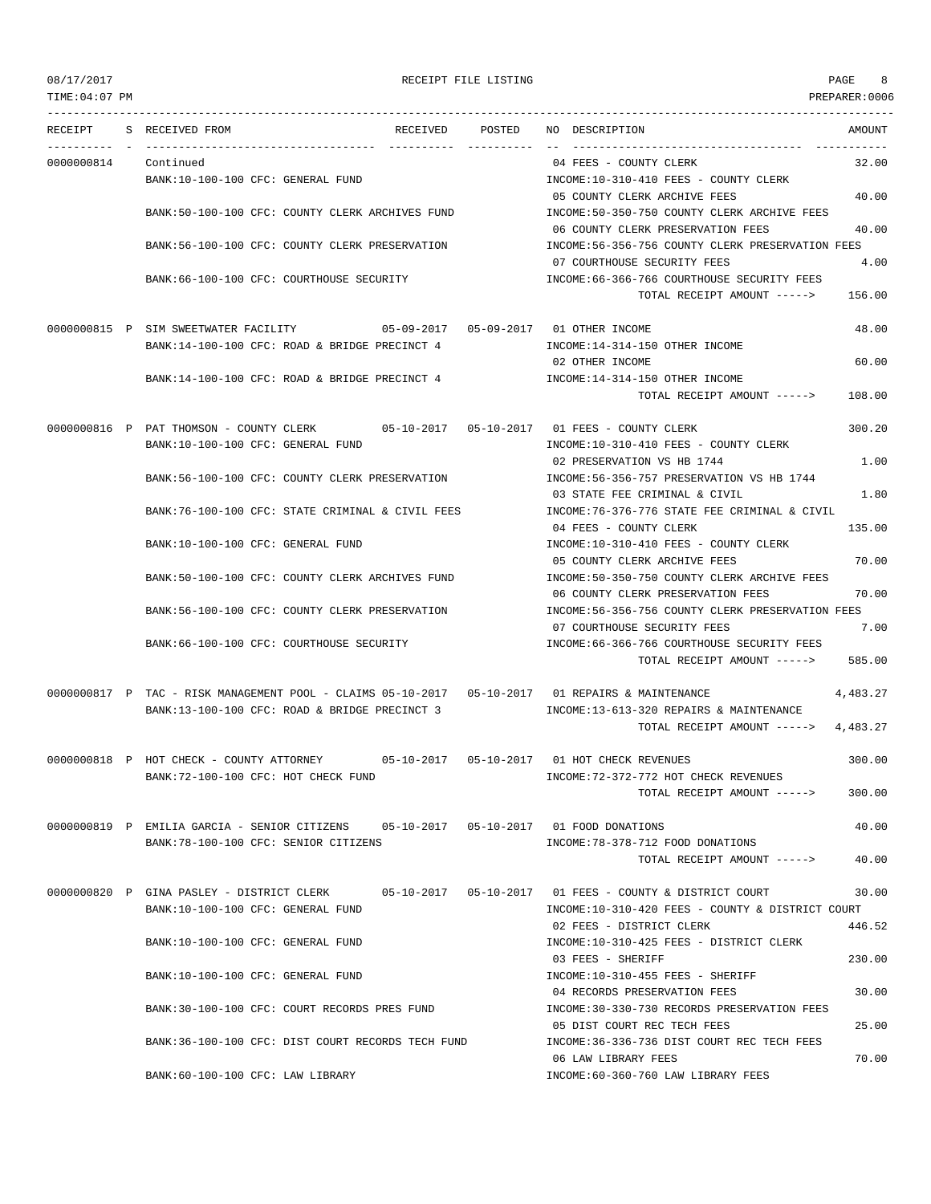| RECEIPT | S | RECEIVED FROM | RECEIVED | POSTED | NO | DESCRIPTION | AMOUNT |
|---|---|---|---|---|---|---|---|
| 0000000814 | | Continued | | | 04 | FEES - COUNTY CLERK | 32.00 |
| | | BANK:10-100-100 CFC: GENERAL FUND | | | | INCOME:10-310-410 FEES - COUNTY CLERK | |
| | | | | | 05 | COUNTY CLERK ARCHIVE FEES | 40.00 |
| | | BANK:50-100-100 CFC: COUNTY CLERK ARCHIVES FUND | | | | INCOME:50-350-750 COUNTY CLERK ARCHIVE FEES | |
| | | | | | 06 | COUNTY CLERK PRESERVATION FEES | 40.00 |
| | | BANK:56-100-100 CFC: COUNTY CLERK PRESERVATION | | | | INCOME:56-356-756 COUNTY CLERK PRESERVATION FEES | |
| | | | | | 07 | COURTHOUSE SECURITY FEES | 4.00 |
| | | BANK:66-100-100 CFC: COURTHOUSE SECURITY | | | | INCOME:66-366-766 COURTHOUSE SECURITY FEES | |
| | | | | | | TOTAL RECEIPT AMOUNT -----> | 156.00 |
| 0000000815 | P | SIM SWEETWATER FACILITY | 05-09-2017 | 05-09-2017 | 01 | OTHER INCOME | 48.00 |
| | | BANK:14-100-100 CFC: ROAD & BRIDGE PRECINCT 4 | | | | INCOME:14-314-150 OTHER INCOME | |
| | | | | | 02 | OTHER INCOME | 60.00 |
| | | BANK:14-100-100 CFC: ROAD & BRIDGE PRECINCT 4 | | | | INCOME:14-314-150 OTHER INCOME | |
| | | | | | | TOTAL RECEIPT AMOUNT -----> | 108.00 |
| 0000000816 | P | PAT THOMSON - COUNTY CLERK | 05-10-2017 | 05-10-2017 | 01 | FEES - COUNTY CLERK | 300.20 |
| | | BANK:10-100-100 CFC: GENERAL FUND | | | | INCOME:10-310-410 FEES - COUNTY CLERK | |
| | | | | | 02 | PRESERVATION VS HB 1744 | 1.00 |
| | | BANK:56-100-100 CFC: COUNTY CLERK PRESERVATION | | | | INCOME:56-356-757 PRESERVATION VS HB 1744 | |
| | | | | | 03 | STATE FEE CRIMINAL & CIVIL | 1.80 |
| | | BANK:76-100-100 CFC: STATE CRIMINAL & CIVIL FEES | | | | INCOME:76-376-776 STATE FEE CRIMINAL & CIVIL | |
| | | | | | 04 | FEES - COUNTY CLERK | 135.00 |
| | | BANK:10-100-100 CFC: GENERAL FUND | | | | INCOME:10-310-410 FEES - COUNTY CLERK | |
| | | | | | 05 | COUNTY CLERK ARCHIVE FEES | 70.00 |
| | | BANK:50-100-100 CFC: COUNTY CLERK ARCHIVES FUND | | | | INCOME:50-350-750 COUNTY CLERK ARCHIVE FEES | |
| | | | | | 06 | COUNTY CLERK PRESERVATION FEES | 70.00 |
| | | BANK:56-100-100 CFC: COUNTY CLERK PRESERVATION | | | | INCOME:56-356-756 COUNTY CLERK PRESERVATION FEES | |
| | | | | | 07 | COURTHOUSE SECURITY FEES | 7.00 |
| | | BANK:66-100-100 CFC: COURTHOUSE SECURITY | | | | INCOME:66-366-766 COURTHOUSE SECURITY FEES | |
| | | | | | | TOTAL RECEIPT AMOUNT -----> | 585.00 |
| 0000000817 | P | TAC - RISK MANAGEMENT POOL - CLAIMS | 05-10-2017 | 05-10-2017 | 01 | REPAIRS & MAINTENANCE | 4,483.27 |
| | | BANK:13-100-100 CFC: ROAD & BRIDGE PRECINCT 3 | | | | INCOME:13-613-320 REPAIRS & MAINTENANCE | |
| | | | | | | TOTAL RECEIPT AMOUNT -----> | 4,483.27 |
| 0000000818 | P | HOT CHECK - COUNTY ATTORNEY | 05-10-2017 | 05-10-2017 | 01 | HOT CHECK REVENUES | 300.00 |
| | | BANK:72-100-100 CFC: HOT CHECK FUND | | | | INCOME:72-372-772 HOT CHECK REVENUES | |
| | | | | | | TOTAL RECEIPT AMOUNT -----> | 300.00 |
| 0000000819 | P | EMILIA GARCIA - SENIOR CITIZENS | 05-10-2017 | 05-10-2017 | 01 | FOOD DONATIONS | 40.00 |
| | | BANK:78-100-100 CFC: SENIOR CITIZENS | | | | INCOME:78-378-712 FOOD DONATIONS | |
| | | | | | | TOTAL RECEIPT AMOUNT -----> | 40.00 |
| 0000000820 | P | GINA PASLEY - DISTRICT CLERK | 05-10-2017 | 05-10-2017 | 01 | FEES - COUNTY & DISTRICT COURT | 30.00 |
| | | BANK:10-100-100 CFC: GENERAL FUND | | | | INCOME:10-310-420 FEES - COUNTY & DISTRICT COURT | |
| | | | | | 02 | FEES - DISTRICT CLERK | 446.52 |
| | | BANK:10-100-100 CFC: GENERAL FUND | | | | INCOME:10-310-425 FEES - DISTRICT CLERK | |
| | | | | | 03 | FEES - SHERIFF | 230.00 |
| | | BANK:10-100-100 CFC: GENERAL FUND | | | | INCOME:10-310-455 FEES - SHERIFF | |
| | | | | | 04 | RECORDS PRESERVATION FEES | 30.00 |
| | | BANK:30-100-100 CFC: COURT RECORDS PRES FUND | | | | INCOME:30-330-730 RECORDS PRESERVATION FEES | |
| | | | | | 05 | DIST COURT REC TECH FEES | 25.00 |
| | | BANK:36-100-100 CFC: DIST COURT RECORDS TECH FUND | | | | INCOME:36-336-736 DIST COURT REC TECH FEES | |
| | | | | | 06 | LAW LIBRARY FEES | 70.00 |
| | | BANK:60-100-100 CFC: LAW LIBRARY | | | | INCOME:60-360-760 LAW LIBRARY FEES | |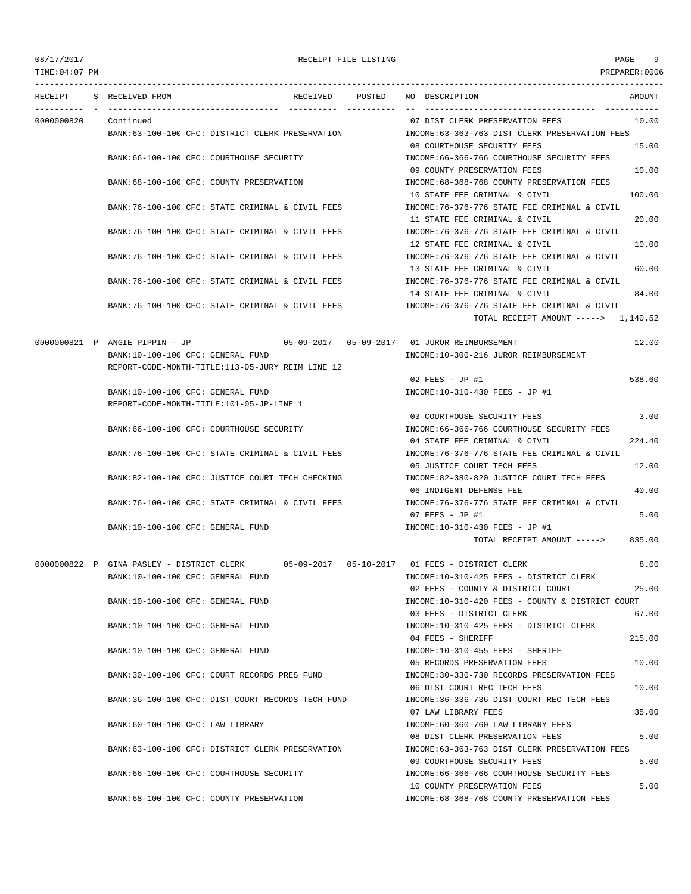RECEIPT FILE LISTING

| RECEIPT | S | RECEIVED FROM | RECEIVED | POSTED | NO | DESCRIPTION | AMOUNT |
|---|---|---|---|---|---|---|---|
| 0000000820 | | Continued | | | 07 | DIST CLERK PRESERVATION FEES | 10.00 |
| | | BANK:63-100-100 CFC: DISTRICT CLERK PRESERVATION | | | | INCOME:63-363-763 DIST CLERK PRESERVATION FEES | |
| | | | | | 08 | COURTHOUSE SECURITY FEES | 15.00 |
| | | BANK:66-100-100 CFC: COURTHOUSE SECURITY | | | | INCOME:66-366-766 COURTHOUSE SECURITY FEES | |
| | | | | | 09 | COUNTY PRESERVATION FEES | 10.00 |
| | | BANK:68-100-100 CFC: COUNTY PRESERVATION | | | | INCOME:68-368-768 COUNTY PRESERVATION FEES | |
| | | | | | 10 | STATE FEE CRIMINAL & CIVIL | 100.00 |
| | | BANK:76-100-100 CFC: STATE CRIMINAL & CIVIL FEES | | | | INCOME:76-376-776 STATE FEE CRIMINAL & CIVIL | |
| | | | | | 11 | STATE FEE CRIMINAL & CIVIL | 20.00 |
| | | BANK:76-100-100 CFC: STATE CRIMINAL & CIVIL FEES | | | | INCOME:76-376-776 STATE FEE CRIMINAL & CIVIL | |
| | | | | | 12 | STATE FEE CRIMINAL & CIVIL | 10.00 |
| | | BANK:76-100-100 CFC: STATE CRIMINAL & CIVIL FEES | | | | INCOME:76-376-776 STATE FEE CRIMINAL & CIVIL | |
| | | | | | 13 | STATE FEE CRIMINAL & CIVIL | 60.00 |
| | | BANK:76-100-100 CFC: STATE CRIMINAL & CIVIL FEES | | | | INCOME:76-376-776 STATE FEE CRIMINAL & CIVIL | |
| | | | | | 14 | STATE FEE CRIMINAL & CIVIL | 84.00 |
| | | BANK:76-100-100 CFC: STATE CRIMINAL & CIVIL FEES | | | | INCOME:76-376-776 STATE FEE CRIMINAL & CIVIL | |
| | | | | | | TOTAL RECEIPT AMOUNT -----> | 1,140.52 |
| 0000000821 | P | ANGIE PIPPIN - JP | 05-09-2017 | 05-09-2017 | 01 | JUROR REIMBURSEMENT | 12.00 |
| | | BANK:10-100-100 CFC: GENERAL FUND | | | | INCOME:10-300-216 JUROR REIMBURSEMENT | |
| | | REPORT-CODE-MONTH-TITLE:113-05-JURY REIM LINE 12 | | | | | |
| | | | | | 02 | FEES - JP #1 | 538.60 |
| | | BANK:10-100-100 CFC: GENERAL FUND | | | | INCOME:10-310-430 FEES - JP #1 | |
| | | REPORT-CODE-MONTH-TITLE:101-05-JP-LINE 1 | | | | | |
| | | | | | 03 | COURTHOUSE SECURITY FEES | 3.00 |
| | | BANK:66-100-100 CFC: COURTHOUSE SECURITY | | | | INCOME:66-366-766 COURTHOUSE SECURITY FEES | |
| | | | | | 04 | STATE FEE CRIMINAL & CIVIL | 224.40 |
| | | BANK:76-100-100 CFC: STATE CRIMINAL & CIVIL FEES | | | | INCOME:76-376-776 STATE FEE CRIMINAL & CIVIL | |
| | | | | | 05 | JUSTICE COURT TECH FEES | 12.00 |
| | | BANK:82-100-100 CFC: JUSTICE COURT TECH CHECKING | | | | INCOME:82-380-820 JUSTICE COURT TECH FEES | |
| | | | | | 06 | INDIGENT DEFENSE FEE | 40.00 |
| | | BANK:76-100-100 CFC: STATE CRIMINAL & CIVIL FEES | | | | INCOME:76-376-776 STATE FEE CRIMINAL & CIVIL | |
| | | | | | 07 | FEES - JP #1 | 5.00 |
| | | BANK:10-100-100 CFC: GENERAL FUND | | | | INCOME:10-310-430 FEES - JP #1 | |
| | | | | | | TOTAL RECEIPT AMOUNT -----> | 835.00 |
| 0000000822 | P | GINA PASLEY - DISTRICT CLERK | 05-09-2017 | 05-10-2017 | 01 | FEES - DISTRICT CLERK | 8.00 |
| | | BANK:10-100-100 CFC: GENERAL FUND | | | | INCOME:10-310-425 FEES - DISTRICT CLERK | |
| | | | | | 02 | FEES - COUNTY & DISTRICT COURT | 25.00 |
| | | BANK:10-100-100 CFC: GENERAL FUND | | | | INCOME:10-310-420 FEES - COUNTY & DISTRICT COURT | |
| | | | | | 03 | FEES - DISTRICT CLERK | 67.00 |
| | | BANK:10-100-100 CFC: GENERAL FUND | | | | INCOME:10-310-425 FEES - DISTRICT CLERK | |
| | | | | | 04 | FEES - SHERIFF | 215.00 |
| | | BANK:10-100-100 CFC: GENERAL FUND | | | | INCOME:10-310-455 FEES - SHERIFF | |
| | | | | | 05 | RECORDS PRESERVATION FEES | 10.00 |
| | | BANK:30-100-100 CFC: COURT RECORDS PRES FUND | | | | INCOME:30-330-730 RECORDS PRESERVATION FEES | |
| | | | | | 06 | DIST COURT REC TECH FEES | 10.00 |
| | | BANK:36-100-100 CFC: DIST COURT RECORDS TECH FUND | | | | INCOME:36-336-736 DIST COURT REC TECH FEES | |
| | | | | | 07 | LAW LIBRARY FEES | 35.00 |
| | | BANK:60-100-100 CFC: LAW LIBRARY | | | | INCOME:60-360-760 LAW LIBRARY FEES | |
| | | | | | 08 | DIST CLERK PRESERVATION FEES | 5.00 |
| | | BANK:63-100-100 CFC: DISTRICT CLERK PRESERVATION | | | | INCOME:63-363-763 DIST CLERK PRESERVATION FEES | |
| | | | | | 09 | COURTHOUSE SECURITY FEES | 5.00 |
| | | BANK:66-100-100 CFC: COURTHOUSE SECURITY | | | | INCOME:66-366-766 COURTHOUSE SECURITY FEES | |
| | | | | | 10 | COUNTY PRESERVATION FEES | 5.00 |
| | | BANK:68-100-100 CFC: COUNTY PRESERVATION | | | | INCOME:68-368-768 COUNTY PRESERVATION FEES | |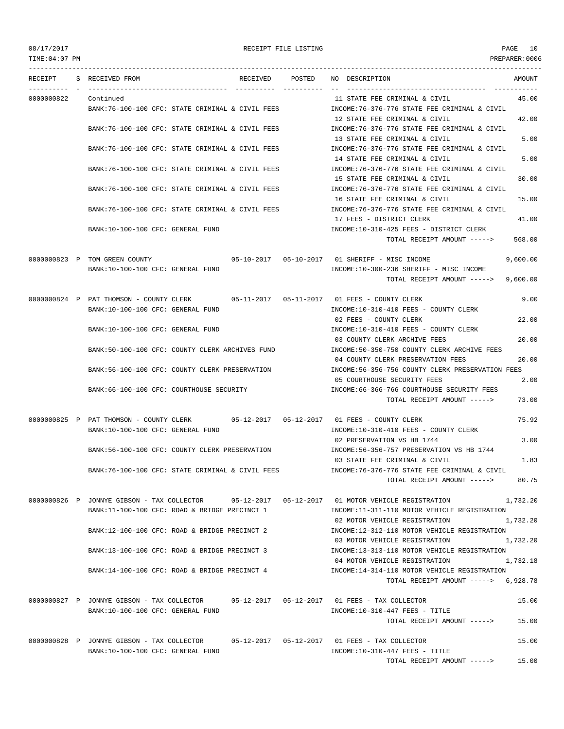RECEIPT FILE LISTING

TIME:04:07 PM — PREPARER:0006

| RECEIPT | S | RECEIVED FROM | RECEIVED | POSTED | NO | DESCRIPTION | AMOUNT |
|---|---|---|---|---|---|---|---|
| 0000000822 | | Continued | | | 11 | STATE FEE CRIMINAL & CIVIL | 45.00 |
| | | BANK:76-100-100 CFC: STATE CRIMINAL & CIVIL FEES | | | | INCOME:76-376-776 STATE FEE CRIMINAL & CIVIL | |
| | | | | | 12 | STATE FEE CRIMINAL & CIVIL | 42.00 |
| | | BANK:76-100-100 CFC: STATE CRIMINAL & CIVIL FEES | | | | INCOME:76-376-776 STATE FEE CRIMINAL & CIVIL | |
| | | | | | 13 | STATE FEE CRIMINAL & CIVIL | 5.00 |
| | | BANK:76-100-100 CFC: STATE CRIMINAL & CIVIL FEES | | | | INCOME:76-376-776 STATE FEE CRIMINAL & CIVIL | |
| | | | | | 14 | STATE FEE CRIMINAL & CIVIL | 5.00 |
| | | BANK:76-100-100 CFC: STATE CRIMINAL & CIVIL FEES | | | | INCOME:76-376-776 STATE FEE CRIMINAL & CIVIL | |
| | | | | | 15 | STATE FEE CRIMINAL & CIVIL | 30.00 |
| | | BANK:76-100-100 CFC: STATE CRIMINAL & CIVIL FEES | | | | INCOME:76-376-776 STATE FEE CRIMINAL & CIVIL | |
| | | | | | 16 | STATE FEE CRIMINAL & CIVIL | 15.00 |
| | | BANK:76-100-100 CFC: STATE CRIMINAL & CIVIL FEES | | | | INCOME:76-376-776 STATE FEE CRIMINAL & CIVIL | |
| | | | | | 17 | FEES - DISTRICT CLERK | 41.00 |
| | | BANK:10-100-100 CFC: GENERAL FUND | | | | INCOME:10-310-425 FEES - DISTRICT CLERK | |
| | | | | | | TOTAL RECEIPT AMOUNT -----> | 568.00 |
| 0000000823 | P | TOM GREEN COUNTY | 05-10-2017 | 05-10-2017 | 01 | SHERIFF - MISC INCOME | 9,600.00 |
| | | BANK:10-100-100 CFC: GENERAL FUND | | | | INCOME:10-300-236 SHERIFF - MISC INCOME | |
| | | | | | | TOTAL RECEIPT AMOUNT -----> | 9,600.00 |
| 0000000824 | P | PAT THOMSON - COUNTY CLERK | 05-11-2017 | 05-11-2017 | 01 | FEES - COUNTY CLERK | 9.00 |
| | | BANK:10-100-100 CFC: GENERAL FUND | | | | INCOME:10-310-410 FEES - COUNTY CLERK | |
| | | | | | 02 | FEES - COUNTY CLERK | 22.00 |
| | | BANK:10-100-100 CFC: GENERAL FUND | | | | INCOME:10-310-410 FEES - COUNTY CLERK | |
| | | | | | 03 | COUNTY CLERK ARCHIVE FEES | 20.00 |
| | | BANK:50-100-100 CFC: COUNTY CLERK ARCHIVES FUND | | | | INCOME:50-350-750 COUNTY CLERK ARCHIVE FEES | |
| | | | | | 04 | COUNTY CLERK PRESERVATION FEES | 20.00 |
| | | BANK:56-100-100 CFC: COUNTY CLERK PRESERVATION | | | | INCOME:56-356-756 COUNTY CLERK PRESERVATION FEES | |
| | | | | | 05 | COURTHOUSE SECURITY FEES | 2.00 |
| | | BANK:66-100-100 CFC: COURTHOUSE SECURITY | | | | INCOME:66-366-766 COURTHOUSE SECURITY FEES | |
| | | | | | | TOTAL RECEIPT AMOUNT -----> | 73.00 |
| 0000000825 | P | PAT THOMSON - COUNTY CLERK | 05-12-2017 | 05-12-2017 | 01 | FEES - COUNTY CLERK | 75.92 |
| | | BANK:10-100-100 CFC: GENERAL FUND | | | | INCOME:10-310-410 FEES - COUNTY CLERK | |
| | | | | | 02 | PRESERVATION VS HB 1744 | 3.00 |
| | | BANK:56-100-100 CFC: COUNTY CLERK PRESERVATION | | | | INCOME:56-356-757 PRESERVATION VS HB 1744 | |
| | | | | | 03 | STATE FEE CRIMINAL & CIVIL | 1.83 |
| | | BANK:76-100-100 CFC: STATE CRIMINAL & CIVIL FEES | | | | INCOME:76-376-776 STATE FEE CRIMINAL & CIVIL | |
| | | | | | | TOTAL RECEIPT AMOUNT -----> | 80.75 |
| 0000000826 | P | JONNYE GIBSON - TAX COLLECTOR | 05-12-2017 | 05-12-2017 | 01 | MOTOR VEHICLE REGISTRATION | 1,732.20 |
| | | BANK:11-100-100 CFC: ROAD & BRIDGE PRECINCT 1 | | | | INCOME:11-311-110 MOTOR VEHICLE REGISTRATION | |
| | | | | | 02 | MOTOR VEHICLE REGISTRATION | 1,732.20 |
| | | BANK:12-100-100 CFC: ROAD & BRIDGE PRECINCT 2 | | | | INCOME:12-312-110 MOTOR VEHICLE REGISTRATION | |
| | | | | | 03 | MOTOR VEHICLE REGISTRATION | 1,732.20 |
| | | BANK:13-100-100 CFC: ROAD & BRIDGE PRECINCT 3 | | | | INCOME:13-313-110 MOTOR VEHICLE REGISTRATION | |
| | | | | | 04 | MOTOR VEHICLE REGISTRATION | 1,732.18 |
| | | BANK:14-100-100 CFC: ROAD & BRIDGE PRECINCT 4 | | | | INCOME:14-314-110 MOTOR VEHICLE REGISTRATION | |
| | | | | | | TOTAL RECEIPT AMOUNT -----> | 6,928.78 |
| 0000000827 | P | JONNYE GIBSON - TAX COLLECTOR | 05-12-2017 | 05-12-2017 | 01 | FEES - TAX COLLECTOR | 15.00 |
| | | BANK:10-100-100 CFC: GENERAL FUND | | | | INCOME:10-310-447 FEES - TITLE | |
| | | | | | | TOTAL RECEIPT AMOUNT -----> | 15.00 |
| 0000000828 | P | JONNYE GIBSON - TAX COLLECTOR | 05-12-2017 | 05-12-2017 | 01 | FEES - TAX COLLECTOR | 15.00 |
| | | BANK:10-100-100 CFC: GENERAL FUND | | | | INCOME:10-310-447 FEES - TITLE | |
| | | | | | | TOTAL RECEIPT AMOUNT -----> | 15.00 |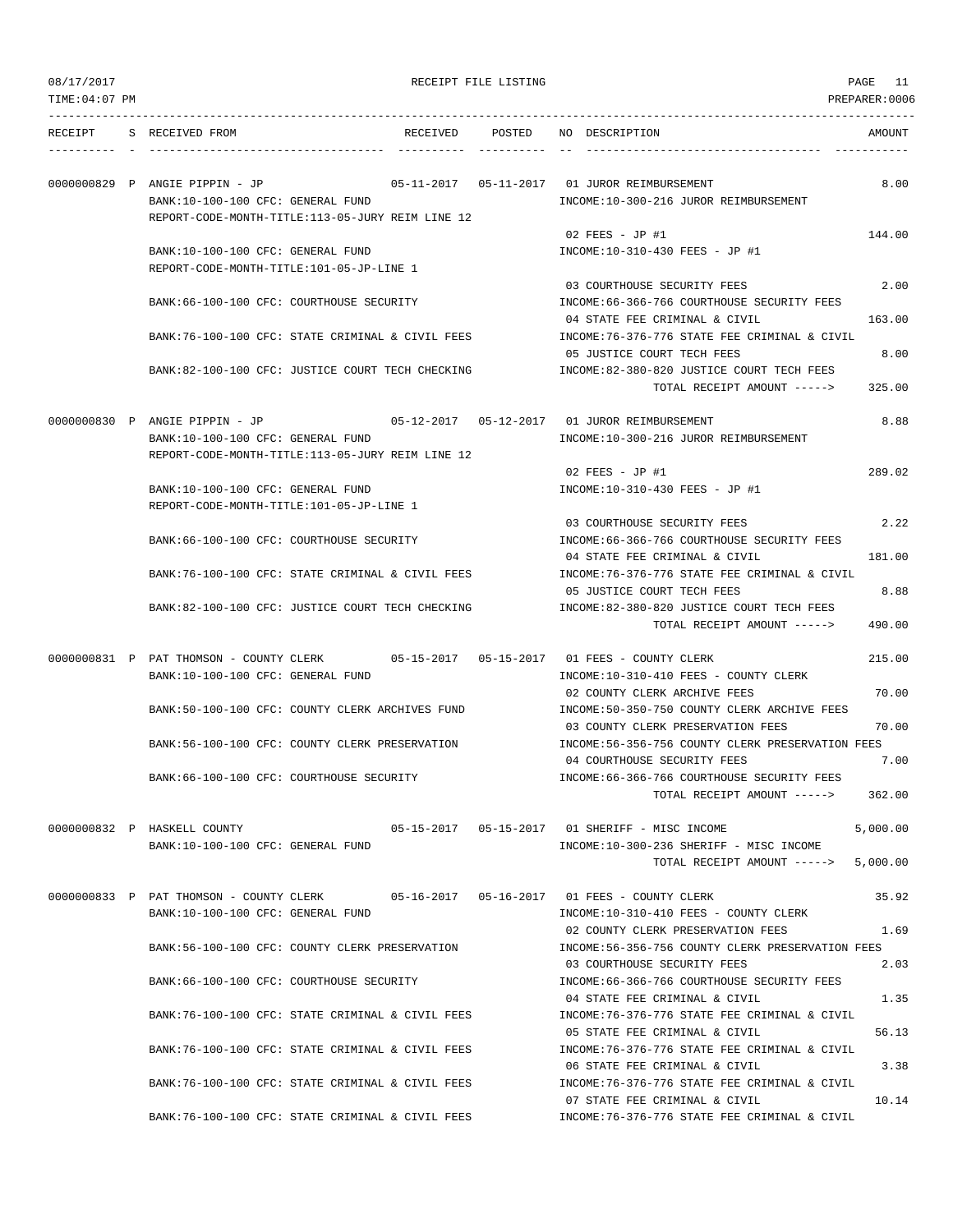08/17/2017 RECEIPT FILE LISTING
TIME:04:07 PM PREPARER:0006

```
RECEIPT    S RECEIVED FROM                       RECEIVED   POSTED     NO DESCRIPTION                                AMOUNT
---------- - ----------------------------------- ---------- ---------- -- ----------------------------------- -----------

0000000829 P ANGIE PIPPIN - JP                   05-11-2017 05-11-2017 01 JUROR REIMBURSEMENT                          8.00
             BANK:10-100-100 CFC: GENERAL FUND                            INCOME:10-300-216 JUROR REIMBURSEMENT
             REPORT-CODE-MONTH-TITLE:113-05-JURY REIM LINE 12
                                                                          02 FEES - JP #1                            144.00
             BANK:10-100-100 CFC: GENERAL FUND                            INCOME:10-310-430 FEES - JP #1
             REPORT-CODE-MONTH-TITLE:101-05-JP-LINE 1
                                                                          03 COURTHOUSE SECURITY FEES                  2.00
             BANK:66-100-100 CFC: COURTHOUSE SECURITY                     INCOME:66-366-766 COURTHOUSE SECURITY FEES
                                                                          04 STATE FEE CRIMINAL & CIVIL              163.00
             BANK:76-100-100 CFC: STATE CRIMINAL & CIVIL FEES             INCOME:76-376-776 STATE FEE CRIMINAL & CIVIL
                                                                          05 JUSTICE COURT TECH FEES                   8.00
             BANK:82-100-100 CFC: JUSTICE COURT TECH CHECKING             INCOME:82-380-820 JUSTICE COURT TECH FEES
                                                                                   TOTAL RECEIPT AMOUNT ----->       325.00

0000000830 P ANGIE PIPPIN - JP                   05-12-2017 05-12-2017 01 JUROR REIMBURSEMENT                          8.88
             BANK:10-100-100 CFC: GENERAL FUND                            INCOME:10-300-216 JUROR REIMBURSEMENT
             REPORT-CODE-MONTH-TITLE:113-05-JURY REIM LINE 12
                                                                          02 FEES - JP #1                            289.02
             BANK:10-100-100 CFC: GENERAL FUND                            INCOME:10-310-430 FEES - JP #1
             REPORT-CODE-MONTH-TITLE:101-05-JP-LINE 1
                                                                          03 COURTHOUSE SECURITY FEES                  2.22
             BANK:66-100-100 CFC: COURTHOUSE SECURITY                     INCOME:66-366-766 COURTHOUSE SECURITY FEES
                                                                          04 STATE FEE CRIMINAL & CIVIL              181.00
             BANK:76-100-100 CFC: STATE CRIMINAL & CIVIL FEES             INCOME:76-376-776 STATE FEE CRIMINAL & CIVIL
                                                                          05 JUSTICE COURT TECH FEES                   8.88
             BANK:82-100-100 CFC: JUSTICE COURT TECH CHECKING             INCOME:82-380-820 JUSTICE COURT TECH FEES
                                                                                   TOTAL RECEIPT AMOUNT ----->       490.00

0000000831 P PAT THOMSON - COUNTY CLERK          05-15-2017 05-15-2017 01 FEES - COUNTY CLERK                        215.00
             BANK:10-100-100 CFC: GENERAL FUND                            INCOME:10-310-410 FEES - COUNTY CLERK
                                                                          02 COUNTY CLERK ARCHIVE FEES                70.00
             BANK:50-100-100 CFC: COUNTY CLERK ARCHIVES FUND              INCOME:50-350-750 COUNTY CLERK ARCHIVE FEES
                                                                          03 COUNTY CLERK PRESERVATION FEES           70.00
             BANK:56-100-100 CFC: COUNTY CLERK PRESERVATION               INCOME:56-356-756 COUNTY CLERK PRESERVATION FEES
                                                                          04 COURTHOUSE SECURITY FEES                  7.00
             BANK:66-100-100 CFC: COURTHOUSE SECURITY                     INCOME:66-366-766 COURTHOUSE SECURITY FEES
                                                                                   TOTAL RECEIPT AMOUNT ----->       362.00

0000000832 P HASKELL COUNTY                      05-15-2017 05-15-2017 01 SHERIFF - MISC INCOME                     5,000.00
             BANK:10-100-100 CFC: GENERAL FUND                            INCOME:10-300-236 SHERIFF - MISC INCOME
                                                                                   TOTAL RECEIPT AMOUNT ----->     5,000.00

0000000833 P PAT THOMSON - COUNTY CLERK          05-16-2017 05-16-2017 01 FEES - COUNTY CLERK                         35.92
             BANK:10-100-100 CFC: GENERAL FUND                            INCOME:10-310-410 FEES - COUNTY CLERK
                                                                          02 COUNTY CLERK PRESERVATION FEES            1.69
             BANK:56-100-100 CFC: COUNTY CLERK PRESERVATION               INCOME:56-356-756 COUNTY CLERK PRESERVATION FEES
                                                                          03 COURTHOUSE SECURITY FEES                  2.03
             BANK:66-100-100 CFC: COURTHOUSE SECURITY                     INCOME:66-366-766 COURTHOUSE SECURITY FEES
                                                                          04 STATE FEE CRIMINAL & CIVIL                1.35
             BANK:76-100-100 CFC: STATE CRIMINAL & CIVIL FEES             INCOME:76-376-776 STATE FEE CRIMINAL & CIVIL
                                                                          05 STATE FEE CRIMINAL & CIVIL               56.13
             BANK:76-100-100 CFC: STATE CRIMINAL & CIVIL FEES             INCOME:76-376-776 STATE FEE CRIMINAL & CIVIL
                                                                          06 STATE FEE CRIMINAL & CIVIL                3.38
             BANK:76-100-100 CFC: STATE CRIMINAL & CIVIL FEES             INCOME:76-376-776 STATE FEE CRIMINAL & CIVIL
                                                                          07 STATE FEE CRIMINAL & CIVIL               10.14
             BANK:76-100-100 CFC: STATE CRIMINAL & CIVIL FEES             INCOME:76-376-776 STATE FEE CRIMINAL & CIVIL
```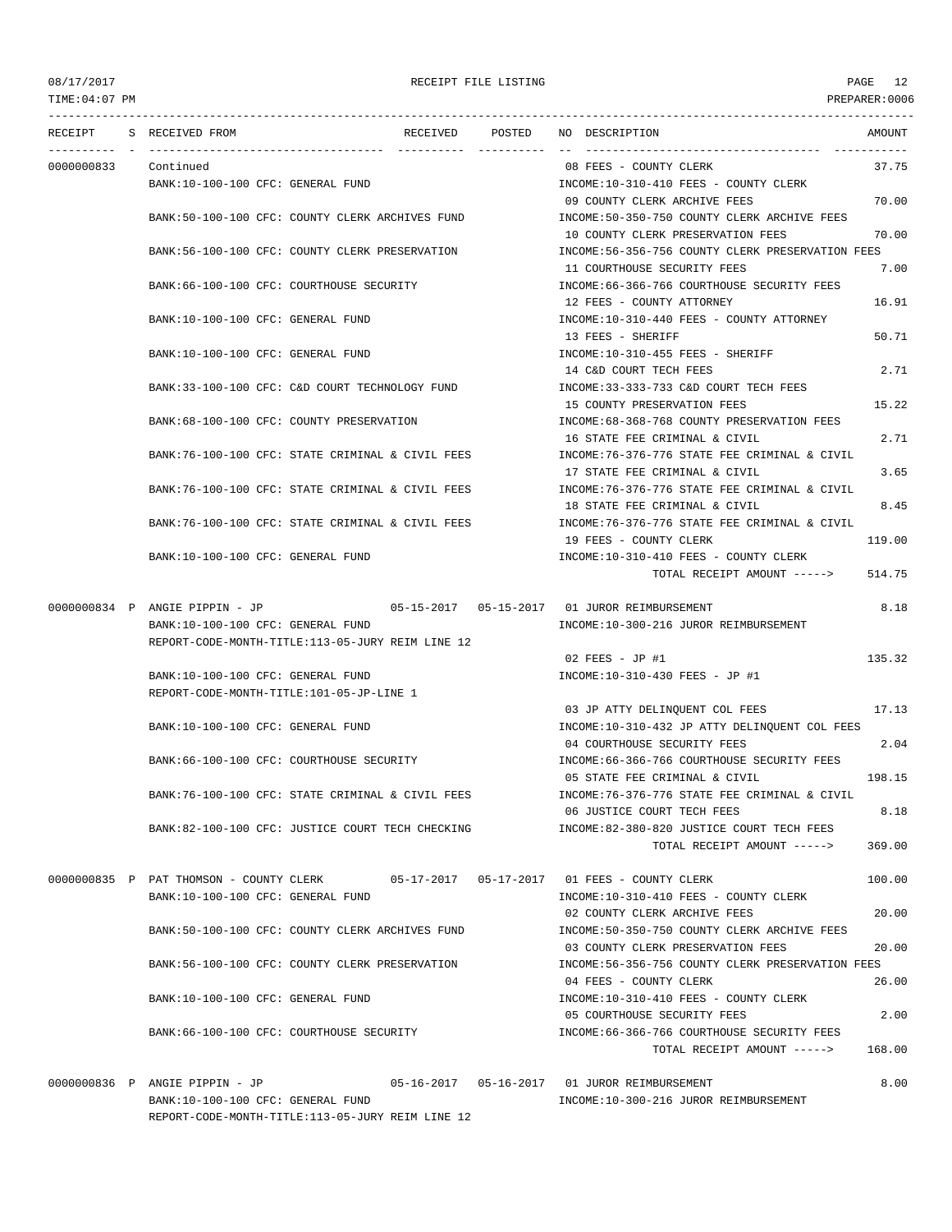RECEIPT FILE LISTING

| RECEIPT | S | RECEIVED FROM | RECEIVED | POSTED | NO | DESCRIPTION | AMOUNT |
|---|---|---|---|---|---|---|---|
| 0000000833 | | Continued | | | 08 | FEES - COUNTY CLERK | 37.75 |
| | | BANK:10-100-100 CFC: GENERAL FUND | | | | INCOME:10-310-410 FEES - COUNTY CLERK | |
| | | | | | 09 | COUNTY CLERK ARCHIVE FEES | 70.00 |
| | | BANK:50-100-100 CFC: COUNTY CLERK ARCHIVES FUND | | | | INCOME:50-350-750 COUNTY CLERK ARCHIVE FEES | |
| | | | | | 10 | COUNTY CLERK PRESERVATION FEES | 70.00 |
| | | BANK:56-100-100 CFC: COUNTY CLERK PRESERVATION | | | | INCOME:56-356-756 COUNTY CLERK PRESERVATION FEES | |
| | | | | | 11 | COURTHOUSE SECURITY FEES | 7.00 |
| | | BANK:66-100-100 CFC: COURTHOUSE SECURITY | | | | INCOME:66-366-766 COURTHOUSE SECURITY FEES | |
| | | | | | 12 | FEES - COUNTY ATTORNEY | 16.91 |
| | | BANK:10-100-100 CFC: GENERAL FUND | | | | INCOME:10-310-440 FEES - COUNTY ATTORNEY | |
| | | | | | 13 | FEES - SHERIFF | 50.71 |
| | | BANK:10-100-100 CFC: GENERAL FUND | | | | INCOME:10-310-455 FEES - SHERIFF | |
| | | | | | 14 | C&D COURT TECH FEES | 2.71 |
| | | BANK:33-100-100 CFC: C&D COURT TECHNOLOGY FUND | | | | INCOME:33-333-733 C&D COURT TECH FEES | |
| | | | | | 15 | COUNTY PRESERVATION FEES | 15.22 |
| | | BANK:68-100-100 CFC: COUNTY PRESERVATION | | | | INCOME:68-368-768 COUNTY PRESERVATION FEES | |
| | | | | | 16 | STATE FEE CRIMINAL & CIVIL | 2.71 |
| | | BANK:76-100-100 CFC: STATE CRIMINAL & CIVIL FEES | | | | INCOME:76-376-776 STATE FEE CRIMINAL & CIVIL | |
| | | | | | 17 | STATE FEE CRIMINAL & CIVIL | 3.65 |
| | | BANK:76-100-100 CFC: STATE CRIMINAL & CIVIL FEES | | | | INCOME:76-376-776 STATE FEE CRIMINAL & CIVIL | |
| | | | | | 18 | STATE FEE CRIMINAL & CIVIL | 8.45 |
| | | BANK:76-100-100 CFC: STATE CRIMINAL & CIVIL FEES | | | | INCOME:76-376-776 STATE FEE CRIMINAL & CIVIL | |
| | | | | | 19 | FEES - COUNTY CLERK | 119.00 |
| | | BANK:10-100-100 CFC: GENERAL FUND | | | | INCOME:10-310-410 FEES - COUNTY CLERK | |
| | | | | | | TOTAL RECEIPT AMOUNT -----> | 514.75 |
| 0000000834 | P | ANGIE PIPPIN - JP | 05-15-2017 | 05-15-2017 | 01 | JUROR REIMBURSEMENT | 8.18 |
| | | BANK:10-100-100 CFC: GENERAL FUND | | | | INCOME:10-300-216 JUROR REIMBURSEMENT | |
| | | REPORT-CODE-MONTH-TITLE:113-05-JURY REIM LINE 12 | | | | | |
| | | | | | 02 | FEES - JP #1 | 135.32 |
| | | BANK:10-100-100 CFC: GENERAL FUND | | | | INCOME:10-310-430 FEES - JP #1 | |
| | | REPORT-CODE-MONTH-TITLE:101-05-JP-LINE 1 | | | | | |
| | | | | | 03 | JP ATTY DELINQUENT COL FEES | 17.13 |
| | | BANK:10-100-100 CFC: GENERAL FUND | | | | INCOME:10-310-432 JP ATTY DELINQUENT COL FEES | |
| | | | | | 04 | COURTHOUSE SECURITY FEES | 2.04 |
| | | BANK:66-100-100 CFC: COURTHOUSE SECURITY | | | | INCOME:66-366-766 COURTHOUSE SECURITY FEES | |
| | | | | | 05 | STATE FEE CRIMINAL & CIVIL | 198.15 |
| | | BANK:76-100-100 CFC: STATE CRIMINAL & CIVIL FEES | | | | INCOME:76-376-776 STATE FEE CRIMINAL & CIVIL | |
| | | | | | 06 | JUSTICE COURT TECH FEES | 8.18 |
| | | BANK:82-100-100 CFC: JUSTICE COURT TECH CHECKING | | | | INCOME:82-380-820 JUSTICE COURT TECH FEES | |
| | | | | | | TOTAL RECEIPT AMOUNT -----> | 369.00 |
| 0000000835 | P | PAT THOMSON - COUNTY CLERK | 05-17-2017 | 05-17-2017 | 01 | FEES - COUNTY CLERK | 100.00 |
| | | BANK:10-100-100 CFC: GENERAL FUND | | | | INCOME:10-310-410 FEES - COUNTY CLERK | |
| | | | | | 02 | COUNTY CLERK ARCHIVE FEES | 20.00 |
| | | BANK:50-100-100 CFC: COUNTY CLERK ARCHIVES FUND | | | | INCOME:50-350-750 COUNTY CLERK ARCHIVE FEES | |
| | | | | | 03 | COUNTY CLERK PRESERVATION FEES | 20.00 |
| | | BANK:56-100-100 CFC: COUNTY CLERK PRESERVATION | | | | INCOME:56-356-756 COUNTY CLERK PRESERVATION FEES | |
| | | | | | 04 | FEES - COUNTY CLERK | 26.00 |
| | | BANK:10-100-100 CFC: GENERAL FUND | | | | INCOME:10-310-410 FEES - COUNTY CLERK | |
| | | | | | 05 | COURTHOUSE SECURITY FEES | 2.00 |
| | | BANK:66-100-100 CFC: COURTHOUSE SECURITY | | | | INCOME:66-366-766 COURTHOUSE SECURITY FEES | |
| | | | | | | TOTAL RECEIPT AMOUNT -----> | 168.00 |
| 0000000836 | P | ANGIE PIPPIN - JP | 05-16-2017 | 05-16-2017 | 01 | JUROR REIMBURSEMENT | 8.00 |
| | | BANK:10-100-100 CFC: GENERAL FUND | | | | INCOME:10-300-216 JUROR REIMBURSEMENT | |
| | | REPORT-CODE-MONTH-TITLE:113-05-JURY REIM LINE 12 | | | | | |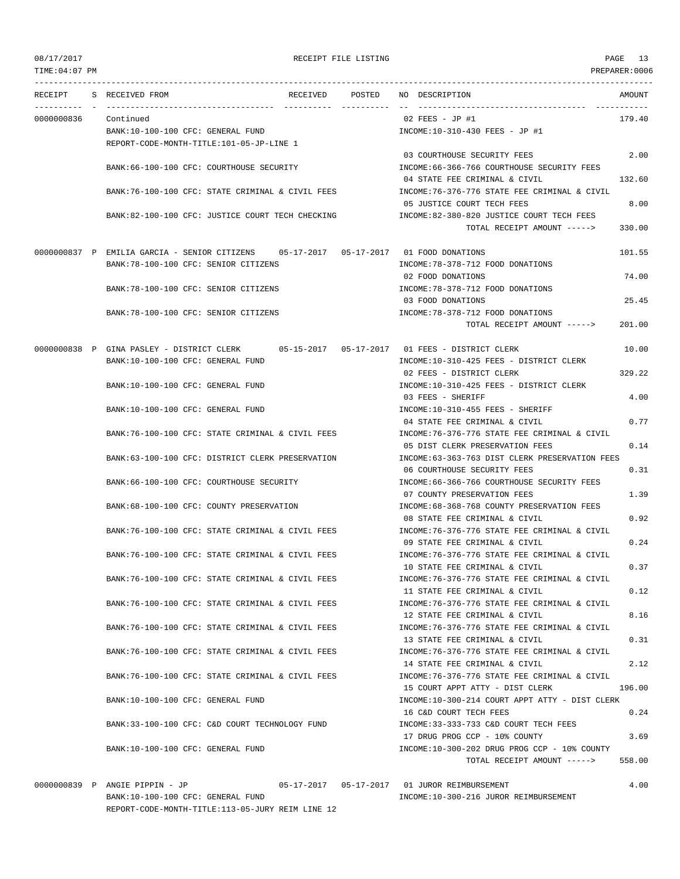RECEIPT FILE LISTING

08/17/2017
TIME:04:07 PM
PREPARER:0006

| RECEIPT | S | RECEIVED FROM | RECEIVED | POSTED | NO | DESCRIPTION | AMOUNT |
|---|---|---|---|---|---|---|---|
| 0000000836 | | Continued | | | 02 | FEES - JP #1 | 179.40 |
| | | BANK:10-100-100 CFC: GENERAL FUND | | | | INCOME:10-310-430 FEES - JP #1 | |
| | | REPORT-CODE-MONTH-TITLE:101-05-JP-LINE 1 | | | | | |
| | | | | | 03 | COURTHOUSE SECURITY FEES | 2.00 |
| | | BANK:66-100-100 CFC: COURTHOUSE SECURITY | | | | INCOME:66-366-766 COURTHOUSE SECURITY FEES | |
| | | | | | 04 | STATE FEE CRIMINAL & CIVIL | 132.60 |
| | | BANK:76-100-100 CFC: STATE CRIMINAL & CIVIL FEES | | | | INCOME:76-376-776 STATE FEE CRIMINAL & CIVIL | |
| | | | | | 05 | JUSTICE COURT TECH FEES | 8.00 |
| | | BANK:82-100-100 CFC: JUSTICE COURT TECH CHECKING | | | | INCOME:82-380-820 JUSTICE COURT TECH FEES | |
| | | | | | | TOTAL RECEIPT AMOUNT -----> | 330.00 |
| 0000000837 | P | EMILIA GARCIA - SENIOR CITIZENS | 05-17-2017 | 05-17-2017 | 01 | FOOD DONATIONS | 101.55 |
| | | BANK:78-100-100 CFC: SENIOR CITIZENS | | | | INCOME:78-378-712 FOOD DONATIONS | |
| | | | | | 02 | FOOD DONATIONS | 74.00 |
| | | BANK:78-100-100 CFC: SENIOR CITIZENS | | | | INCOME:78-378-712 FOOD DONATIONS | |
| | | | | | 03 | FOOD DONATIONS | 25.45 |
| | | BANK:78-100-100 CFC: SENIOR CITIZENS | | | | INCOME:78-378-712 FOOD DONATIONS | |
| | | | | | | TOTAL RECEIPT AMOUNT -----> | 201.00 |
| 0000000838 | P | GINA PASLEY - DISTRICT CLERK | 05-15-2017 | 05-17-2017 | 01 | FEES - DISTRICT CLERK | 10.00 |
| | | BANK:10-100-100 CFC: GENERAL FUND | | | | INCOME:10-310-425 FEES - DISTRICT CLERK | |
| | | | | | 02 | FEES - DISTRICT CLERK | 329.22 |
| | | BANK:10-100-100 CFC: GENERAL FUND | | | | INCOME:10-310-425 FEES - DISTRICT CLERK | |
| | | | | | 03 | FEES - SHERIFF | 4.00 |
| | | BANK:10-100-100 CFC: GENERAL FUND | | | | INCOME:10-310-455 FEES - SHERIFF | |
| | | | | | 04 | STATE FEE CRIMINAL & CIVIL | 0.77 |
| | | BANK:76-100-100 CFC: STATE CRIMINAL & CIVIL FEES | | | | INCOME:76-376-776 STATE FEE CRIMINAL & CIVIL | |
| | | | | | 05 | DIST CLERK PRESERVATION FEES | 0.14 |
| | | BANK:63-100-100 CFC: DISTRICT CLERK PRESERVATION | | | | INCOME:63-363-763 DIST CLERK PRESERVATION FEES | |
| | | | | | 06 | COURTHOUSE SECURITY FEES | 0.31 |
| | | BANK:66-100-100 CFC: COURTHOUSE SECURITY | | | | INCOME:66-366-766 COURTHOUSE SECURITY FEES | |
| | | | | | 07 | COUNTY PRESERVATION FEES | 1.39 |
| | | BANK:68-100-100 CFC: COUNTY PRESERVATION | | | | INCOME:68-368-768 COUNTY PRESERVATION FEES | |
| | | | | | 08 | STATE FEE CRIMINAL & CIVIL | 0.92 |
| | | BANK:76-100-100 CFC: STATE CRIMINAL & CIVIL FEES | | | | INCOME:76-376-776 STATE FEE CRIMINAL & CIVIL | |
| | | | | | 09 | STATE FEE CRIMINAL & CIVIL | 0.24 |
| | | BANK:76-100-100 CFC: STATE CRIMINAL & CIVIL FEES | | | | INCOME:76-376-776 STATE FEE CRIMINAL & CIVIL | |
| | | | | | 10 | STATE FEE CRIMINAL & CIVIL | 0.37 |
| | | BANK:76-100-100 CFC: STATE CRIMINAL & CIVIL FEES | | | | INCOME:76-376-776 STATE FEE CRIMINAL & CIVIL | |
| | | | | | 11 | STATE FEE CRIMINAL & CIVIL | 0.12 |
| | | BANK:76-100-100 CFC: STATE CRIMINAL & CIVIL FEES | | | | INCOME:76-376-776 STATE FEE CRIMINAL & CIVIL | |
| | | | | | 12 | STATE FEE CRIMINAL & CIVIL | 8.16 |
| | | BANK:76-100-100 CFC: STATE CRIMINAL & CIVIL FEES | | | | INCOME:76-376-776 STATE FEE CRIMINAL & CIVIL | |
| | | | | | 13 | STATE FEE CRIMINAL & CIVIL | 0.31 |
| | | BANK:76-100-100 CFC: STATE CRIMINAL & CIVIL FEES | | | | INCOME:76-376-776 STATE FEE CRIMINAL & CIVIL | |
| | | | | | 14 | STATE FEE CRIMINAL & CIVIL | 2.12 |
| | | BANK:76-100-100 CFC: STATE CRIMINAL & CIVIL FEES | | | | INCOME:76-376-776 STATE FEE CRIMINAL & CIVIL | |
| | | | | | 15 | COURT APPT ATTY - DIST CLERK | 196.00 |
| | | BANK:10-100-100 CFC: GENERAL FUND | | | | INCOME:10-300-214 COURT APPT ATTY - DIST CLERK | |
| | | | | | 16 | C&D COURT TECH FEES | 0.24 |
| | | BANK:33-100-100 CFC: C&D COURT TECHNOLOGY FUND | | | | INCOME:33-333-733 C&D COURT TECH FEES | |
| | | | | | 17 | DRUG PROG CCP - 10% COUNTY | 3.69 |
| | | BANK:10-100-100 CFC: GENERAL FUND | | | | INCOME:10-300-202 DRUG PROG CCP - 10% COUNTY | |
| | | | | | | TOTAL RECEIPT AMOUNT -----> | 558.00 |
| 0000000839 | P | ANGIE PIPPIN - JP | 05-17-2017 | 05-17-2017 | 01 | JUROR REIMBURSEMENT | 4.00 |
| | | BANK:10-100-100 CFC: GENERAL FUND | | | | INCOME:10-300-216 JUROR REIMBURSEMENT | |
| | | REPORT-CODE-MONTH-TITLE:113-05-JURY REIM LINE 12 | | | | | |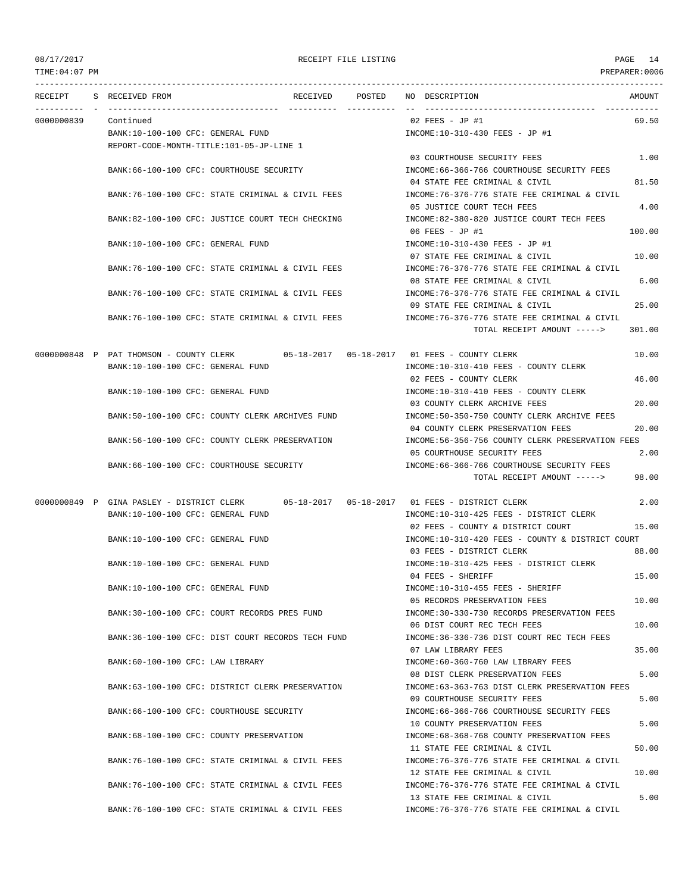RECEIPT FILE LISTING

| RECEIPT | S | RECEIVED FROM | RECEIVED | POSTED | NO DESCRIPTION | AMOUNT |
|---|---|---|---|---|---|---|
| 0000000839 | | Continued | | | 02 FEES - JP #1 | 69.50 |
| | | BANK:10-100-100 CFC: GENERAL FUND | | | INCOME:10-310-430 FEES - JP #1 | |
| | | REPORT-CODE-MONTH-TITLE:101-05-JP-LINE 1 | | | | |
| | | | | | 03 COURTHOUSE SECURITY FEES | 1.00 |
| | | BANK:66-100-100 CFC: COURTHOUSE SECURITY | | | INCOME:66-366-766 COURTHOUSE SECURITY FEES | |
| | | | | | 04 STATE FEE CRIMINAL & CIVIL | 81.50 |
| | | BANK:76-100-100 CFC: STATE CRIMINAL & CIVIL FEES | | | INCOME:76-376-776 STATE FEE CRIMINAL & CIVIL | |
| | | | | | 05 JUSTICE COURT TECH FEES | 4.00 |
| | | BANK:82-100-100 CFC: JUSTICE COURT TECH CHECKING | | | INCOME:82-380-820 JUSTICE COURT TECH FEES | |
| | | | | | 06 FEES - JP #1 | 100.00 |
| | | BANK:10-100-100 CFC: GENERAL FUND | | | INCOME:10-310-430 FEES - JP #1 | |
| | | | | | 07 STATE FEE CRIMINAL & CIVIL | 10.00 |
| | | BANK:76-100-100 CFC: STATE CRIMINAL & CIVIL FEES | | | INCOME:76-376-776 STATE FEE CRIMINAL & CIVIL | |
| | | | | | 08 STATE FEE CRIMINAL & CIVIL | 6.00 |
| | | BANK:76-100-100 CFC: STATE CRIMINAL & CIVIL FEES | | | INCOME:76-376-776 STATE FEE CRIMINAL & CIVIL | |
| | | | | | 09 STATE FEE CRIMINAL & CIVIL | 25.00 |
| | | BANK:76-100-100 CFC: STATE CRIMINAL & CIVIL FEES | | | INCOME:76-376-776 STATE FEE CRIMINAL & CIVIL | |
| | | | | | TOTAL RECEIPT AMOUNT -----> | 301.00 |
| 0000000848 | P | PAT THOMSON - COUNTY CLERK | 05-18-2017 | 05-18-2017 | 01 FEES - COUNTY CLERK | 10.00 |
| | | BANK:10-100-100 CFC: GENERAL FUND | | | INCOME:10-310-410 FEES - COUNTY CLERK | |
| | | | | | 02 FEES - COUNTY CLERK | 46.00 |
| | | BANK:10-100-100 CFC: GENERAL FUND | | | INCOME:10-310-410 FEES - COUNTY CLERK | |
| | | | | | 03 COUNTY CLERK ARCHIVE FEES | 20.00 |
| | | BANK:50-100-100 CFC: COUNTY CLERK ARCHIVES FUND | | | INCOME:50-350-750 COUNTY CLERK ARCHIVE FEES | |
| | | | | | 04 COUNTY CLERK PRESERVATION FEES | 20.00 |
| | | BANK:56-100-100 CFC: COUNTY CLERK PRESERVATION | | | INCOME:56-356-756 COUNTY CLERK PRESERVATION FEES | |
| | | | | | 05 COURTHOUSE SECURITY FEES | 2.00 |
| | | BANK:66-100-100 CFC: COURTHOUSE SECURITY | | | INCOME:66-366-766 COURTHOUSE SECURITY FEES | |
| | | | | | TOTAL RECEIPT AMOUNT -----> | 98.00 |
| 0000000849 | P | GINA PASLEY - DISTRICT CLERK | 05-18-2017 | 05-18-2017 | 01 FEES - DISTRICT CLERK | 2.00 |
| | | BANK:10-100-100 CFC: GENERAL FUND | | | INCOME:10-310-425 FEES - DISTRICT CLERK | |
| | | | | | 02 FEES - COUNTY & DISTRICT COURT | 15.00 |
| | | BANK:10-100-100 CFC: GENERAL FUND | | | INCOME:10-310-420 FEES - COUNTY & DISTRICT COURT | |
| | | | | | 03 FEES - DISTRICT CLERK | 88.00 |
| | | BANK:10-100-100 CFC: GENERAL FUND | | | INCOME:10-310-425 FEES - DISTRICT CLERK | |
| | | | | | 04 FEES - SHERIFF | 15.00 |
| | | BANK:10-100-100 CFC: GENERAL FUND | | | INCOME:10-310-455 FEES - SHERIFF | |
| | | | | | 05 RECORDS PRESERVATION FEES | 10.00 |
| | | BANK:30-100-100 CFC: COURT RECORDS PRES FUND | | | INCOME:30-330-730 RECORDS PRESERVATION FEES | |
| | | | | | 06 DIST COURT REC TECH FEES | 10.00 |
| | | BANK:36-100-100 CFC: DIST COURT RECORDS TECH FUND | | | INCOME:36-336-736 DIST COURT REC TECH FEES | |
| | | | | | 07 LAW LIBRARY FEES | 35.00 |
| | | BANK:60-100-100 CFC: LAW LIBRARY | | | INCOME:60-360-760 LAW LIBRARY FEES | |
| | | | | | 08 DIST CLERK PRESERVATION FEES | 5.00 |
| | | BANK:63-100-100 CFC: DISTRICT CLERK PRESERVATION | | | INCOME:63-363-763 DIST CLERK PRESERVATION FEES | |
| | | | | | 09 COURTHOUSE SECURITY FEES | 5.00 |
| | | BANK:66-100-100 CFC: COURTHOUSE SECURITY | | | INCOME:66-366-766 COURTHOUSE SECURITY FEES | |
| | | | | | 10 COUNTY PRESERVATION FEES | 5.00 |
| | | BANK:68-100-100 CFC: COUNTY PRESERVATION | | | INCOME:68-368-768 COUNTY PRESERVATION FEES | |
| | | | | | 11 STATE FEE CRIMINAL & CIVIL | 50.00 |
| | | BANK:76-100-100 CFC: STATE CRIMINAL & CIVIL FEES | | | INCOME:76-376-776 STATE FEE CRIMINAL & CIVIL | |
| | | | | | 12 STATE FEE CRIMINAL & CIVIL | 10.00 |
| | | BANK:76-100-100 CFC: STATE CRIMINAL & CIVIL FEES | | | INCOME:76-376-776 STATE FEE CRIMINAL & CIVIL | |
| | | | | | 13 STATE FEE CRIMINAL & CIVIL | 5.00 |
| | | BANK:76-100-100 CFC: STATE CRIMINAL & CIVIL FEES | | | INCOME:76-376-776 STATE FEE CRIMINAL & CIVIL | |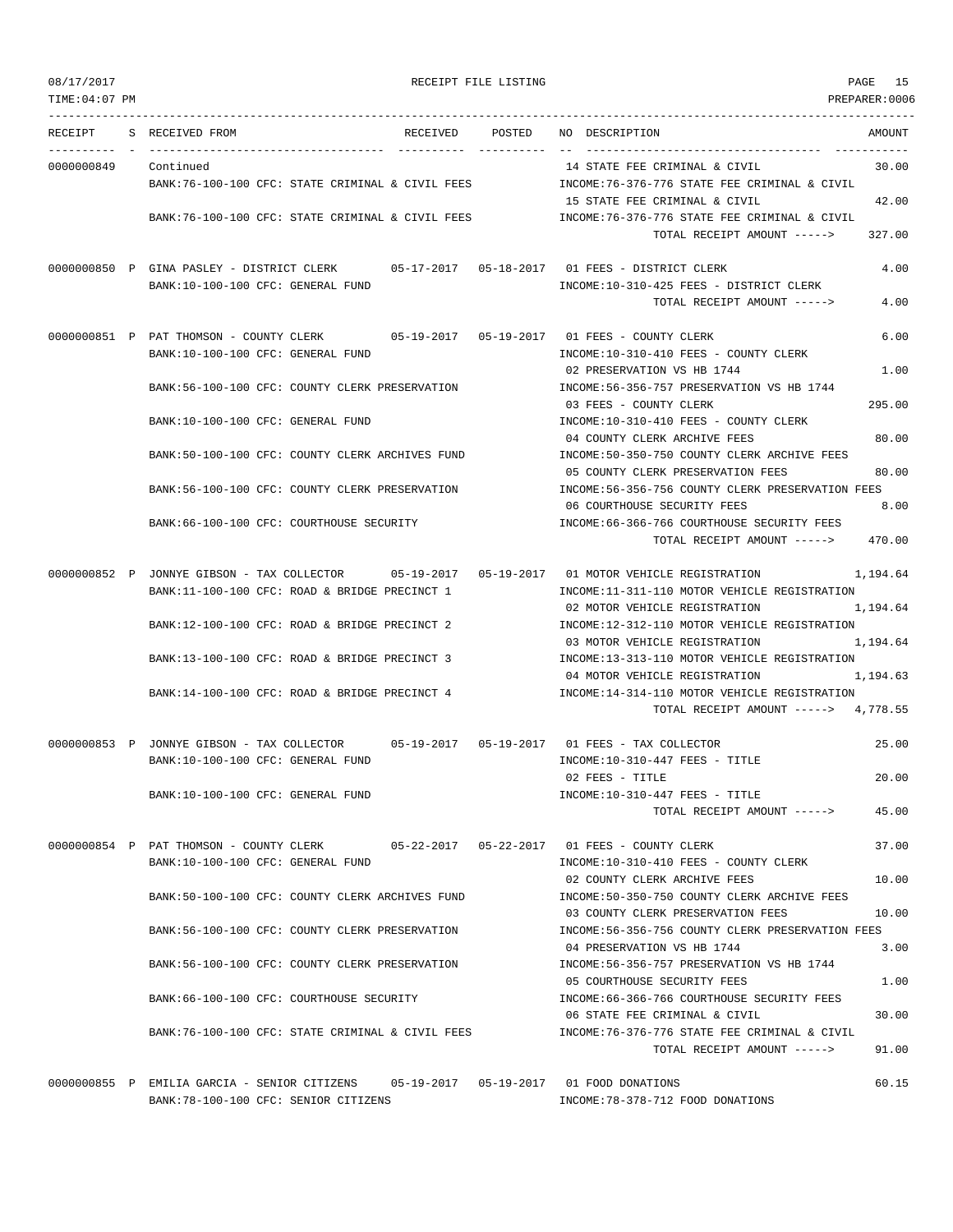| RECEIPT | S | RECEIVED FROM | RECEIVED | POSTED | NO | DESCRIPTION | AMOUNT |
|---|---|---|---|---|---|---|---|
| 0000000849 | | Continued | | | 14 | STATE FEE CRIMINAL & CIVIL | 30.00 |
| | | BANK:76-100-100 CFC: STATE CRIMINAL & CIVIL FEES | | | | INCOME:76-376-776 STATE FEE CRIMINAL & CIVIL | |
| | | | | | 15 | STATE FEE CRIMINAL & CIVIL | 42.00 |
| | | BANK:76-100-100 CFC: STATE CRIMINAL & CIVIL FEES | | | | INCOME:76-376-776 STATE FEE CRIMINAL & CIVIL | |
| | | | | | | TOTAL RECEIPT AMOUNT -----> | 327.00 |
| 0000000850 | P | GINA PASLEY - DISTRICT CLERK | 05-17-2017 | 05-18-2017 | 01 | FEES - DISTRICT CLERK | 4.00 |
| | | BANK:10-100-100 CFC: GENERAL FUND | | | | INCOME:10-310-425 FEES - DISTRICT CLERK | |
| | | | | | | TOTAL RECEIPT AMOUNT -----> | 4.00 |
| 0000000851 | P | PAT THOMSON - COUNTY CLERK | 05-19-2017 | 05-19-2017 | 01 | FEES - COUNTY CLERK | 6.00 |
| | | BANK:10-100-100 CFC: GENERAL FUND | | | | INCOME:10-310-410 FEES - COUNTY CLERK | |
| | | | | | 02 | PRESERVATION VS HB 1744 | 1.00 |
| | | BANK:56-100-100 CFC: COUNTY CLERK PRESERVATION | | | | INCOME:56-356-757 PRESERVATION VS HB 1744 | |
| | | | | | 03 | FEES - COUNTY CLERK | 295.00 |
| | | BANK:10-100-100 CFC: GENERAL FUND | | | | INCOME:10-310-410 FEES - COUNTY CLERK | |
| | | | | | 04 | COUNTY CLERK ARCHIVE FEES | 80.00 |
| | | BANK:50-100-100 CFC: COUNTY CLERK ARCHIVES FUND | | | | INCOME:50-350-750 COUNTY CLERK ARCHIVE FEES | |
| | | | | | 05 | COUNTY CLERK PRESERVATION FEES | 80.00 |
| | | BANK:56-100-100 CFC: COUNTY CLERK PRESERVATION | | | | INCOME:56-356-756 COUNTY CLERK PRESERVATION FEES | |
| | | | | | 06 | COURTHOUSE SECURITY FEES | 8.00 |
| | | BANK:66-100-100 CFC: COURTHOUSE SECURITY | | | | INCOME:66-366-766 COURTHOUSE SECURITY FEES | |
| | | | | | | TOTAL RECEIPT AMOUNT -----> | 470.00 |
| 0000000852 | P | JONNYE GIBSON - TAX COLLECTOR | 05-19-2017 | 05-19-2017 | 01 | MOTOR VEHICLE REGISTRATION | 1,194.64 |
| | | BANK:11-100-100 CFC: ROAD & BRIDGE PRECINCT 1 | | | | INCOME:11-311-110 MOTOR VEHICLE REGISTRATION | |
| | | | | | 02 | MOTOR VEHICLE REGISTRATION | 1,194.64 |
| | | BANK:12-100-100 CFC: ROAD & BRIDGE PRECINCT 2 | | | | INCOME:12-312-110 MOTOR VEHICLE REGISTRATION | |
| | | | | | 03 | MOTOR VEHICLE REGISTRATION | 1,194.64 |
| | | BANK:13-100-100 CFC: ROAD & BRIDGE PRECINCT 3 | | | | INCOME:13-313-110 MOTOR VEHICLE REGISTRATION | |
| | | | | | 04 | MOTOR VEHICLE REGISTRATION | 1,194.63 |
| | | BANK:14-100-100 CFC: ROAD & BRIDGE PRECINCT 4 | | | | INCOME:14-314-110 MOTOR VEHICLE REGISTRATION | |
| | | | | | | TOTAL RECEIPT AMOUNT -----> | 4,778.55 |
| 0000000853 | P | JONNYE GIBSON - TAX COLLECTOR | 05-19-2017 | 05-19-2017 | 01 | FEES - TAX COLLECTOR | 25.00 |
| | | BANK:10-100-100 CFC: GENERAL FUND | | | | INCOME:10-310-447 FEES - TITLE | |
| | | | | | 02 | FEES - TITLE | 20.00 |
| | | BANK:10-100-100 CFC: GENERAL FUND | | | | INCOME:10-310-447 FEES - TITLE | |
| | | | | | | TOTAL RECEIPT AMOUNT -----> | 45.00 |
| 0000000854 | P | PAT THOMSON - COUNTY CLERK | 05-22-2017 | 05-22-2017 | 01 | FEES - COUNTY CLERK | 37.00 |
| | | BANK:10-100-100 CFC: GENERAL FUND | | | | INCOME:10-310-410 FEES - COUNTY CLERK | |
| | | | | | 02 | COUNTY CLERK ARCHIVE FEES | 10.00 |
| | | BANK:50-100-100 CFC: COUNTY CLERK ARCHIVES FUND | | | | INCOME:50-350-750 COUNTY CLERK ARCHIVE FEES | |
| | | | | | 03 | COUNTY CLERK PRESERVATION FEES | 10.00 |
| | | BANK:56-100-100 CFC: COUNTY CLERK PRESERVATION | | | | INCOME:56-356-756 COUNTY CLERK PRESERVATION FEES | |
| | | | | | 04 | PRESERVATION VS HB 1744 | 3.00 |
| | | BANK:56-100-100 CFC: COUNTY CLERK PRESERVATION | | | | INCOME:56-356-757 PRESERVATION VS HB 1744 | |
| | | | | | 05 | COURTHOUSE SECURITY FEES | 1.00 |
| | | BANK:66-100-100 CFC: COURTHOUSE SECURITY | | | | INCOME:66-366-766 COURTHOUSE SECURITY FEES | |
| | | | | | 06 | STATE FEE CRIMINAL & CIVIL | 30.00 |
| | | BANK:76-100-100 CFC: STATE CRIMINAL & CIVIL FEES | | | | INCOME:76-376-776 STATE FEE CRIMINAL & CIVIL | |
| | | | | | | TOTAL RECEIPT AMOUNT -----> | 91.00 |
| 0000000855 | P | EMILIA GARCIA - SENIOR CITIZENS | 05-19-2017 | 05-19-2017 | 01 | FOOD DONATIONS | 60.15 |
| | | BANK:78-100-100 CFC: SENIOR CITIZENS | | | | INCOME:78-378-712 FOOD DONATIONS | |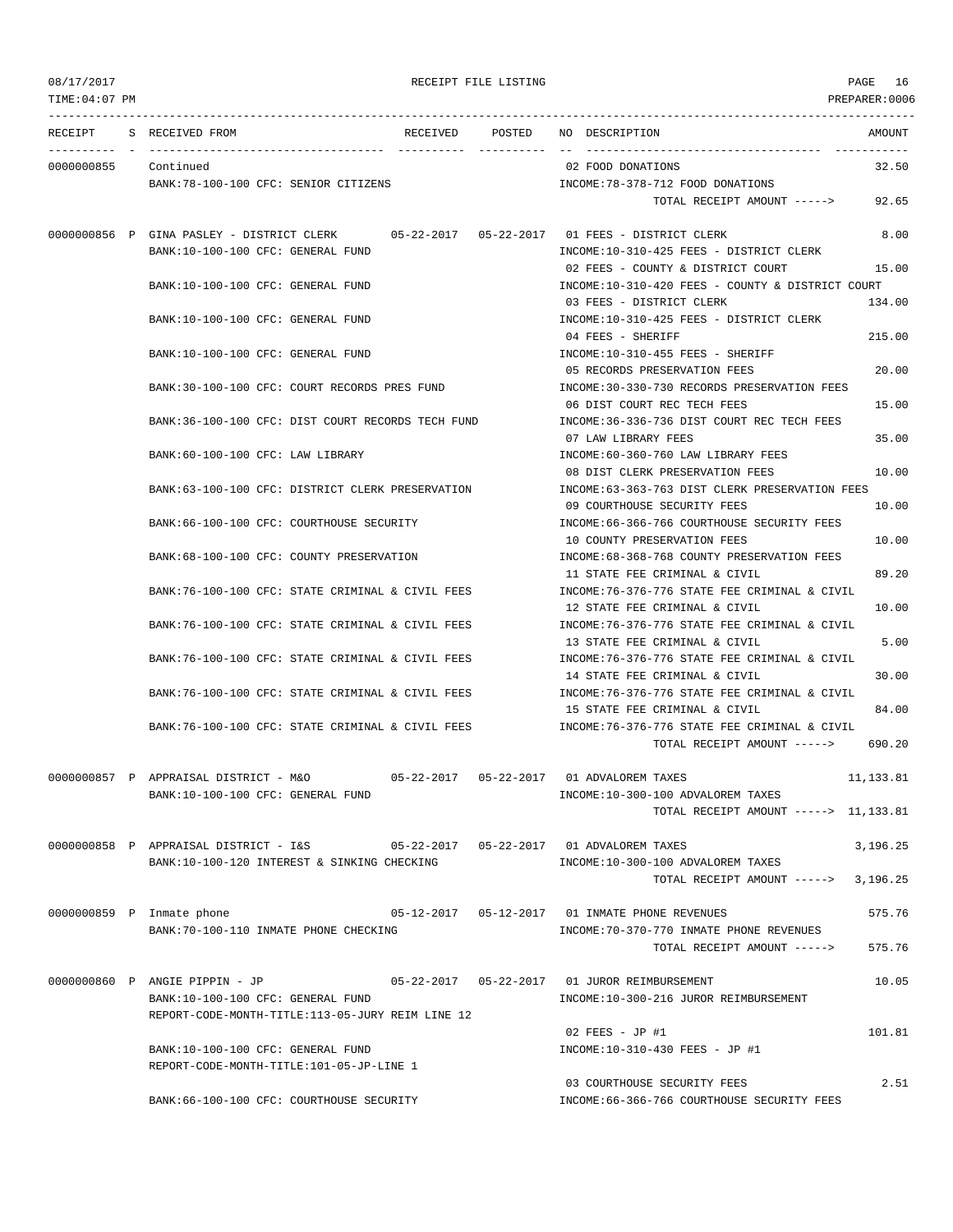| RECEIPT | S | RECEIVED FROM | RECEIVED | POSTED | NO | DESCRIPTION | AMOUNT |
|---|---|---|---|---|---|---|---|
| 0000000855 | | Continued | | | 02 | FOOD DONATIONS | 32.50 |
| | | BANK:78-100-100 CFC: SENIOR CITIZENS | | | | INCOME:78-378-712 FOOD DONATIONS | |
| | | | | | | TOTAL RECEIPT AMOUNT -----> | 92.65 |
| 0000000856 | P | GINA PASLEY - DISTRICT CLERK | 05-22-2017 | 05-22-2017 | 01 | FEES - DISTRICT CLERK | 8.00 |
| | | BANK:10-100-100 CFC: GENERAL FUND | | | | INCOME:10-310-425 FEES - DISTRICT CLERK | |
| | | | | | 02 | FEES - COUNTY & DISTRICT COURT | 15.00 |
| | | BANK:10-100-100 CFC: GENERAL FUND | | | | INCOME:10-310-420 FEES - COUNTY & DISTRICT COURT | |
| | | | | | 03 | FEES - DISTRICT CLERK | 134.00 |
| | | BANK:10-100-100 CFC: GENERAL FUND | | | | INCOME:10-310-425 FEES - DISTRICT CLERK | |
| | | | | | 04 | FEES - SHERIFF | 215.00 |
| | | BANK:10-100-100 CFC: GENERAL FUND | | | | INCOME:10-310-455 FEES - SHERIFF | |
| | | | | | 05 | RECORDS PRESERVATION FEES | 20.00 |
| | | BANK:30-100-100 CFC: COURT RECORDS PRES FUND | | | | INCOME:30-330-730 RECORDS PRESERVATION FEES | |
| | | | | | 06 | DIST COURT REC TECH FEES | 15.00 |
| | | BANK:36-100-100 CFC: DIST COURT RECORDS TECH FUND | | | | INCOME:36-336-736 DIST COURT REC TECH FEES | |
| | | | | | 07 | LAW LIBRARY FEES | 35.00 |
| | | BANK:60-100-100 CFC: LAW LIBRARY | | | | INCOME:60-360-760 LAW LIBRARY FEES | |
| | | | | | 08 | DIST CLERK PRESERVATION FEES | 10.00 |
| | | BANK:63-100-100 CFC: DISTRICT CLERK PRESERVATION | | | | INCOME:63-363-763 DIST CLERK PRESERVATION FEES | |
| | | | | | 09 | COURTHOUSE SECURITY FEES | 10.00 |
| | | BANK:66-100-100 CFC: COURTHOUSE SECURITY | | | | INCOME:66-366-766 COURTHOUSE SECURITY FEES | |
| | | | | | 10 | COUNTY PRESERVATION FEES | 10.00 |
| | | BANK:68-100-100 CFC: COUNTY PRESERVATION | | | | INCOME:68-368-768 COUNTY PRESERVATION FEES | |
| | | | | | 11 | STATE FEE CRIMINAL & CIVIL | 89.20 |
| | | BANK:76-100-100 CFC: STATE CRIMINAL & CIVIL FEES | | | | INCOME:76-376-776 STATE FEE CRIMINAL & CIVIL | |
| | | | | | 12 | STATE FEE CRIMINAL & CIVIL | 10.00 |
| | | BANK:76-100-100 CFC: STATE CRIMINAL & CIVIL FEES | | | | INCOME:76-376-776 STATE FEE CRIMINAL & CIVIL | |
| | | | | | 13 | STATE FEE CRIMINAL & CIVIL | 5.00 |
| | | BANK:76-100-100 CFC: STATE CRIMINAL & CIVIL FEES | | | | INCOME:76-376-776 STATE FEE CRIMINAL & CIVIL | |
| | | | | | 14 | STATE FEE CRIMINAL & CIVIL | 30.00 |
| | | BANK:76-100-100 CFC: STATE CRIMINAL & CIVIL FEES | | | | INCOME:76-376-776 STATE FEE CRIMINAL & CIVIL | |
| | | | | | 15 | STATE FEE CRIMINAL & CIVIL | 84.00 |
| | | BANK:76-100-100 CFC: STATE CRIMINAL & CIVIL FEES | | | | INCOME:76-376-776 STATE FEE CRIMINAL & CIVIL | |
| | | | | | | TOTAL RECEIPT AMOUNT -----> | 690.20 |
| 0000000857 | P | APPRAISAL DISTRICT - M&O | 05-22-2017 | 05-22-2017 | 01 | ADVALOREM TAXES | 11,133.81 |
| | | BANK:10-100-100 CFC: GENERAL FUND | | | | INCOME:10-300-100 ADVALOREM TAXES | |
| | | | | | | TOTAL RECEIPT AMOUNT -----> | 11,133.81 |
| 0000000858 | P | APPRAISAL DISTRICT - I&S | 05-22-2017 | 05-22-2017 | 01 | ADVALOREM TAXES | 3,196.25 |
| | | BANK:10-100-120 INTEREST & SINKING CHECKING | | | | INCOME:10-300-100 ADVALOREM TAXES | |
| | | | | | | TOTAL RECEIPT AMOUNT -----> | 3,196.25 |
| 0000000859 | P | Inmate phone | 05-12-2017 | 05-12-2017 | 01 | INMATE PHONE REVENUES | 575.76 |
| | | BANK:70-100-110 INMATE PHONE CHECKING | | | | INCOME:70-370-770 INMATE PHONE REVENUES | |
| | | | | | | TOTAL RECEIPT AMOUNT -----> | 575.76 |
| 0000000860 | P | ANGIE PIPPIN - JP | 05-22-2017 | 05-22-2017 | 01 | JUROR REIMBURSEMENT | 10.05 |
| | | BANK:10-100-100 CFC: GENERAL FUND | | | | INCOME:10-300-216 JUROR REIMBURSEMENT | |
| | | REPORT-CODE-MONTH-TITLE:113-05-JURY REIM LINE 12 | | | | | |
| | | | | | 02 | FEES - JP #1 | 101.81 |
| | | BANK:10-100-100 CFC: GENERAL FUND | | | | INCOME:10-310-430 FEES - JP #1 | |
| | | REPORT-CODE-MONTH-TITLE:101-05-JP-LINE 1 | | | | | |
| | | | | | 03 | COURTHOUSE SECURITY FEES | 2.51 |
| | | BANK:66-100-100 CFC: COURTHOUSE SECURITY | | | | INCOME:66-366-766 COURTHOUSE SECURITY FEES | |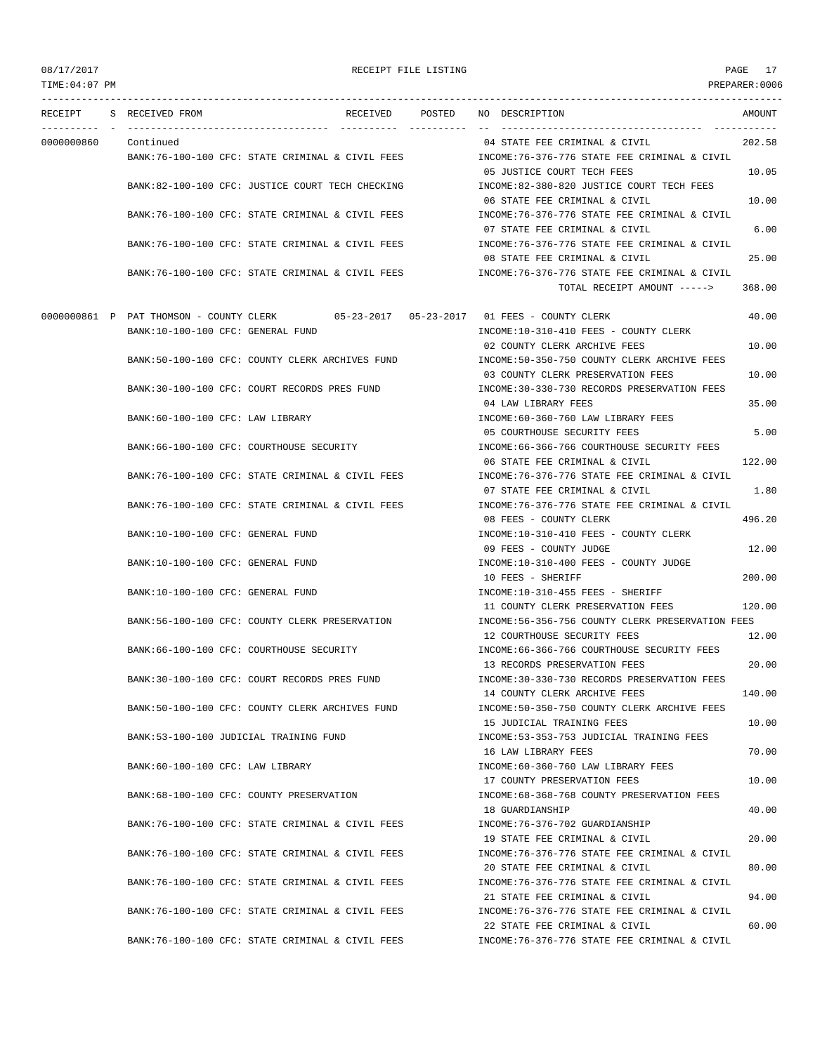08/17/2017 RECEIPT FILE LISTING

TIME:04:07 PM PREPARER:0006

| RECEIPT | S | RECEIVED FROM | RECEIVED | POSTED | NO | DESCRIPTION | AMOUNT |
|---|---|---|---|---|---|---|---|
| 0000000860 | | Continued | | | 04 | STATE FEE CRIMINAL & CIVIL | 202.58 |
| | | BANK:76-100-100 CFC: STATE CRIMINAL & CIVIL FEES | | | | INCOME:76-376-776 STATE FEE CRIMINAL & CIVIL | |
| | | | | | 05 | JUSTICE COURT TECH FEES | 10.05 |
| | | BANK:82-100-100 CFC: JUSTICE COURT TECH CHECKING | | | | INCOME:82-380-820 JUSTICE COURT TECH FEES | |
| | | | | | 06 | STATE FEE CRIMINAL & CIVIL | 10.00 |
| | | BANK:76-100-100 CFC: STATE CRIMINAL & CIVIL FEES | | | | INCOME:76-376-776 STATE FEE CRIMINAL & CIVIL | |
| | | | | | 07 | STATE FEE CRIMINAL & CIVIL | 6.00 |
| | | BANK:76-100-100 CFC: STATE CRIMINAL & CIVIL FEES | | | | INCOME:76-376-776 STATE FEE CRIMINAL & CIVIL | |
| | | | | | 08 | STATE FEE CRIMINAL & CIVIL | 25.00 |
| | | BANK:76-100-100 CFC: STATE CRIMINAL & CIVIL FEES | | | | INCOME:76-376-776 STATE FEE CRIMINAL & CIVIL | |
| | | | | | | TOTAL RECEIPT AMOUNT -----> | 368.00 |
| 0000000861 | P | PAT THOMSON - COUNTY CLERK | 05-23-2017 | 05-23-2017 | 01 | FEES - COUNTY CLERK | 40.00 |
| | | BANK:10-100-100 CFC: GENERAL FUND | | | | INCOME:10-310-410 FEES - COUNTY CLERK | |
| | | | | | 02 | COUNTY CLERK ARCHIVE FEES | 10.00 |
| | | BANK:50-100-100 CFC: COUNTY CLERK ARCHIVES FUND | | | | INCOME:50-350-750 COUNTY CLERK ARCHIVE FEES | |
| | | | | | 03 | COUNTY CLERK PRESERVATION FEES | 10.00 |
| | | BANK:30-100-100 CFC: COURT RECORDS PRES FUND | | | | INCOME:30-330-730 RECORDS PRESERVATION FEES | |
| | | | | | 04 | LAW LIBRARY FEES | 35.00 |
| | | BANK:60-100-100 CFC: LAW LIBRARY | | | | INCOME:60-360-760 LAW LIBRARY FEES | |
| | | | | | 05 | COURTHOUSE SECURITY FEES | 5.00 |
| | | BANK:66-100-100 CFC: COURTHOUSE SECURITY | | | | INCOME:66-366-766 COURTHOUSE SECURITY FEES | |
| | | | | | 06 | STATE FEE CRIMINAL & CIVIL | 122.00 |
| | | BANK:76-100-100 CFC: STATE CRIMINAL & CIVIL FEES | | | | INCOME:76-376-776 STATE FEE CRIMINAL & CIVIL | |
| | | | | | 07 | STATE FEE CRIMINAL & CIVIL | 1.80 |
| | | BANK:76-100-100 CFC: STATE CRIMINAL & CIVIL FEES | | | | INCOME:76-376-776 STATE FEE CRIMINAL & CIVIL | |
| | | | | | 08 | FEES - COUNTY CLERK | 496.20 |
| | | BANK:10-100-100 CFC: GENERAL FUND | | | | INCOME:10-310-410 FEES - COUNTY CLERK | |
| | | | | | 09 | FEES - COUNTY JUDGE | 12.00 |
| | | BANK:10-100-100 CFC: GENERAL FUND | | | | INCOME:10-310-400 FEES - COUNTY JUDGE | |
| | | | | | 10 | FEES - SHERIFF | 200.00 |
| | | BANK:10-100-100 CFC: GENERAL FUND | | | | INCOME:10-310-455 FEES - SHERIFF | |
| | | | | | 11 | COUNTY CLERK PRESERVATION FEES | 120.00 |
| | | BANK:56-100-100 CFC: COUNTY CLERK PRESERVATION | | | | INCOME:56-356-756 COUNTY CLERK PRESERVATION FEES | |
| | | | | | 12 | COURTHOUSE SECURITY FEES | 12.00 |
| | | BANK:66-100-100 CFC: COURTHOUSE SECURITY | | | | INCOME:66-366-766 COURTHOUSE SECURITY FEES | |
| | | | | | 13 | RECORDS PRESERVATION FEES | 20.00 |
| | | BANK:30-100-100 CFC: COURT RECORDS PRES FUND | | | | INCOME:30-330-730 RECORDS PRESERVATION FEES | |
| | | | | | 14 | COUNTY CLERK ARCHIVE FEES | 140.00 |
| | | BANK:50-100-100 CFC: COUNTY CLERK ARCHIVES FUND | | | | INCOME:50-350-750 COUNTY CLERK ARCHIVE FEES | |
| | | | | | 15 | JUDICIAL TRAINING FEES | 10.00 |
| | | BANK:53-100-100 JUDICIAL TRAINING FUND | | | | INCOME:53-353-753 JUDICIAL TRAINING FEES | |
| | | | | | 16 | LAW LIBRARY FEES | 70.00 |
| | | BANK:60-100-100 CFC: LAW LIBRARY | | | | INCOME:60-360-760 LAW LIBRARY FEES | |
| | | | | | 17 | COUNTY PRESERVATION FEES | 10.00 |
| | | BANK:68-100-100 CFC: COUNTY PRESERVATION | | | | INCOME:68-368-768 COUNTY PRESERVATION FEES | |
| | | | | | 18 | GUARDIANSHIP | 40.00 |
| | | BANK:76-100-100 CFC: STATE CRIMINAL & CIVIL FEES | | | | INCOME:76-376-702 GUARDIANSHIP | |
| | | | | | 19 | STATE FEE CRIMINAL & CIVIL | 20.00 |
| | | BANK:76-100-100 CFC: STATE CRIMINAL & CIVIL FEES | | | | INCOME:76-376-776 STATE FEE CRIMINAL & CIVIL | |
| | | | | | 20 | STATE FEE CRIMINAL & CIVIL | 80.00 |
| | | BANK:76-100-100 CFC: STATE CRIMINAL & CIVIL FEES | | | | INCOME:76-376-776 STATE FEE CRIMINAL & CIVIL | |
| | | | | | 21 | STATE FEE CRIMINAL & CIVIL | 94.00 |
| | | BANK:76-100-100 CFC: STATE CRIMINAL & CIVIL FEES | | | | INCOME:76-376-776 STATE FEE CRIMINAL & CIVIL | |
| | | | | | 22 | STATE FEE CRIMINAL & CIVIL | 60.00 |
| | | BANK:76-100-100 CFC: STATE CRIMINAL & CIVIL FEES | | | | INCOME:76-376-776 STATE FEE CRIMINAL & CIVIL | |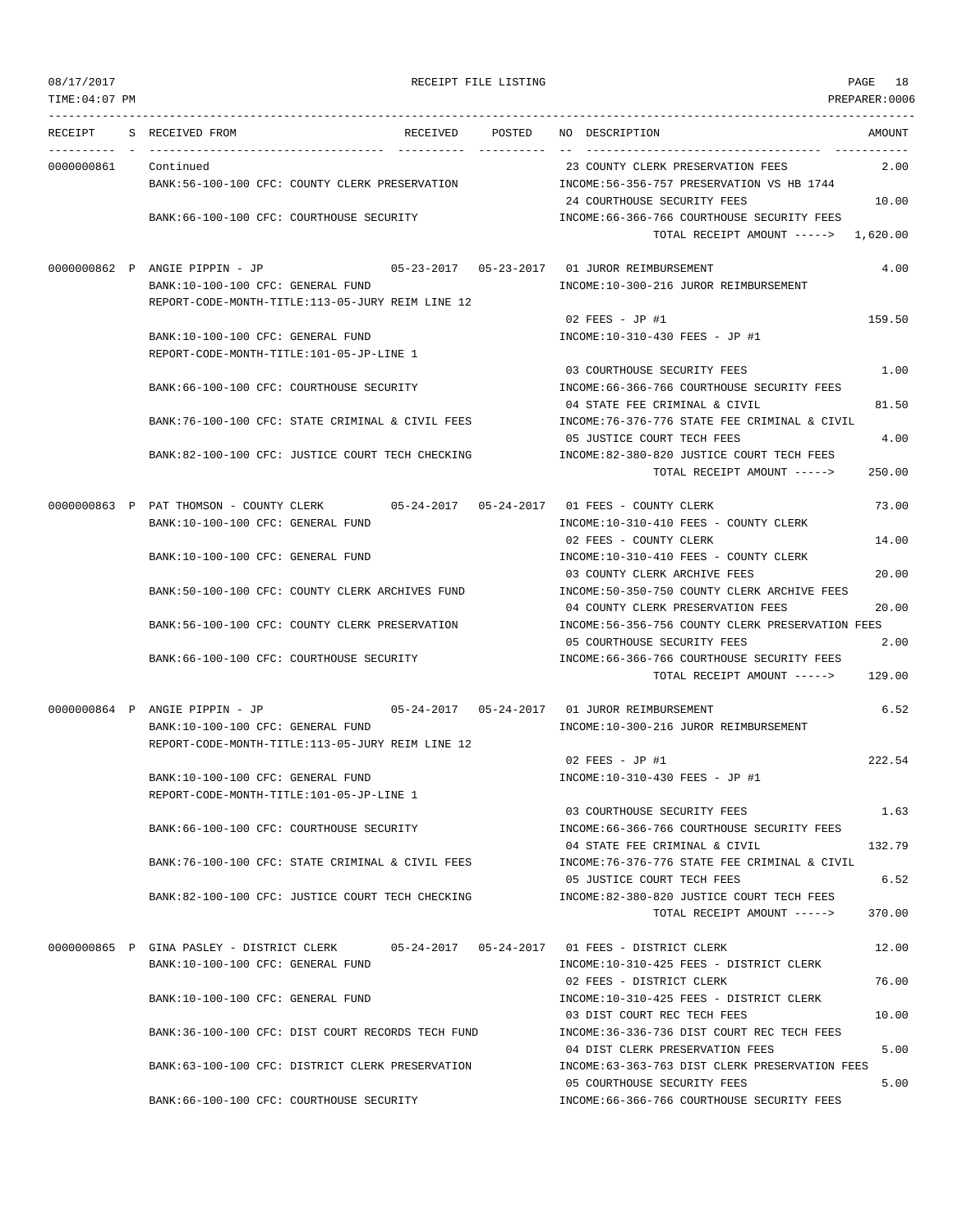RECEIPT FILE LISTING

TIME:04:07 PM PREPARER:0006

| RECEIPT | S | RECEIVED FROM | RECEIVED | POSTED | NO | DESCRIPTION | AMOUNT |
|---|---|---|---|---|---|---|---|
| 0000000861 | | Continued | | | 23 | COUNTY CLERK PRESERVATION FEES | 2.00 |
| | | BANK:56-100-100 CFC: COUNTY CLERK PRESERVATION | | | | INCOME:56-356-757 PRESERVATION VS HB 1744 | |
| | | | | | 24 | COURTHOUSE SECURITY FEES | 10.00 |
| | | BANK:66-100-100 CFC: COURTHOUSE SECURITY | | | | INCOME:66-366-766 COURTHOUSE SECURITY FEES | |
| | | | | | | TOTAL RECEIPT AMOUNT -----> | 1,620.00 |
| 0000000862 | P | ANGIE PIPPIN - JP | 05-23-2017 | 05-23-2017 | 01 | JUROR REIMBURSEMENT | 4.00 |
| | | BANK:10-100-100 CFC: GENERAL FUND | | | | INCOME:10-300-216 JUROR REIMBURSEMENT | |
| | | REPORT-CODE-MONTH-TITLE:113-05-JURY REIM LINE 12 | | | | | |
| | | | | | 02 | FEES - JP #1 | 159.50 |
| | | BANK:10-100-100 CFC: GENERAL FUND | | | | INCOME:10-310-430 FEES - JP #1 | |
| | | REPORT-CODE-MONTH-TITLE:101-05-JP-LINE 1 | | | | | |
| | | | | | 03 | COURTHOUSE SECURITY FEES | 1.00 |
| | | BANK:66-100-100 CFC: COURTHOUSE SECURITY | | | | INCOME:66-366-766 COURTHOUSE SECURITY FEES | |
| | | | | | 04 | STATE FEE CRIMINAL & CIVIL | 81.50 |
| | | BANK:76-100-100 CFC: STATE CRIMINAL & CIVIL FEES | | | | INCOME:76-376-776 STATE FEE CRIMINAL & CIVIL | |
| | | | | | 05 | JUSTICE COURT TECH FEES | 4.00 |
| | | BANK:82-100-100 CFC: JUSTICE COURT TECH CHECKING | | | | INCOME:82-380-820 JUSTICE COURT TECH FEES | |
| | | | | | | TOTAL RECEIPT AMOUNT -----> | 250.00 |
| 0000000863 | P | PAT THOMSON - COUNTY CLERK | 05-24-2017 | 05-24-2017 | 01 | FEES - COUNTY CLERK | 73.00 |
| | | BANK:10-100-100 CFC: GENERAL FUND | | | | INCOME:10-310-410 FEES - COUNTY CLERK | |
| | | | | | 02 | FEES - COUNTY CLERK | 14.00 |
| | | BANK:10-100-100 CFC: GENERAL FUND | | | | INCOME:10-310-410 FEES - COUNTY CLERK | |
| | | | | | 03 | COUNTY CLERK ARCHIVE FEES | 20.00 |
| | | BANK:50-100-100 CFC: COUNTY CLERK ARCHIVES FUND | | | | INCOME:50-350-750 COUNTY CLERK ARCHIVE FEES | |
| | | | | | 04 | COUNTY CLERK PRESERVATION FEES | 20.00 |
| | | BANK:56-100-100 CFC: COUNTY CLERK PRESERVATION | | | | INCOME:56-356-756 COUNTY CLERK PRESERVATION FEES | |
| | | | | | 05 | COURTHOUSE SECURITY FEES | 2.00 |
| | | BANK:66-100-100 CFC: COURTHOUSE SECURITY | | | | INCOME:66-366-766 COURTHOUSE SECURITY FEES | |
| | | | | | | TOTAL RECEIPT AMOUNT -----> | 129.00 |
| 0000000864 | P | ANGIE PIPPIN - JP | 05-24-2017 | 05-24-2017 | 01 | JUROR REIMBURSEMENT | 6.52 |
| | | BANK:10-100-100 CFC: GENERAL FUND | | | | INCOME:10-300-216 JUROR REIMBURSEMENT | |
| | | REPORT-CODE-MONTH-TITLE:113-05-JURY REIM LINE 12 | | | | | |
| | | | | | 02 | FEES - JP #1 | 222.54 |
| | | BANK:10-100-100 CFC: GENERAL FUND | | | | INCOME:10-310-430 FEES - JP #1 | |
| | | REPORT-CODE-MONTH-TITLE:101-05-JP-LINE 1 | | | | | |
| | | | | | 03 | COURTHOUSE SECURITY FEES | 1.63 |
| | | BANK:66-100-100 CFC: COURTHOUSE SECURITY | | | | INCOME:66-366-766 COURTHOUSE SECURITY FEES | |
| | | | | | 04 | STATE FEE CRIMINAL & CIVIL | 132.79 |
| | | BANK:76-100-100 CFC: STATE CRIMINAL & CIVIL FEES | | | | INCOME:76-376-776 STATE FEE CRIMINAL & CIVIL | |
| | | | | | 05 | JUSTICE COURT TECH FEES | 6.52 |
| | | BANK:82-100-100 CFC: JUSTICE COURT TECH CHECKING | | | | INCOME:82-380-820 JUSTICE COURT TECH FEES | |
| | | | | | | TOTAL RECEIPT AMOUNT -----> | 370.00 |
| 0000000865 | P | GINA PASLEY - DISTRICT CLERK | 05-24-2017 | 05-24-2017 | 01 | FEES - DISTRICT CLERK | 12.00 |
| | | BANK:10-100-100 CFC: GENERAL FUND | | | | INCOME:10-310-425 FEES - DISTRICT CLERK | |
| | | | | | 02 | FEES - DISTRICT CLERK | 76.00 |
| | | BANK:10-100-100 CFC: GENERAL FUND | | | | INCOME:10-310-425 FEES - DISTRICT CLERK | |
| | | | | | 03 | DIST COURT REC TECH FEES | 10.00 |
| | | BANK:36-100-100 CFC: DIST COURT RECORDS TECH FUND | | | | INCOME:36-336-736 DIST COURT REC TECH FEES | |
| | | | | | 04 | DIST CLERK PRESERVATION FEES | 5.00 |
| | | BANK:63-100-100 CFC: DISTRICT CLERK PRESERVATION | | | | INCOME:63-363-763 DIST CLERK PRESERVATION FEES | |
| | | | | | 05 | COURTHOUSE SECURITY FEES | 5.00 |
| | | BANK:66-100-100 CFC: COURTHOUSE SECURITY | | | | INCOME:66-366-766 COURTHOUSE SECURITY FEES | |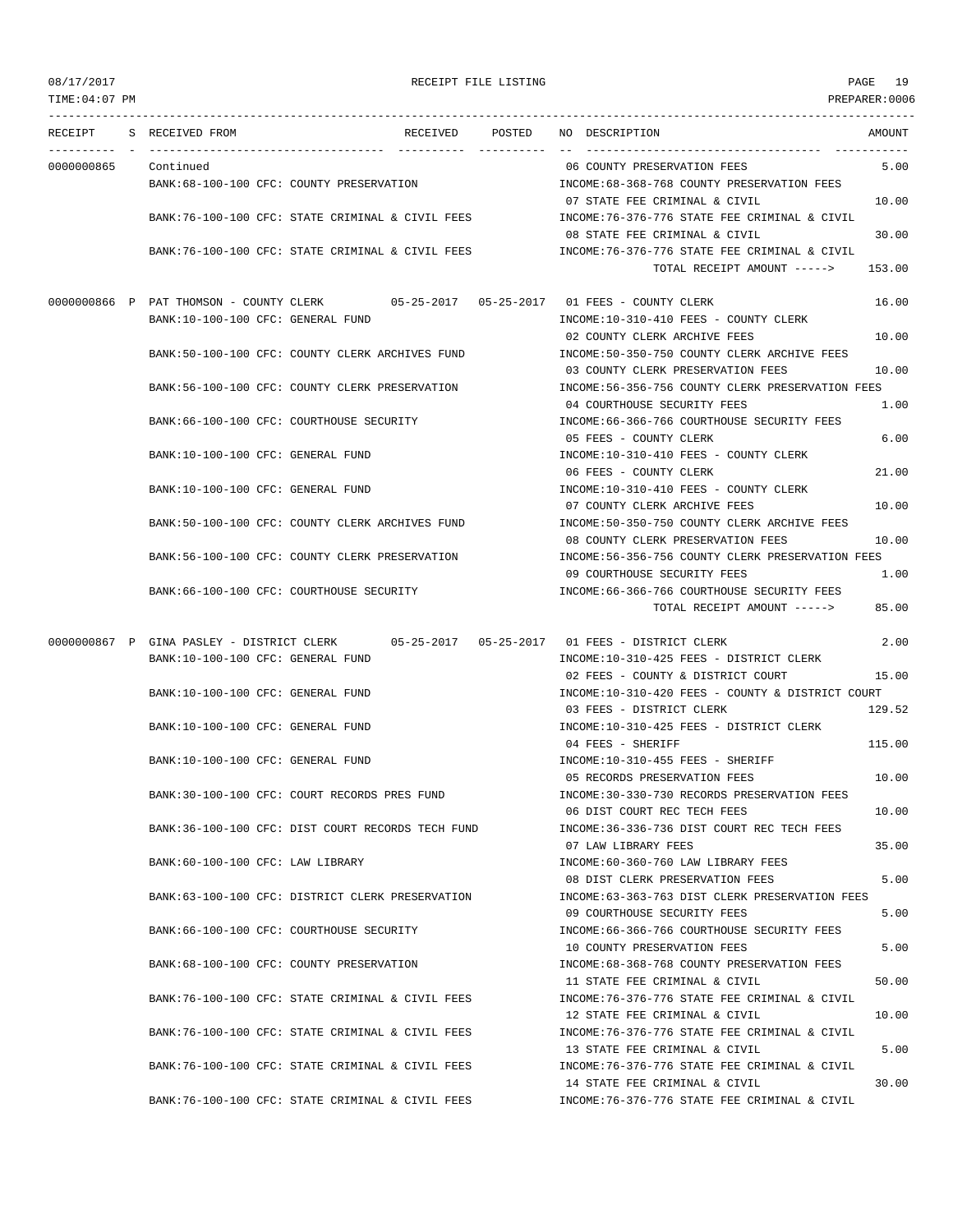| RECEIPT | S | RECEIVED FROM | RECEIVED | POSTED | NO | DESCRIPTION | AMOUNT |
|---|---|---|---|---|---|---|---|
| 0000000865 | | Continued | | | 06 | COUNTY PRESERVATION FEES | 5.00 |
| | | BANK:68-100-100 CFC: COUNTY PRESERVATION | | | | INCOME:68-368-768 COUNTY PRESERVATION FEES | |
| | | | | | 07 | STATE FEE CRIMINAL & CIVIL | 10.00 |
| | | BANK:76-100-100 CFC: STATE CRIMINAL & CIVIL FEES | | | | INCOME:76-376-776 STATE FEE CRIMINAL & CIVIL | |
| | | | | | 08 | STATE FEE CRIMINAL & CIVIL | 30.00 |
| | | BANK:76-100-100 CFC: STATE CRIMINAL & CIVIL FEES | | | | INCOME:76-376-776 STATE FEE CRIMINAL & CIVIL | |
| | | | | | | TOTAL RECEIPT AMOUNT -----> | 153.00 |
| 0000000866 | P | PAT THOMSON - COUNTY CLERK | 05-25-2017 | 05-25-2017 | 01 | FEES - COUNTY CLERK | 16.00 |
| | | BANK:10-100-100 CFC: GENERAL FUND | | | | INCOME:10-310-410 FEES - COUNTY CLERK | |
| | | | | | 02 | COUNTY CLERK ARCHIVE FEES | 10.00 |
| | | BANK:50-100-100 CFC: COUNTY CLERK ARCHIVES FUND | | | | INCOME:50-350-750 COUNTY CLERK ARCHIVE FEES | |
| | | | | | 03 | COUNTY CLERK PRESERVATION FEES | 10.00 |
| | | BANK:56-100-100 CFC: COUNTY CLERK PRESERVATION | | | | INCOME:56-356-756 COUNTY CLERK PRESERVATION FEES | |
| | | | | | 04 | COURTHOUSE SECURITY FEES | 1.00 |
| | | BANK:66-100-100 CFC: COURTHOUSE SECURITY | | | | INCOME:66-366-766 COURTHOUSE SECURITY FEES | |
| | | | | | 05 | FEES - COUNTY CLERK | 6.00 |
| | | BANK:10-100-100 CFC: GENERAL FUND | | | | INCOME:10-310-410 FEES - COUNTY CLERK | |
| | | | | | 06 | FEES - COUNTY CLERK | 21.00 |
| | | BANK:10-100-100 CFC: GENERAL FUND | | | | INCOME:10-310-410 FEES - COUNTY CLERK | |
| | | | | | 07 | COUNTY CLERK ARCHIVE FEES | 10.00 |
| | | BANK:50-100-100 CFC: COUNTY CLERK ARCHIVES FUND | | | | INCOME:50-350-750 COUNTY CLERK ARCHIVE FEES | |
| | | | | | 08 | COUNTY CLERK PRESERVATION FEES | 10.00 |
| | | BANK:56-100-100 CFC: COUNTY CLERK PRESERVATION | | | | INCOME:56-356-756 COUNTY CLERK PRESERVATION FEES | |
| | | | | | 09 | COURTHOUSE SECURITY FEES | 1.00 |
| | | BANK:66-100-100 CFC: COURTHOUSE SECURITY | | | | INCOME:66-366-766 COURTHOUSE SECURITY FEES | |
| | | | | | | TOTAL RECEIPT AMOUNT -----> | 85.00 |
| 0000000867 | P | GINA PASLEY - DISTRICT CLERK | 05-25-2017 | 05-25-2017 | 01 | FEES - DISTRICT CLERK | 2.00 |
| | | BANK:10-100-100 CFC: GENERAL FUND | | | | INCOME:10-310-425 FEES - DISTRICT CLERK | |
| | | | | | 02 | FEES - COUNTY & DISTRICT COURT | 15.00 |
| | | BANK:10-100-100 CFC: GENERAL FUND | | | | INCOME:10-310-420 FEES - COUNTY & DISTRICT COURT | |
| | | | | | 03 | FEES - DISTRICT CLERK | 129.52 |
| | | BANK:10-100-100 CFC: GENERAL FUND | | | | INCOME:10-310-425 FEES - DISTRICT CLERK | |
| | | | | | 04 | FEES - SHERIFF | 115.00 |
| | | BANK:10-100-100 CFC: GENERAL FUND | | | | INCOME:10-310-455 FEES - SHERIFF | |
| | | | | | 05 | RECORDS PRESERVATION FEES | 10.00 |
| | | BANK:30-100-100 CFC: COURT RECORDS PRES FUND | | | | INCOME:30-330-730 RECORDS PRESERVATION FEES | |
| | | | | | 06 | DIST COURT REC TECH FEES | 10.00 |
| | | BANK:36-100-100 CFC: DIST COURT RECORDS TECH FUND | | | | INCOME:36-336-736 DIST COURT REC TECH FEES | |
| | | | | | 07 | LAW LIBRARY FEES | 35.00 |
| | | BANK:60-100-100 CFC: LAW LIBRARY | | | | INCOME:60-360-760 LAW LIBRARY FEES | |
| | | | | | 08 | DIST CLERK PRESERVATION FEES | 5.00 |
| | | BANK:63-100-100 CFC: DISTRICT CLERK PRESERVATION | | | | INCOME:63-363-763 DIST CLERK PRESERVATION FEES | |
| | | | | | 09 | COURTHOUSE SECURITY FEES | 5.00 |
| | | BANK:66-100-100 CFC: COURTHOUSE SECURITY | | | | INCOME:66-366-766 COURTHOUSE SECURITY FEES | |
| | | | | | 10 | COUNTY PRESERVATION FEES | 5.00 |
| | | BANK:68-100-100 CFC: COUNTY PRESERVATION | | | | INCOME:68-368-768 COUNTY PRESERVATION FEES | |
| | | | | | 11 | STATE FEE CRIMINAL & CIVIL | 50.00 |
| | | BANK:76-100-100 CFC: STATE CRIMINAL & CIVIL FEES | | | | INCOME:76-376-776 STATE FEE CRIMINAL & CIVIL | |
| | | | | | 12 | STATE FEE CRIMINAL & CIVIL | 10.00 |
| | | BANK:76-100-100 CFC: STATE CRIMINAL & CIVIL FEES | | | | INCOME:76-376-776 STATE FEE CRIMINAL & CIVIL | |
| | | | | | 13 | STATE FEE CRIMINAL & CIVIL | 5.00 |
| | | BANK:76-100-100 CFC: STATE CRIMINAL & CIVIL FEES | | | | INCOME:76-376-776 STATE FEE CRIMINAL & CIVIL | |
| | | | | | 14 | STATE FEE CRIMINAL & CIVIL | 30.00 |
| | | BANK:76-100-100 CFC: STATE CRIMINAL & CIVIL FEES | | | | INCOME:76-376-776 STATE FEE CRIMINAL & CIVIL | |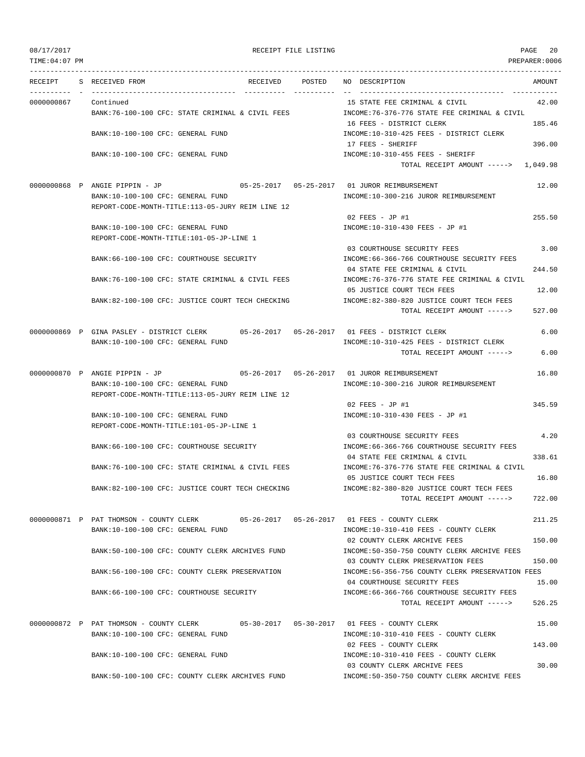RECEIPT FILE LISTING

TIME:04:07 PM — PREPARER:0006 — 08/17/2017

| RECEIPT | S | RECEIVED FROM | RECEIVED | POSTED | NO | DESCRIPTION | AMOUNT |
|---|---|---|---|---|---|---|---|
| 0000000867 | | Continued | | | 15 | STATE FEE CRIMINAL & CIVIL | 42.00 |
| | | BANK:76-100-100 CFC: STATE CRIMINAL & CIVIL FEES | | | | INCOME:76-376-776 STATE FEE CRIMINAL & CIVIL | |
| | | | | | 16 | FEES - DISTRICT CLERK | 185.46 |
| | | BANK:10-100-100 CFC: GENERAL FUND | | | | INCOME:10-310-425 FEES - DISTRICT CLERK | |
| | | | | | 17 | FEES - SHERIFF | 396.00 |
| | | BANK:10-100-100 CFC: GENERAL FUND | | | | INCOME:10-310-455 FEES - SHERIFF | |
| | | | | | | TOTAL RECEIPT AMOUNT -----> | 1,049.98 |
| 0000000868 | P | ANGIE PIPPIN - JP | 05-25-2017 | 05-25-2017 | 01 | JUROR REIMBURSEMENT | 12.00 |
| | | BANK:10-100-100 CFC: GENERAL FUND | | | | INCOME:10-300-216 JUROR REIMBURSEMENT | |
| | | REPORT-CODE-MONTH-TITLE:113-05-JURY REIM LINE 12 | | | | | |
| | | | | | 02 | FEES - JP #1 | 255.50 |
| | | BANK:10-100-100 CFC: GENERAL FUND | | | | INCOME:10-310-430 FEES - JP #1 | |
| | | REPORT-CODE-MONTH-TITLE:101-05-JP-LINE 1 | | | | | |
| | | | | | 03 | COURTHOUSE SECURITY FEES | 3.00 |
| | | BANK:66-100-100 CFC: COURTHOUSE SECURITY | | | | INCOME:66-366-766 COURTHOUSE SECURITY FEES | |
| | | | | | 04 | STATE FEE CRIMINAL & CIVIL | 244.50 |
| | | BANK:76-100-100 CFC: STATE CRIMINAL & CIVIL FEES | | | | INCOME:76-376-776 STATE FEE CRIMINAL & CIVIL | |
| | | | | | 05 | JUSTICE COURT TECH FEES | 12.00 |
| | | BANK:82-100-100 CFC: JUSTICE COURT TECH CHECKING | | | | INCOME:82-380-820 JUSTICE COURT TECH FEES | |
| | | | | | | TOTAL RECEIPT AMOUNT -----> | 527.00 |
| 0000000869 | P | GINA PASLEY - DISTRICT CLERK | 05-26-2017 | 05-26-2017 | 01 | FEES - DISTRICT CLERK | 6.00 |
| | | BANK:10-100-100 CFC: GENERAL FUND | | | | INCOME:10-310-425 FEES - DISTRICT CLERK | |
| | | | | | | TOTAL RECEIPT AMOUNT -----> | 6.00 |
| 0000000870 | P | ANGIE PIPPIN - JP | 05-26-2017 | 05-26-2017 | 01 | JUROR REIMBURSEMENT | 16.80 |
| | | BANK:10-100-100 CFC: GENERAL FUND | | | | INCOME:10-300-216 JUROR REIMBURSEMENT | |
| | | REPORT-CODE-MONTH-TITLE:113-05-JURY REIM LINE 12 | | | | | |
| | | | | | 02 | FEES - JP #1 | 345.59 |
| | | BANK:10-100-100 CFC: GENERAL FUND | | | | INCOME:10-310-430 FEES - JP #1 | |
| | | REPORT-CODE-MONTH-TITLE:101-05-JP-LINE 1 | | | | | |
| | | | | | 03 | COURTHOUSE SECURITY FEES | 4.20 |
| | | BANK:66-100-100 CFC: COURTHOUSE SECURITY | | | | INCOME:66-366-766 COURTHOUSE SECURITY FEES | |
| | | | | | 04 | STATE FEE CRIMINAL & CIVIL | 338.61 |
| | | BANK:76-100-100 CFC: STATE CRIMINAL & CIVIL FEES | | | | INCOME:76-376-776 STATE FEE CRIMINAL & CIVIL | |
| | | | | | 05 | JUSTICE COURT TECH FEES | 16.80 |
| | | BANK:82-100-100 CFC: JUSTICE COURT TECH CHECKING | | | | INCOME:82-380-820 JUSTICE COURT TECH FEES | |
| | | | | | | TOTAL RECEIPT AMOUNT -----> | 722.00 |
| 0000000871 | P | PAT THOMSON - COUNTY CLERK | 05-26-2017 | 05-26-2017 | 01 | FEES - COUNTY CLERK | 211.25 |
| | | BANK:10-100-100 CFC: GENERAL FUND | | | | INCOME:10-310-410 FEES - COUNTY CLERK | |
| | | | | | 02 | COUNTY CLERK ARCHIVE FEES | 150.00 |
| | | BANK:50-100-100 CFC: COUNTY CLERK ARCHIVES FUND | | | | INCOME:50-350-750 COUNTY CLERK ARCHIVE FEES | |
| | | | | | 03 | COUNTY CLERK PRESERVATION FEES | 150.00 |
| | | BANK:56-100-100 CFC: COUNTY CLERK PRESERVATION | | | | INCOME:56-356-756 COUNTY CLERK PRESERVATION FEES | |
| | | | | | 04 | COURTHOUSE SECURITY FEES | 15.00 |
| | | BANK:66-100-100 CFC: COURTHOUSE SECURITY | | | | INCOME:66-366-766 COURTHOUSE SECURITY FEES | |
| | | | | | | TOTAL RECEIPT AMOUNT -----> | 526.25 |
| 0000000872 | P | PAT THOMSON - COUNTY CLERK | 05-30-2017 | 05-30-2017 | 01 | FEES - COUNTY CLERK | 15.00 |
| | | BANK:10-100-100 CFC: GENERAL FUND | | | | INCOME:10-310-410 FEES - COUNTY CLERK | |
| | | | | | 02 | FEES - COUNTY CLERK | 143.00 |
| | | BANK:10-100-100 CFC: GENERAL FUND | | | | INCOME:10-310-410 FEES - COUNTY CLERK | |
| | | | | | 03 | COUNTY CLERK ARCHIVE FEES | 30.00 |
| | | BANK:50-100-100 CFC: COUNTY CLERK ARCHIVES FUND | | | | INCOME:50-350-750 COUNTY CLERK ARCHIVE FEES | |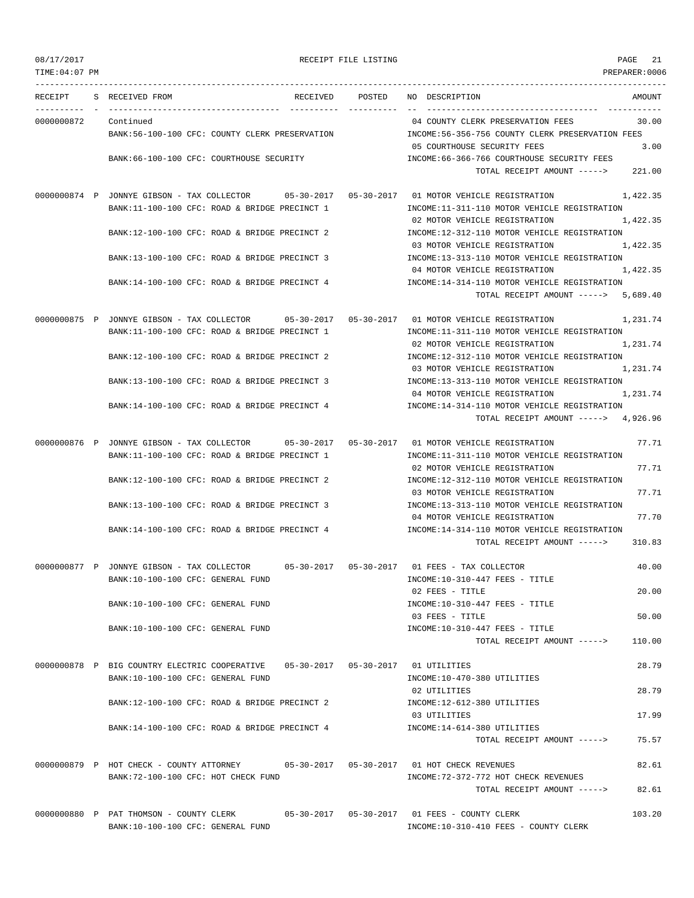RECEIPT FILE LISTING

TIME:04:07 PM — PREPARER:0006

| RECEIPT | S | RECEIVED FROM | RECEIVED | POSTED | NO | DESCRIPTION | AMOUNT |
|---|---|---|---|---|---|---|---|
| 0000000872 | | Continued | | | 04 | COUNTY CLERK PRESERVATION FEES | 30.00 |
| | | BANK:56-100-100 CFC: COUNTY CLERK PRESERVATION | | | | INCOME:56-356-756 COUNTY CLERK PRESERVATION FEES | |
| | | | | | 05 | COURTHOUSE SECURITY FEES | 3.00 |
| | | BANK:66-100-100 CFC: COURTHOUSE SECURITY | | | | INCOME:66-366-766 COURTHOUSE SECURITY FEES | |
| | | | | | | TOTAL RECEIPT AMOUNT -----> | 221.00 |
| 0000000874 | P | JONNYE GIBSON - TAX COLLECTOR | 05-30-2017 | 05-30-2017 | 01 | MOTOR VEHICLE REGISTRATION | 1,422.35 |
| | | BANK:11-100-100 CFC: ROAD & BRIDGE PRECINCT 1 | | | | INCOME:11-311-110 MOTOR VEHICLE REGISTRATION | |
| | | | | | 02 | MOTOR VEHICLE REGISTRATION | 1,422.35 |
| | | BANK:12-100-100 CFC: ROAD & BRIDGE PRECINCT 2 | | | | INCOME:12-312-110 MOTOR VEHICLE REGISTRATION | |
| | | | | | 03 | MOTOR VEHICLE REGISTRATION | 1,422.35 |
| | | BANK:13-100-100 CFC: ROAD & BRIDGE PRECINCT 3 | | | | INCOME:13-313-110 MOTOR VEHICLE REGISTRATION | |
| | | | | | 04 | MOTOR VEHICLE REGISTRATION | 1,422.35 |
| | | BANK:14-100-100 CFC: ROAD & BRIDGE PRECINCT 4 | | | | INCOME:14-314-110 MOTOR VEHICLE REGISTRATION | |
| | | | | | | TOTAL RECEIPT AMOUNT -----> | 5,689.40 |
| 0000000875 | P | JONNYE GIBSON - TAX COLLECTOR | 05-30-2017 | 05-30-2017 | 01 | MOTOR VEHICLE REGISTRATION | 1,231.74 |
| | | BANK:11-100-100 CFC: ROAD & BRIDGE PRECINCT 1 | | | | INCOME:11-311-110 MOTOR VEHICLE REGISTRATION | |
| | | | | | 02 | MOTOR VEHICLE REGISTRATION | 1,231.74 |
| | | BANK:12-100-100 CFC: ROAD & BRIDGE PRECINCT 2 | | | | INCOME:12-312-110 MOTOR VEHICLE REGISTRATION | |
| | | | | | 03 | MOTOR VEHICLE REGISTRATION | 1,231.74 |
| | | BANK:13-100-100 CFC: ROAD & BRIDGE PRECINCT 3 | | | | INCOME:13-313-110 MOTOR VEHICLE REGISTRATION | |
| | | | | | 04 | MOTOR VEHICLE REGISTRATION | 1,231.74 |
| | | BANK:14-100-100 CFC: ROAD & BRIDGE PRECINCT 4 | | | | INCOME:14-314-110 MOTOR VEHICLE REGISTRATION | |
| | | | | | | TOTAL RECEIPT AMOUNT -----> | 4,926.96 |
| 0000000876 | P | JONNYE GIBSON - TAX COLLECTOR | 05-30-2017 | 05-30-2017 | 01 | MOTOR VEHICLE REGISTRATION | 77.71 |
| | | BANK:11-100-100 CFC: ROAD & BRIDGE PRECINCT 1 | | | | INCOME:11-311-110 MOTOR VEHICLE REGISTRATION | |
| | | | | | 02 | MOTOR VEHICLE REGISTRATION | 77.71 |
| | | BANK:12-100-100 CFC: ROAD & BRIDGE PRECINCT 2 | | | | INCOME:12-312-110 MOTOR VEHICLE REGISTRATION | |
| | | | | | 03 | MOTOR VEHICLE REGISTRATION | 77.71 |
| | | BANK:13-100-100 CFC: ROAD & BRIDGE PRECINCT 3 | | | | INCOME:13-313-110 MOTOR VEHICLE REGISTRATION | |
| | | | | | 04 | MOTOR VEHICLE REGISTRATION | 77.70 |
| | | BANK:14-100-100 CFC: ROAD & BRIDGE PRECINCT 4 | | | | INCOME:14-314-110 MOTOR VEHICLE REGISTRATION | |
| | | | | | | TOTAL RECEIPT AMOUNT -----> | 310.83 |
| 0000000877 | P | JONNYE GIBSON - TAX COLLECTOR | 05-30-2017 | 05-30-2017 | 01 | FEES - TAX COLLECTOR | 40.00 |
| | | BANK:10-100-100 CFC: GENERAL FUND | | | | INCOME:10-310-447 FEES - TITLE | |
| | | | | | 02 | FEES - TITLE | 20.00 |
| | | BANK:10-100-100 CFC: GENERAL FUND | | | | INCOME:10-310-447 FEES - TITLE | |
| | | | | | 03 | FEES - TITLE | 50.00 |
| | | BANK:10-100-100 CFC: GENERAL FUND | | | | INCOME:10-310-447 FEES - TITLE | |
| | | | | | | TOTAL RECEIPT AMOUNT -----> | 110.00 |
| 0000000878 | P | BIG COUNTRY ELECTRIC COOPERATIVE | 05-30-2017 | 05-30-2017 | 01 | UTILITIES | 28.79 |
| | | BANK:10-100-100 CFC: GENERAL FUND | | | | INCOME:10-470-380 UTILITIES | |
| | | | | | 02 | UTILITIES | 28.79 |
| | | BANK:12-100-100 CFC: ROAD & BRIDGE PRECINCT 2 | | | | INCOME:12-612-380 UTILITIES | |
| | | | | | 03 | UTILITIES | 17.99 |
| | | BANK:14-100-100 CFC: ROAD & BRIDGE PRECINCT 4 | | | | INCOME:14-614-380 UTILITIES | |
| | | | | | | TOTAL RECEIPT AMOUNT -----> | 75.57 |
| 0000000879 | P | HOT CHECK - COUNTY ATTORNEY | 05-30-2017 | 05-30-2017 | 01 | HOT CHECK REVENUES | 82.61 |
| | | BANK:72-100-100 CFC: HOT CHECK FUND | | | | INCOME:72-372-772 HOT CHECK REVENUES | |
| | | | | | | TOTAL RECEIPT AMOUNT -----> | 82.61 |
| 0000000880 | P | PAT THOMSON - COUNTY CLERK | 05-30-2017 | 05-30-2017 | 01 | FEES - COUNTY CLERK | 103.20 |
| | | BANK:10-100-100 CFC: GENERAL FUND | | | | INCOME:10-310-410 FEES - COUNTY CLERK | |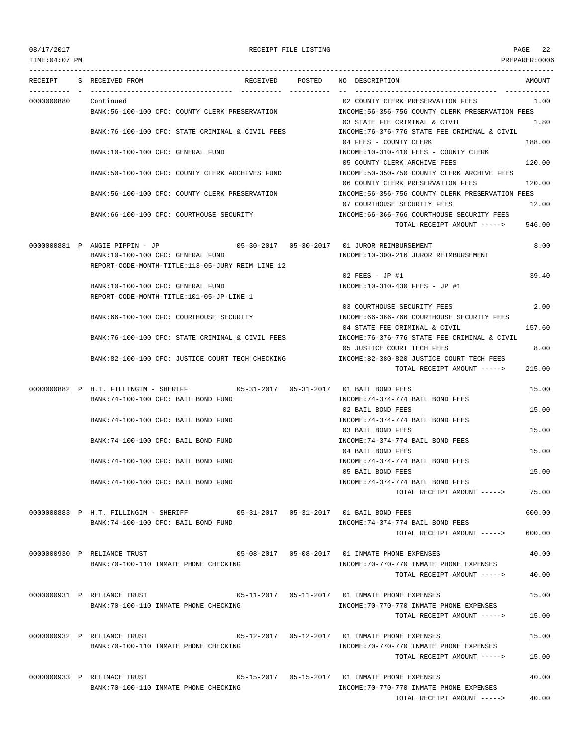# RECEIPT FILE LISTING

08/17/2017
TIME:04:07 PM
PREPARER:0006

| RECEIPT | S | RECEIVED FROM | RECEIVED | POSTED | NO | DESCRIPTION | AMOUNT |
|---|---|---|---|---|---|---|---|
| 0000000880 | | Continued | | | 02 | COUNTY CLERK PRESERVATION FEES | 1.00 |
| | | BANK:56-100-100 CFC: COUNTY CLERK PRESERVATION | | | | INCOME:56-356-756 COUNTY CLERK PRESERVATION FEES | |
| | | | | | 03 | STATE FEE CRIMINAL & CIVIL | 1.80 |
| | | BANK:76-100-100 CFC: STATE CRIMINAL & CIVIL FEES | | | | INCOME:76-376-776 STATE FEE CRIMINAL & CIVIL | |
| | | | | | 04 | FEES - COUNTY CLERK | 188.00 |
| | | BANK:10-100-100 CFC: GENERAL FUND | | | | INCOME:10-310-410 FEES - COUNTY CLERK | |
| | | | | | 05 | COUNTY CLERK ARCHIVE FEES | 120.00 |
| | | BANK:50-100-100 CFC: COUNTY CLERK ARCHIVES FUND | | | | INCOME:50-350-750 COUNTY CLERK ARCHIVE FEES | |
| | | | | | 06 | COUNTY CLERK PRESERVATION FEES | 120.00 |
| | | BANK:56-100-100 CFC: COUNTY CLERK PRESERVATION | | | | INCOME:56-356-756 COUNTY CLERK PRESERVATION FEES | |
| | | | | | 07 | COURTHOUSE SECURITY FEES | 12.00 |
| | | BANK:66-100-100 CFC: COURTHOUSE SECURITY | | | | INCOME:66-366-766 COURTHOUSE SECURITY FEES | |
| | | | | | | TOTAL RECEIPT AMOUNT -----> | 546.00 |
| 0000000881 | P | ANGIE PIPPIN - JP | 05-30-2017 | 05-30-2017 | 01 | JUROR REIMBURSEMENT | 8.00 |
| | | BANK:10-100-100 CFC: GENERAL FUND | | | | INCOME:10-300-216 JUROR REIMBURSEMENT | |
| | | REPORT-CODE-MONTH-TITLE:113-05-JURY REIM LINE 12 | | | | | |
| | | | | | 02 | FEES - JP #1 | 39.40 |
| | | BANK:10-100-100 CFC: GENERAL FUND | | | | INCOME:10-310-430 FEES - JP #1 | |
| | | REPORT-CODE-MONTH-TITLE:101-05-JP-LINE 1 | | | | | |
| | | | | | 03 | COURTHOUSE SECURITY FEES | 2.00 |
| | | BANK:66-100-100 CFC: COURTHOUSE SECURITY | | | | INCOME:66-366-766 COURTHOUSE SECURITY FEES | |
| | | | | | 04 | STATE FEE CRIMINAL & CIVIL | 157.60 |
| | | BANK:76-100-100 CFC: STATE CRIMINAL & CIVIL FEES | | | | INCOME:76-376-776 STATE FEE CRIMINAL & CIVIL | |
| | | | | | 05 | JUSTICE COURT TECH FEES | 8.00 |
| | | BANK:82-100-100 CFC: JUSTICE COURT TECH CHECKING | | | | INCOME:82-380-820 JUSTICE COURT TECH FEES | |
| | | | | | | TOTAL RECEIPT AMOUNT -----> | 215.00 |
| 0000000882 | P | H.T. FILLINGIM - SHERIFF | 05-31-2017 | 05-31-2017 | 01 | BAIL BOND FEES | 15.00 |
| | | BANK:74-100-100 CFC: BAIL BOND FUND | | | | INCOME:74-374-774 BAIL BOND FEES | |
| | | | | | 02 | BAIL BOND FEES | 15.00 |
| | | BANK:74-100-100 CFC: BAIL BOND FUND | | | | INCOME:74-374-774 BAIL BOND FEES | |
| | | | | | 03 | BAIL BOND FEES | 15.00 |
| | | BANK:74-100-100 CFC: BAIL BOND FUND | | | | INCOME:74-374-774 BAIL BOND FEES | |
| | | | | | 04 | BAIL BOND FEES | 15.00 |
| | | BANK:74-100-100 CFC: BAIL BOND FUND | | | | INCOME:74-374-774 BAIL BOND FEES | |
| | | | | | 05 | BAIL BOND FEES | 15.00 |
| | | BANK:74-100-100 CFC: BAIL BOND FUND | | | | INCOME:74-374-774 BAIL BOND FEES | |
| | | | | | | TOTAL RECEIPT AMOUNT -----> | 75.00 |
| 0000000883 | P | H.T. FILLINGIM - SHERIFF | 05-31-2017 | 05-31-2017 | 01 | BAIL BOND FEES | 600.00 |
| | | BANK:74-100-100 CFC: BAIL BOND FUND | | | | INCOME:74-374-774 BAIL BOND FEES | |
| | | | | | | TOTAL RECEIPT AMOUNT -----> | 600.00 |
| 0000000930 | P | RELIANCE TRUST | 05-08-2017 | 05-08-2017 | 01 | INMATE PHONE EXPENSES | 40.00 |
| | | BANK:70-100-110 INMATE PHONE CHECKING | | | | INCOME:70-770-770 INMATE PHONE EXPENSES | |
| | | | | | | TOTAL RECEIPT AMOUNT -----> | 40.00 |
| 0000000931 | P | RELIANCE TRUST | 05-11-2017 | 05-11-2017 | 01 | INMATE PHONE EXPENSES | 15.00 |
| | | BANK:70-100-110 INMATE PHONE CHECKING | | | | INCOME:70-770-770 INMATE PHONE EXPENSES | |
| | | | | | | TOTAL RECEIPT AMOUNT -----> | 15.00 |
| 0000000932 | P | RELIANCE TRUST | 05-12-2017 | 05-12-2017 | 01 | INMATE PHONE EXPENSES | 15.00 |
| | | BANK:70-100-110 INMATE PHONE CHECKING | | | | INCOME:70-770-770 INMATE PHONE EXPENSES | |
| | | | | | | TOTAL RECEIPT AMOUNT -----> | 15.00 |
| 0000000933 | P | RELINACE TRUST | 05-15-2017 | 05-15-2017 | 01 | INMATE PHONE EXPENSES | 40.00 |
| | | BANK:70-100-110 INMATE PHONE CHECKING | | | | INCOME:70-770-770 INMATE PHONE EXPENSES | |
| | | | | | | TOTAL RECEIPT AMOUNT -----> | 40.00 |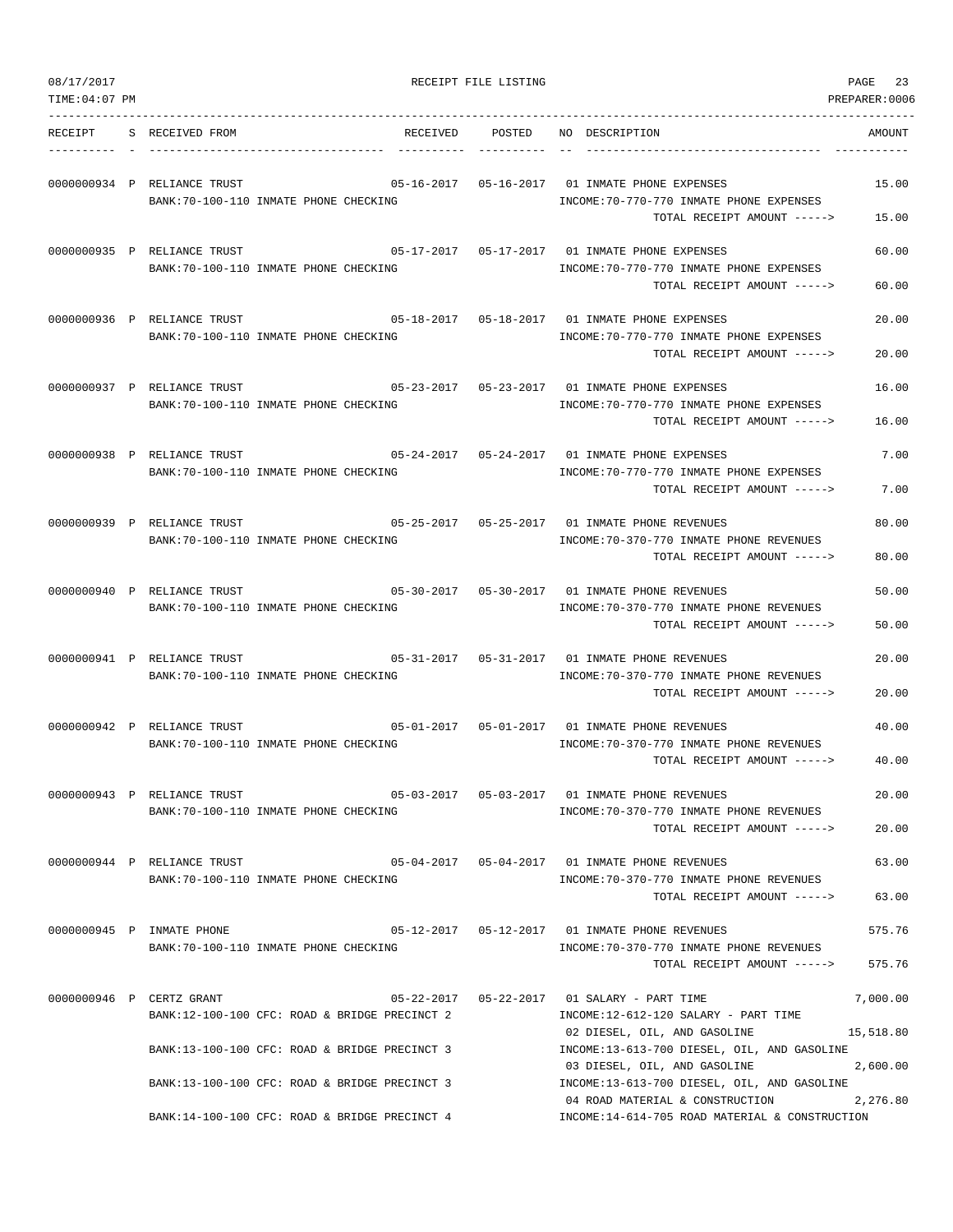RECEIPT FILE LISTING

TIME:04:07 PM PREPARER:0006

| RECEIPT | S | RECEIVED FROM | RECEIVED | POSTED | NO | DESCRIPTION | AMOUNT |
|---|---|---|---|---|---|---|---|
| 0000000934 | P | RELIANCE TRUST | 05-16-2017 | 05-16-2017 | 01 | INMATE PHONE EXPENSES | 15.00 |
| | | BANK:70-100-110 INMATE PHONE CHECKING | | | | INCOME:70-770-770 INMATE PHONE EXPENSES | |
| | | | | | | TOTAL RECEIPT AMOUNT -----> | 15.00 |
| 0000000935 | P | RELIANCE TRUST | 05-17-2017 | 05-17-2017 | 01 | INMATE PHONE EXPENSES | 60.00 |
| | | BANK:70-100-110 INMATE PHONE CHECKING | | | | INCOME:70-770-770 INMATE PHONE EXPENSES | |
| | | | | | | TOTAL RECEIPT AMOUNT -----> | 60.00 |
| 0000000936 | P | RELIANCE TRUST | 05-18-2017 | 05-18-2017 | 01 | INMATE PHONE EXPENSES | 20.00 |
| | | BANK:70-100-110 INMATE PHONE CHECKING | | | | INCOME:70-770-770 INMATE PHONE EXPENSES | |
| | | | | | | TOTAL RECEIPT AMOUNT -----> | 20.00 |
| 0000000937 | P | RELIANCE TRUST | 05-23-2017 | 05-23-2017 | 01 | INMATE PHONE EXPENSES | 16.00 |
| | | BANK:70-100-110 INMATE PHONE CHECKING | | | | INCOME:70-770-770 INMATE PHONE EXPENSES | |
| | | | | | | TOTAL RECEIPT AMOUNT -----> | 16.00 |
| 0000000938 | P | RELIANCE TRUST | 05-24-2017 | 05-24-2017 | 01 | INMATE PHONE EXPENSES | 7.00 |
| | | BANK:70-100-110 INMATE PHONE CHECKING | | | | INCOME:70-770-770 INMATE PHONE EXPENSES | |
| | | | | | | TOTAL RECEIPT AMOUNT -----> | 7.00 |
| 0000000939 | P | RELIANCE TRUST | 05-25-2017 | 05-25-2017 | 01 | INMATE PHONE REVENUES | 80.00 |
| | | BANK:70-100-110 INMATE PHONE CHECKING | | | | INCOME:70-370-770 INMATE PHONE REVENUES | |
| | | | | | | TOTAL RECEIPT AMOUNT -----> | 80.00 |
| 0000000940 | P | RELIANCE TRUST | 05-30-2017 | 05-30-2017 | 01 | INMATE PHONE REVENUES | 50.00 |
| | | BANK:70-100-110 INMATE PHONE CHECKING | | | | INCOME:70-370-770 INMATE PHONE REVENUES | |
| | | | | | | TOTAL RECEIPT AMOUNT -----> | 50.00 |
| 0000000941 | P | RELIANCE TRUST | 05-31-2017 | 05-31-2017 | 01 | INMATE PHONE REVENUES | 20.00 |
| | | BANK:70-100-110 INMATE PHONE CHECKING | | | | INCOME:70-370-770 INMATE PHONE REVENUES | |
| | | | | | | TOTAL RECEIPT AMOUNT -----> | 20.00 |
| 0000000942 | P | RELIANCE TRUST | 05-01-2017 | 05-01-2017 | 01 | INMATE PHONE REVENUES | 40.00 |
| | | BANK:70-100-110 INMATE PHONE CHECKING | | | | INCOME:70-370-770 INMATE PHONE REVENUES | |
| | | | | | | TOTAL RECEIPT AMOUNT -----> | 40.00 |
| 0000000943 | P | RELIANCE TRUST | 05-03-2017 | 05-03-2017 | 01 | INMATE PHONE REVENUES | 20.00 |
| | | BANK:70-100-110 INMATE PHONE CHECKING | | | | INCOME:70-370-770 INMATE PHONE REVENUES | |
| | | | | | | TOTAL RECEIPT AMOUNT -----> | 20.00 |
| 0000000944 | P | RELIANCE TRUST | 05-04-2017 | 05-04-2017 | 01 | INMATE PHONE REVENUES | 63.00 |
| | | BANK:70-100-110 INMATE PHONE CHECKING | | | | INCOME:70-370-770 INMATE PHONE REVENUES | |
| | | | | | | TOTAL RECEIPT AMOUNT -----> | 63.00 |
| 0000000945 | P | INMATE PHONE | 05-12-2017 | 05-12-2017 | 01 | INMATE PHONE REVENUES | 575.76 |
| | | BANK:70-100-110 INMATE PHONE CHECKING | | | | INCOME:70-370-770 INMATE PHONE REVENUES | |
| | | | | | | TOTAL RECEIPT AMOUNT -----> | 575.76 |
| 0000000946 | P | CERTZ GRANT | 05-22-2017 | 05-22-2017 | 01 | SALARY - PART TIME | 7,000.00 |
| | | BANK:12-100-100 CFC: ROAD & BRIDGE PRECINCT 2 | | | | INCOME:12-612-120 SALARY - PART TIME | |
| | | | | | 02 | DIESEL, OIL, AND GASOLINE | 15,518.80 |
| | | BANK:13-100-100 CFC: ROAD & BRIDGE PRECINCT 3 | | | | INCOME:13-613-700 DIESEL, OIL, AND GASOLINE | |
| | | | | | 03 | DIESEL, OIL, AND GASOLINE | 2,600.00 |
| | | BANK:13-100-100 CFC: ROAD & BRIDGE PRECINCT 3 | | | | INCOME:13-613-700 DIESEL, OIL, AND GASOLINE | |
| | | | | | 04 | ROAD MATERIAL & CONSTRUCTION | 2,276.80 |
| | | BANK:14-100-100 CFC: ROAD & BRIDGE PRECINCT 4 | | | | INCOME:14-614-705 ROAD MATERIAL & CONSTRUCTION | |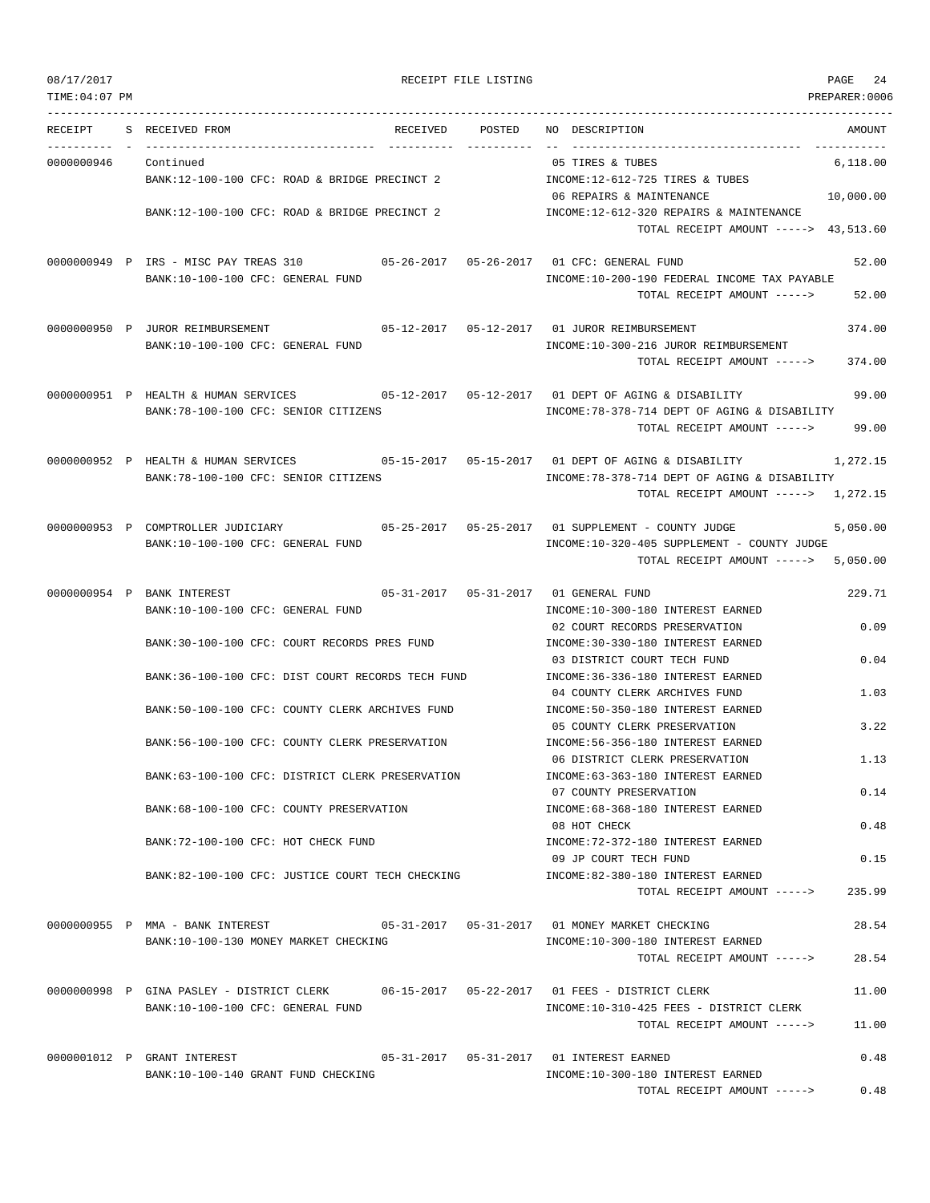08/17/2017 RECEIPT FILE LISTING PAGE 24
TIME:04:07 PM PREPARER:0006

| RECEIPT | S | RECEIVED FROM | RECEIVED | POSTED | NO | DESCRIPTION | AMOUNT |
|---|---|---|---|---|---|---|---|
| 0000000946 | | Continued | | | 05 | TIRES & TUBES | 6,118.00 |
| | | BANK:12-100-100 CFC: ROAD & BRIDGE PRECINCT 2 | | | | INCOME:12-612-725 TIRES & TUBES | |
| | | | | | 06 | REPAIRS & MAINTENANCE | 10,000.00 |
| | | BANK:12-100-100 CFC: ROAD & BRIDGE PRECINCT 2 | | | | INCOME:12-612-320 REPAIRS & MAINTENANCE | |
| | | | | | | TOTAL RECEIPT AMOUNT -----> | 43,513.60 |
| 0000000949 | P | IRS - MISC PAY TREAS 310 | 05-26-2017 | 05-26-2017 | 01 | CFC: GENERAL FUND | 52.00 |
| | | BANK:10-100-100 CFC: GENERAL FUND | | | | INCOME:10-200-190 FEDERAL INCOME TAX PAYABLE | |
| | | | | | | TOTAL RECEIPT AMOUNT -----> | 52.00 |
| 0000000950 | P | JUROR REIMBURSEMENT | 05-12-2017 | 05-12-2017 | 01 | JUROR REIMBURSEMENT | 374.00 |
| | | BANK:10-100-100 CFC: GENERAL FUND | | | | INCOME:10-300-216 JUROR REIMBURSEMENT | |
| | | | | | | TOTAL RECEIPT AMOUNT -----> | 374.00 |
| 0000000951 | P | HEALTH & HUMAN SERVICES | 05-12-2017 | 05-12-2017 | 01 | DEPT OF AGING & DISABILITY | 99.00 |
| | | BANK:78-100-100 CFC: SENIOR CITIZENS | | | | INCOME:78-378-714 DEPT OF AGING & DISABILITY | |
| | | | | | | TOTAL RECEIPT AMOUNT -----> | 99.00 |
| 0000000952 | P | HEALTH & HUMAN SERVICES | 05-15-2017 | 05-15-2017 | 01 | DEPT OF AGING & DISABILITY | 1,272.15 |
| | | BANK:78-100-100 CFC: SENIOR CITIZENS | | | | INCOME:78-378-714 DEPT OF AGING & DISABILITY | |
| | | | | | | TOTAL RECEIPT AMOUNT -----> | 1,272.15 |
| 0000000953 | P | COMPTROLLER JUDICIARY | 05-25-2017 | 05-25-2017 | 01 | SUPPLEMENT - COUNTY JUDGE | 5,050.00 |
| | | BANK:10-100-100 CFC: GENERAL FUND | | | | INCOME:10-320-405 SUPPLEMENT - COUNTY JUDGE | |
| | | | | | | TOTAL RECEIPT AMOUNT -----> | 5,050.00 |
| 0000000954 | P | BANK INTEREST | 05-31-2017 | 05-31-2017 | 01 | GENERAL FUND | 229.71 |
| | | BANK:10-100-100 CFC: GENERAL FUND | | | | INCOME:10-300-180 INTEREST EARNED | |
| | | | | | 02 | COURT RECORDS PRESERVATION | 0.09 |
| | | BANK:30-100-100 CFC: COURT RECORDS PRES FUND | | | | INCOME:30-330-180 INTEREST EARNED | |
| | | | | | 03 | DISTRICT COURT TECH FUND | 0.04 |
| | | BANK:36-100-100 CFC: DIST COURT RECORDS TECH FUND | | | | INCOME:36-336-180 INTEREST EARNED | |
| | | | | | 04 | COUNTY CLERK ARCHIVES FUND | 1.03 |
| | | BANK:50-100-100 CFC: COUNTY CLERK ARCHIVES FUND | | | | INCOME:50-350-180 INTEREST EARNED | |
| | | | | | 05 | COUNTY CLERK PRESERVATION | 3.22 |
| | | BANK:56-100-100 CFC: COUNTY CLERK PRESERVATION | | | | INCOME:56-356-180 INTEREST EARNED | |
| | | | | | 06 | DISTRICT CLERK PRESERVATION | 1.13 |
| | | BANK:63-100-100 CFC: DISTRICT CLERK PRESERVATION | | | | INCOME:63-363-180 INTEREST EARNED | |
| | | | | | 07 | COUNTY PRESERVATION | 0.14 |
| | | BANK:68-100-100 CFC: COUNTY PRESERVATION | | | | INCOME:68-368-180 INTEREST EARNED | |
| | | | | | 08 | HOT CHECK | 0.48 |
| | | BANK:72-100-100 CFC: HOT CHECK FUND | | | | INCOME:72-372-180 INTEREST EARNED | |
| | | | | | 09 | JP COURT TECH FUND | 0.15 |
| | | BANK:82-100-100 CFC: JUSTICE COURT TECH CHECKING | | | | INCOME:82-380-180 INTEREST EARNED | |
| | | | | | | TOTAL RECEIPT AMOUNT -----> | 235.99 |
| 0000000955 | P | MMA - BANK INTEREST | 05-31-2017 | 05-31-2017 | 01 | MONEY MARKET CHECKING | 28.54 |
| | | BANK:10-100-130 MONEY MARKET CHECKING | | | | INCOME:10-300-180 INTEREST EARNED | |
| | | | | | | TOTAL RECEIPT AMOUNT -----> | 28.54 |
| 0000000998 | P | GINA PASLEY - DISTRICT CLERK | 06-15-2017 | 05-22-2017 | 01 | FEES - DISTRICT CLERK | 11.00 |
| | | BANK:10-100-100 CFC: GENERAL FUND | | | | INCOME:10-310-425 FEES - DISTRICT CLERK | |
| | | | | | | TOTAL RECEIPT AMOUNT -----> | 11.00 |
| 0000001012 | P | GRANT INTEREST | 05-31-2017 | 05-31-2017 | 01 | INTEREST EARNED | 0.48 |
| | | BANK:10-100-140 GRANT FUND CHECKING | | | | INCOME:10-300-180 INTEREST EARNED | |
| | | | | | | TOTAL RECEIPT AMOUNT -----> | 0.48 |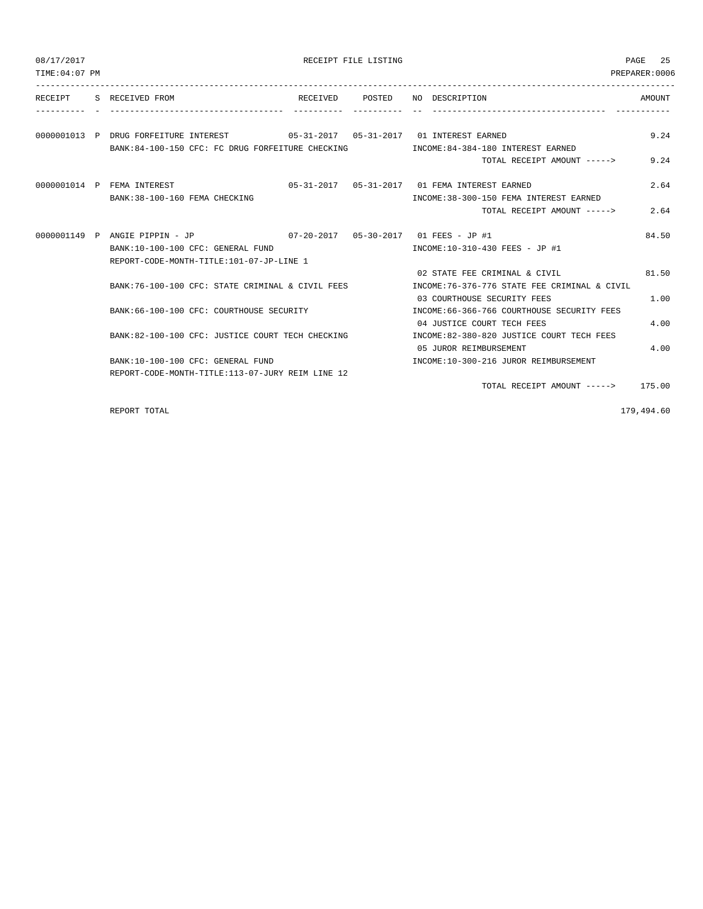# RECEIPT FILE LISTING

08/17/2017
TIME:04:07 PM
PREPARER:0006

| RECEIPT | S | RECEIVED FROM | RECEIVED | POSTED | NO | DESCRIPTION | AMOUNT |
|---|---|---|---|---|---|---|---|
| 0000001013 | P | DRUG FORFEITURE INTEREST | 05-31-2017 | 05-31-2017 | 01 | INTEREST EARNED | 9.24 |
| | | BANK:84-100-150 CFC: FC DRUG FORFEITURE CHECKING | | | | INCOME:84-384-180 INTEREST EARNED | |
| | | | | | | TOTAL RECEIPT AMOUNT -----> | 9.24 |
| 0000001014 | P | FEMA INTEREST | 05-31-2017 | 05-31-2017 | 01 | FEMA INTEREST EARNED | 2.64 |
| | | BANK:38-100-160 FEMA CHECKING | | | | INCOME:38-300-150 FEMA INTEREST EARNED | |
| | | | | | | TOTAL RECEIPT AMOUNT -----> | 2.64 |
| 0000001149 | P | ANGIE PIPPIN - JP | 07-20-2017 | 05-30-2017 | 01 | FEES - JP #1 | 84.50 |
| | | BANK:10-100-100 CFC: GENERAL FUND | | | | INCOME:10-310-430 FEES - JP #1 | |
| | | REPORT-CODE-MONTH-TITLE:101-07-JP-LINE 1 | | | | | |
| | | | | | 02 | STATE FEE CRIMINAL & CIVIL | 81.50 |
| | | BANK:76-100-100 CFC: STATE CRIMINAL & CIVIL FEES | | | | INCOME:76-376-776 STATE FEE CRIMINAL & CIVIL | |
| | | | | | 03 | COURTHOUSE SECURITY FEES | 1.00 |
| | | BANK:66-100-100 CFC: COURTHOUSE SECURITY | | | | INCOME:66-366-766 COURTHOUSE SECURITY FEES | |
| | | | | | 04 | JUSTICE COURT TECH FEES | 4.00 |
| | | BANK:82-100-100 CFC: JUSTICE COURT TECH CHECKING | | | | INCOME:82-380-820 JUSTICE COURT TECH FEES | |
| | | | | | 05 | JUROR REIMBURSEMENT | 4.00 |
| | | BANK:10-100-100 CFC: GENERAL FUND | | | | INCOME:10-300-216 JUROR REIMBURSEMENT | |
| | | REPORT-CODE-MONTH-TITLE:113-07-JURY REIM LINE 12 | | | | | |
| | | | | | | TOTAL RECEIPT AMOUNT -----> | 175.00 |

REPORT TOTAL 179,494.60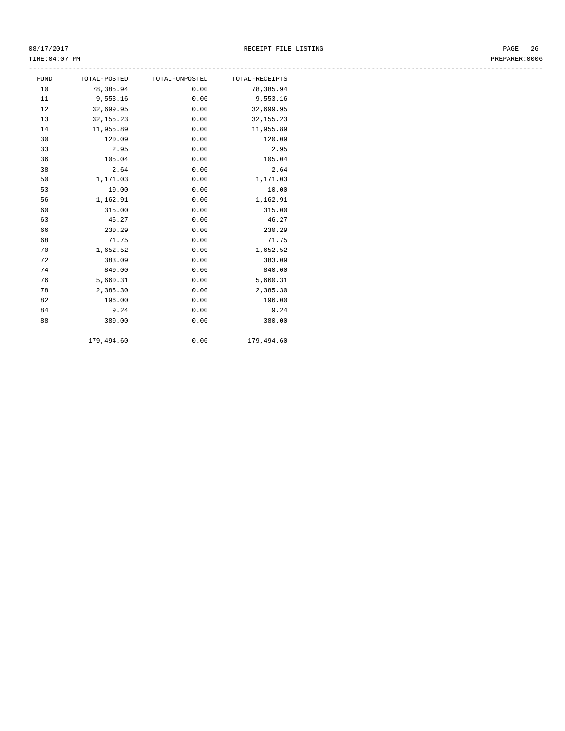08/17/2017 RECEIPT FILE LISTING

TIME:04:07 PM PREPARER:0006

| FUND | TOTAL-POSTED | TOTAL-UNPOSTED | TOTAL-RECEIPTS |
|---|---|---|---|
| 10 | 78,385.94 | 0.00 | 78,385.94 |
| 11 | 9,553.16 | 0.00 | 9,553.16 |
| 12 | 32,699.95 | 0.00 | 32,699.95 |
| 13 | 32,155.23 | 0.00 | 32,155.23 |
| 14 | 11,955.89 | 0.00 | 11,955.89 |
| 30 | 120.09 | 0.00 | 120.09 |
| 33 | 2.95 | 0.00 | 2.95 |
| 36 | 105.04 | 0.00 | 105.04 |
| 38 | 2.64 | 0.00 | 2.64 |
| 50 | 1,171.03 | 0.00 | 1,171.03 |
| 53 | 10.00 | 0.00 | 10.00 |
| 56 | 1,162.91 | 0.00 | 1,162.91 |
| 60 | 315.00 | 0.00 | 315.00 |
| 63 | 46.27 | 0.00 | 46.27 |
| 66 | 230.29 | 0.00 | 230.29 |
| 68 | 71.75 | 0.00 | 71.75 |
| 70 | 1,652.52 | 0.00 | 1,652.52 |
| 72 | 383.09 | 0.00 | 383.09 |
| 74 | 840.00 | 0.00 | 840.00 |
| 76 | 5,660.31 | 0.00 | 5,660.31 |
| 78 | 2,385.30 | 0.00 | 2,385.30 |
| 82 | 196.00 | 0.00 | 196.00 |
| 84 | 9.24 | 0.00 | 9.24 |
| 88 | 380.00 | 0.00 | 380.00 |
| | 179,494.60 | 0.00 | 179,494.60 |